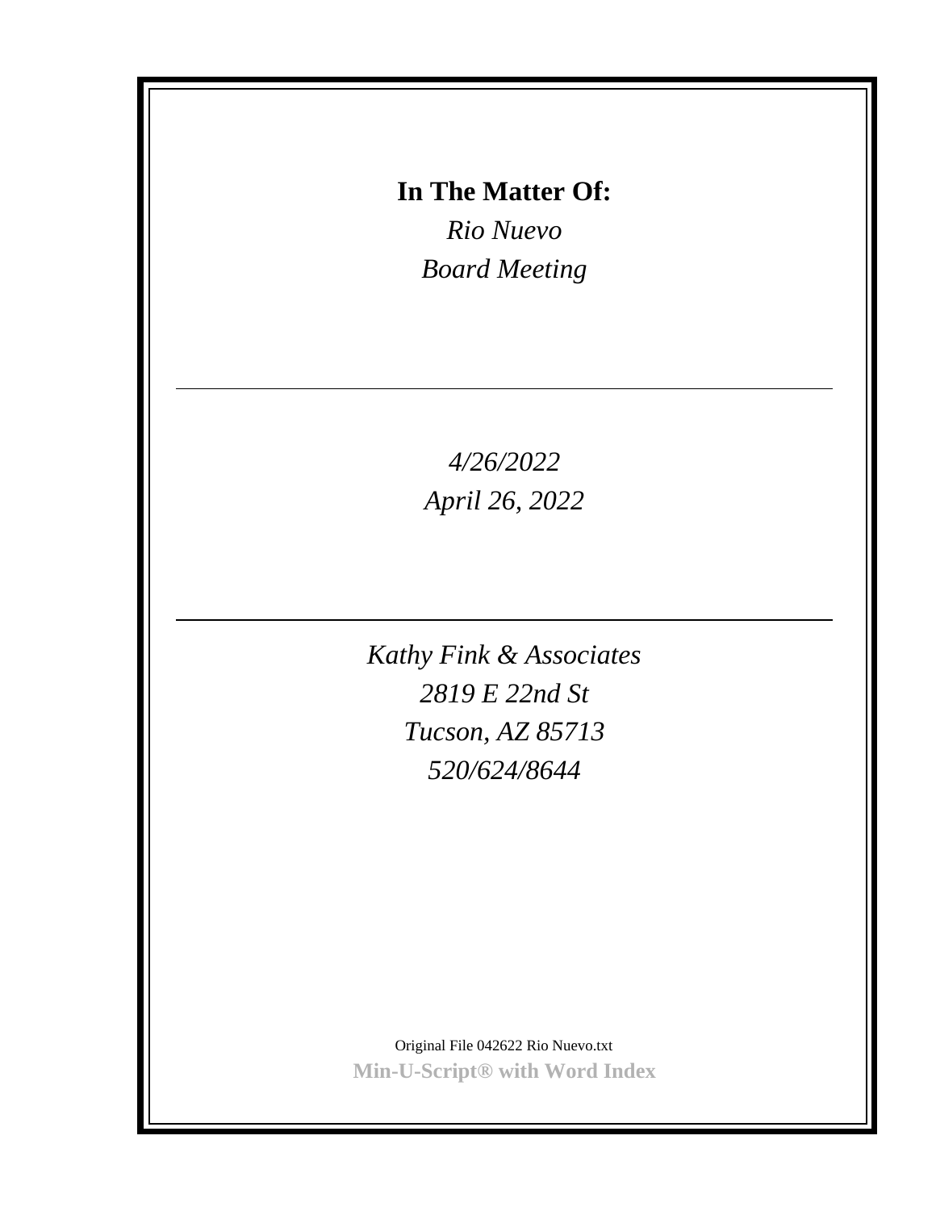**In The Matter Of:**

*Rio Nuevo*

*Board Meeting*

---

*4/26/2022*

*April 26, 2022*

---

*Kathy Fink & Associates*

*2819 E 22nd St*

*Tucson, AZ 85713*

*520/624/8644*

Original File 042622 Rio Nuevo.txt

**Min-U-Script® with Word Index**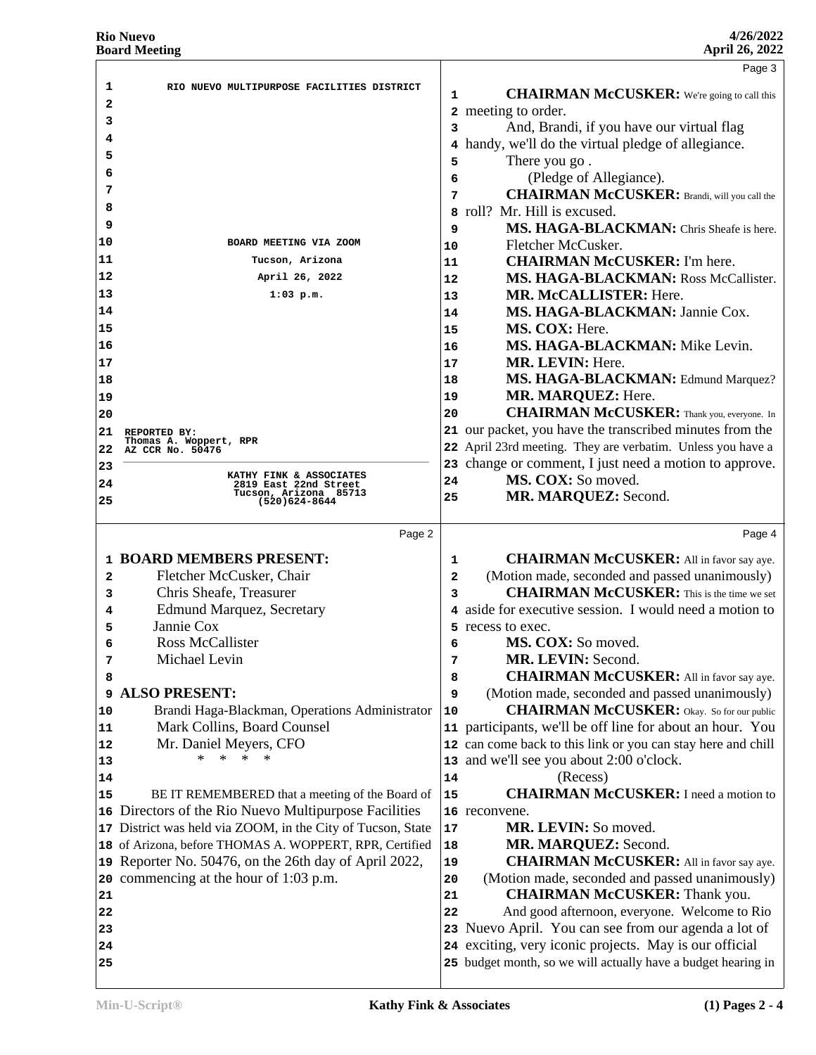RIO NUEVO MULTIPURPOSE FACILITIES DISTRICT

BOARD MEETING VIA ZOOM

Tucson, Arizona

April 26, 2022

1:03 p.m.

REPORTED BY:
Thomas A. Woppert, RPR
AZ CCR No. 50476

KATHY FINK & ASSOCIATES
2819 East 22nd Street
Tucson, Arizona 85713
(520)624-8644

**BOARD MEMBERS PRESENT:**

Fletcher McCusker, Chair
Chris Sheafe, Treasurer
Edmund Marquez, Secretary
Jannie Cox
Ross McCallister
Michael Levin

**ALSO PRESENT:**

Brandi Haga-Blackman, Operations Administrator
Mark Collins, Board Counsel
Mr. Daniel Meyers, CFO

\* \* \* \*

BE IT REMEMBERED that a meeting of the Board of Directors of the Rio Nuevo Multipurpose Facilities District was held via ZOOM, in the City of Tucson, State of Arizona, before THOMAS A. WOPPERT, RPR, Certified Reporter No. 50476, on the 26th day of April 2022, commencing at the hour of 1:03 p.m.

**CHAIRMAN McCUSKER:** We're going to call this meeting to order.

And, Brandi, if you have our virtual flag handy, we'll do the virtual pledge of allegiance.

There you go .

(Pledge of Allegiance).

**CHAIRMAN McCUSKER:** Brandi, will you call the roll? Mr. Hill is excused.

**MS. HAGA-BLACKMAN:** Chris Sheafe is here. Fletcher McCusker.

**CHAIRMAN McCUSKER:** I'm here.

**MS. HAGA-BLACKMAN:** Ross McCallister.

**MR. McCALLISTER:** Here.

**MS. HAGA-BLACKMAN:** Jannie Cox.

**MS. COX:** Here.

**MS. HAGA-BLACKMAN:** Mike Levin.

**MR. LEVIN:** Here.

**MS. HAGA-BLACKMAN:** Edmund Marquez?

**MR. MARQUEZ:** Here.

**CHAIRMAN McCUSKER:** Thank you, everyone. In our packet, you have the transcribed minutes from the April 23rd meeting. They are verbatim. Unless you have a change or comment, I just need a motion to approve.

**MS. COX:** So moved.

**MR. MARQUEZ:** Second.

**CHAIRMAN McCUSKER:** All in favor say aye.

(Motion made, seconded and passed unanimously)

**CHAIRMAN McCUSKER:** This is the time we set aside for executive session. I would need a motion to recess to exec.

**MS. COX:** So moved.

**MR. LEVIN:** Second.

**CHAIRMAN McCUSKER:** All in favor say aye.

(Motion made, seconded and passed unanimously)

**CHAIRMAN McCUSKER:** Okay. So for our public participants, we'll be off line for about an hour. You can come back to this link or you can stay here and chill and we'll see you about 2:00 o'clock.

(Recess)

**CHAIRMAN McCUSKER:** I need a motion to reconvene.

**MR. LEVIN:** So moved.

**MR. MARQUEZ:** Second.

**CHAIRMAN McCUSKER:** All in favor say aye.

(Motion made, seconded and passed unanimously)

**CHAIRMAN McCUSKER:** Thank you.

And good afternoon, everyone. Welcome to Rio Nuevo April. You can see from our agenda a lot of exciting, very iconic projects. May is our official budget month, so we will actually have a budget hearing in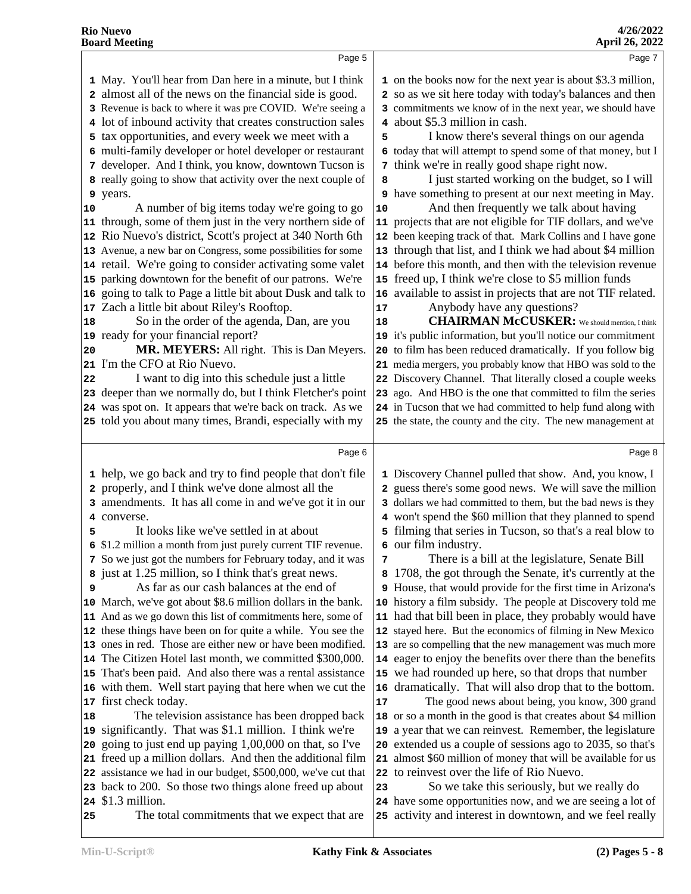May. You'll hear from Dan here in a minute, but I think almost all of the news on the financial side is good. Revenue is back to where it was pre COVID. We're seeing a lot of inbound activity that creates construction sales tax opportunities, and every week we meet with a multi-family developer or hotel developer or restaurant developer. And I think, you know, downtown Tucson is really going to show that activity over the next couple of years.

A number of big items today we're going to go through, some of them just in the very northern side of Rio Nuevo's district, Scott's project at 340 North 6th Avenue, a new bar on Congress, some possibilities for some retail. We're going to consider activating some valet parking downtown for the benefit of our patrons. We're going to talk to Page a little bit about Dusk and talk to Zach a little bit about Riley's Rooftop.

So in the order of the agenda, Dan, are you ready for your financial report?

**MR. MEYERS:** All right. This is Dan Meyers. I'm the CFO at Rio Nuevo.

I want to dig into this schedule just a little deeper than we normally do, but I think Fletcher's point was spot on. It appears that we're back on track. As we told you about many times, Brandi, especially with my help, we go back and try to find people that don't file properly, and I think we've done almost all the amendments. It has all come in and we've got it in our converse.

It looks like we've settled in at about $1.2 million a month from just purely current TIF revenue. So we just got the numbers for February today, and it was just at 1.25 million, so I think that's great news.

As far as our cash balances at the end of March, we've got about $8.6 million dollars in the bank. And as we go down this list of commitments here, some of these things have been on for quite a while. You see the ones in red. Those are either new or have been modified. The Citizen Hotel last month, we committed $300,000. That's been paid. And also there was a rental assistance with them. Well start paying that here when we cut the first check today.

The television assistance has been dropped back significantly. That was $1.1 million. I think we're going to just end up paying 1,00,000 on that, so I've freed up a million dollars. And then the additional film assistance we had in our budget, $500,000, we've cut that back to 200. So those two things alone freed up about $1.3 million.

The total commitments that we expect that are on the books now for the next year is about $3.3 million, so as we sit here today with today's balances and then commitments we know of in the next year, we should have about $5.3 million in cash.

I know there's several things on our agenda today that will attempt to spend some of that money, but I think we're in really good shape right now.

I just started working on the budget, so I will have something to present at our next meeting in May.

And then frequently we talk about having projects that are not eligible for TIF dollars, and we've been keeping track of that. Mark Collins and I have gone through that list, and I think we had about $4 million before this month, and then with the television revenue freed up, I think we're close to $5 million funds available to assist in projects that are not TIF related.

Anybody have any questions?

**CHAIRMAN McCUSKER:** We should mention, I think it's public information, but you'll notice our commitment to film has been reduced dramatically. If you follow big media mergers, you probably know that HBO was sold to the Discovery Channel. That literally closed a couple weeks ago. And HBO is the one that committed to film the series in Tucson that we had committed to help fund along with the state, the county and the city. The new management at Discovery Channel pulled that show. And, you know, I guess there's some good news. We will save the million dollars we had committed to them, but the bad news is they won't spend the $60 million that they planned to spend filming that series in Tucson, so that's a real blow to our film industry.

There is a bill at the legislature, Senate Bill 1708, the got through the Senate, it's currently at the House, that would provide for the first time in Arizona's history a film subsidy. The people at Discovery told me had that bill been in place, they probably would have stayed here. But the economics of filming in New Mexico are so compelling that the new management was much more eager to enjoy the benefits over there than the benefits we had rounded up here, so that drops that number dramatically. That will also drop that to the bottom.

The good news about being, you know, 300 grand or so a month in the good is that creates about $4 million a year that we can reinvest. Remember, the legislature extended us a couple of sessions ago to 2035, so that's almost $60 million of money that will be available for us to reinvest over the life of Rio Nuevo.

So we take this seriously, but we really do have some opportunities now, and we are seeing a lot of activity and interest in downtown, and we feel really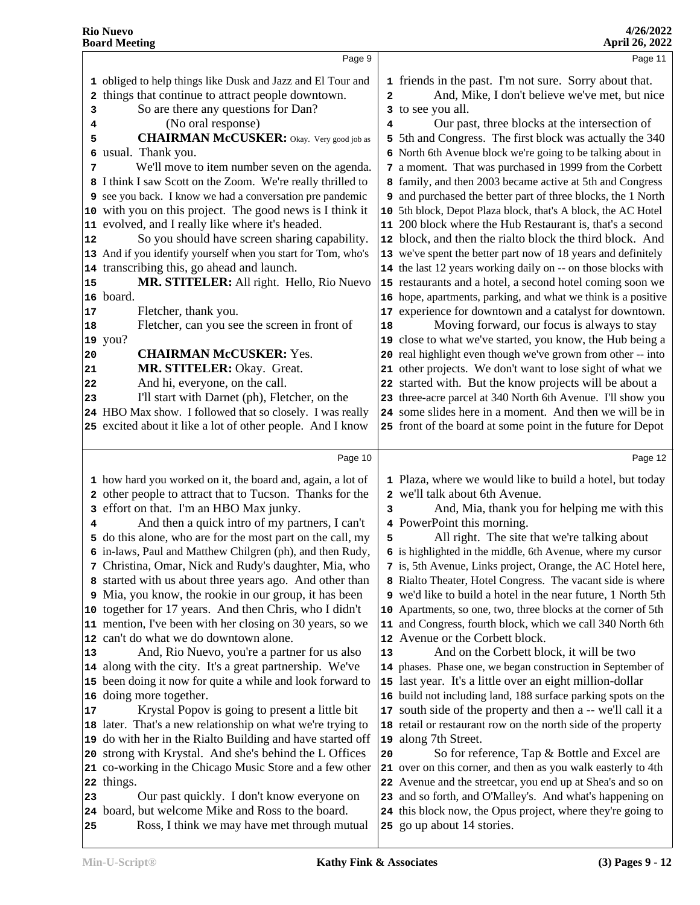obliged to help things like Dusk and Jazz and El Tour and things that continue to attract people downtown.

So are there any questions for Dan?

(No oral response)

**CHAIRMAN McCUSKER:** Okay. Very good job as usual. Thank you.

We'll move to item number seven on the agenda. I think I saw Scott on the Zoom. We're really thrilled to see you back. I know we had a conversation pre pandemic with you on this project. The good news is I think it evolved, and I really like where it's headed.

So you should have screen sharing capability. And if you identify yourself when you start for Tom, who's transcribing this, go ahead and launch.

**MR. STITELER:** All right. Hello, Rio Nuevo board.

Fletcher, thank you.

Fletcher, can you see the screen in front of you?

**CHAIRMAN McCUSKER:** Yes.

**MR. STITELER:** Okay. Great.

And hi, everyone, on the call.

I'll start with Darnet (ph), Fletcher, on the HBO Max show. I followed that so closely. I was really excited about it like a lot of other people. And I know how hard you worked on it, the board and, again, a lot of other people to attract that to Tucson. Thanks for the effort on that. I'm an HBO Max junky.

And then a quick intro of my partners, I can't do this alone, who are for the most part on the call, my in-laws, Paul and Matthew Chilgren (ph), and then Rudy, Christina, Omar, Nick and Rudy's daughter, Mia, who started with us about three years ago. And other than Mia, you know, the rookie in our group, it has been together for 17 years. And then Chris, who I didn't mention, I've been with her closing on 30 years, so we can't do what we do downtown alone.

And, Rio Nuevo, you're a partner for us also along with the city. It's a great partnership. We've been doing it now for quite a while and look forward to doing more together.

Krystal Popov is going to present a little bit later. That's a new relationship on what we're trying to do with her in the Rialto Building and have started off strong with Krystal. And she's behind the L Offices co-working in the Chicago Music Store and a few other things.

Our past quickly. I don't know everyone on board, but welcome Mike and Ross to the board.

Ross, I think we may have met through mutual friends in the past. I'm not sure. Sorry about that.

And, Mike, I don't believe we've met, but nice to see you all.

Our past, three blocks at the intersection of 5th and Congress. The first block was actually the 340 North 6th Avenue block we're going to be talking about in a moment. That was purchased in 1999 from the Corbett family, and then 2003 became active at 5th and Congress and purchased the better part of three blocks, the 1 North 5th block, Depot Plaza block, that's A block, the AC Hotel 200 block where the Hub Restaurant is, that's a second block, and then the rialto block the third block. And we've spent the better part now of 18 years and definitely the last 12 years working daily on -- on those blocks with restaurants and a hotel, a second hotel coming soon we hope, apartments, parking, and what we think is a positive experience for downtown and a catalyst for downtown.

Moving forward, our focus is always to stay close to what we've started, you know, the Hub being a real highlight even though we've grown from other -- into other projects. We don't want to lose sight of what we started with. But the know projects will be about a three-acre parcel at 340 North 6th Avenue. I'll show you some slides here in a moment. And then we will be in front of the board at some point in the future for Depot Plaza, where we would like to build a hotel, but today we'll talk about 6th Avenue.

And, Mia, thank you for helping me with this PowerPoint this morning.

All right. The site that we're talking about is highlighted in the middle, 6th Avenue, where my cursor is, 5th Avenue, Links project, Orange, the AC Hotel here, Rialto Theater, Hotel Congress. The vacant side is where we'd like to build a hotel in the near future, 1 North 5th Apartments, so one, two, three blocks at the corner of 5th and Congress, fourth block, which we call 340 North 6th Avenue or the Corbett block.

And on the Corbett block, it will be two phases. Phase one, we began construction in September of last year. It's a little over an eight million-dollar build not including land, 188 surface parking spots on the south side of the property and then a -- we'll call it a retail or restaurant row on the north side of the property along 7th Street.

So for reference, Tap & Bottle and Excel are over on this corner, and then as you walk easterly to 4th Avenue and the streetcar, you end up at Shea's and so on and so forth, and O'Malley's. And what's happening on this block now, the Opus project, where they're going to go up about 14 stories.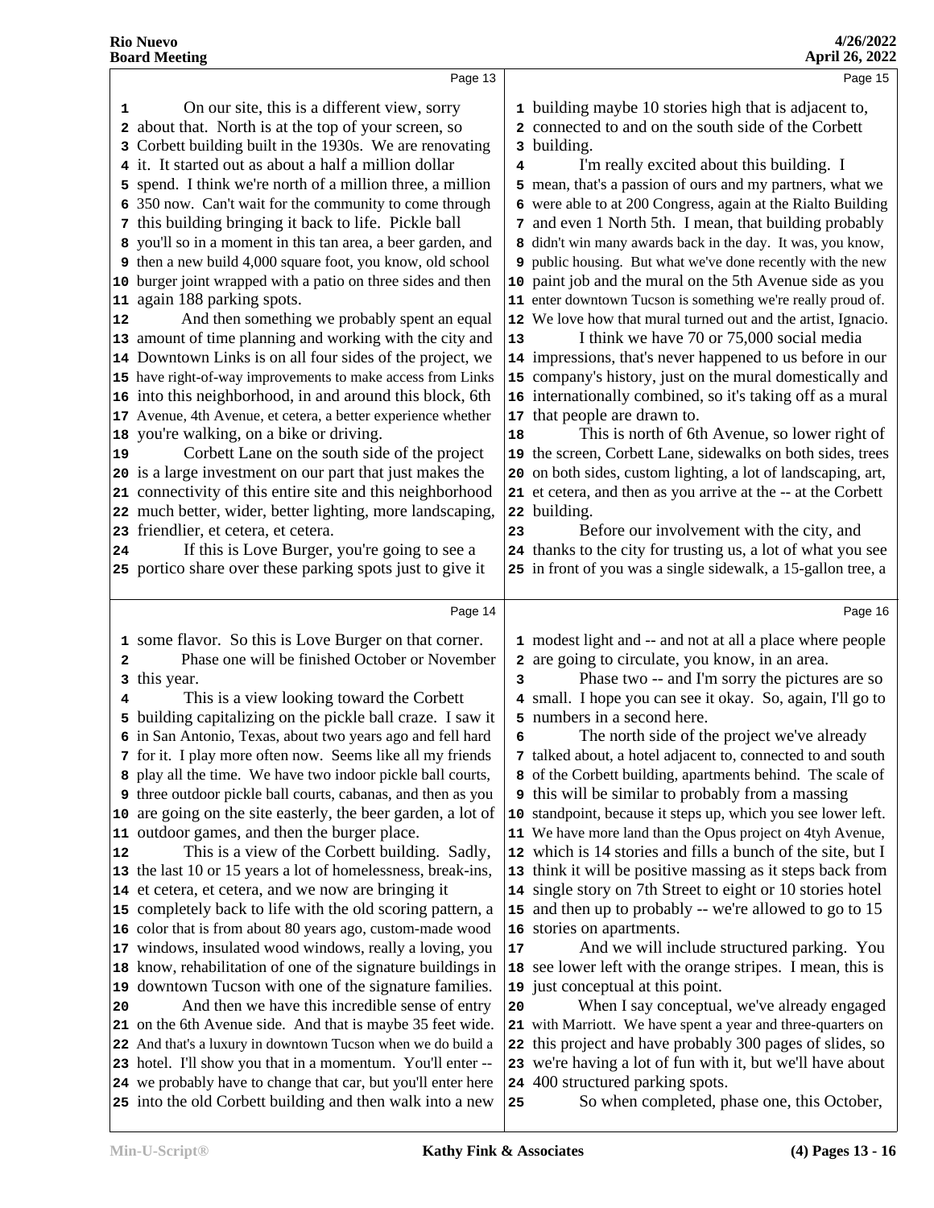Page 13

On our site, this is a different view, sorry about that. North is at the top of your screen, so Corbett building built in the 1930s. We are renovating it. It started out as about a half a million dollar spend. I think we're north of a million three, a million 350 now. Can't wait for the community to come through this building bringing it back to life. Pickle ball you'll so in a moment in this tan area, a beer garden, and then a new build 4,000 square foot, you know, old school burger joint wrapped with a patio on three sides and then again 188 parking spots.

And then something we probably spent an equal amount of time planning and working with the city and Downtown Links is on all four sides of the project, we have right-of-way improvements to make access from Links into this neighborhood, in and around this block, 6th Avenue, 4th Avenue, et cetera, a better experience whether you're walking, on a bike or driving.

Corbett Lane on the south side of the project is a large investment on our part that just makes the connectivity of this entire site and this neighborhood much better, wider, better lighting, more landscaping, friendlier, et cetera, et cetera.

If this is Love Burger, you're going to see a portico share over these parking spots just to give it

Page 14

some flavor. So this is Love Burger on that corner.

Phase one will be finished October or November this year.

This is a view looking toward the Corbett building capitalizing on the pickle ball craze. I saw it in San Antonio, Texas, about two years ago and fell hard for it. I play more often now. Seems like all my friends play all the time. We have two indoor pickle ball courts, three outdoor pickle ball courts, cabanas, and then as you are going on the site easterly, the beer garden, a lot of outdoor games, and then the burger place.

This is a view of the Corbett building. Sadly, the last 10 or 15 years a lot of homelessness, break-ins, et cetera, et cetera, and we now are bringing it completely back to life with the old scoring pattern, a color that is from about 80 years ago, custom-made wood windows, insulated wood windows, really a loving, you know, rehabilitation of one of the signature buildings in downtown Tucson with one of the signature families.

And then we have this incredible sense of entry on the 6th Avenue side. And that is maybe 35 feet wide. And that's a luxury in downtown Tucson when we do build a hotel. I'll show you that in a momentum. You'll enter -- we probably have to change that car, but you'll enter here into the old Corbett building and then walk into a new

Page 15

building maybe 10 stories high that is adjacent to, connected to and on the south side of the Corbett building.

I'm really excited about this building. I mean, that's a passion of ours and my partners, what we were able to at 200 Congress, again at the Rialto Building and even 1 North 5th. I mean, that building probably didn't win many awards back in the day. It was, you know, public housing. But what we've done recently with the new paint job and the mural on the 5th Avenue side as you enter downtown Tucson is something we're really proud of. We love how that mural turned out and the artist, Ignacio.

I think we have 70 or 75,000 social media impressions, that's never happened to us before in our company's history, just on the mural domestically and internationally combined, so it's taking off as a mural that people are drawn to.

This is north of 6th Avenue, so lower right of the screen, Corbett Lane, sidewalks on both sides, trees on both sides, custom lighting, a lot of landscaping, art, et cetera, and then as you arrive at the -- at the Corbett building.

Before our involvement with the city, and thanks to the city for trusting us, a lot of what you see in front of you was a single sidewalk, a 15-gallon tree, a

Page 16

modest light and -- and not at all a place where people are going to circulate, you know, in an area.

Phase two -- and I'm sorry the pictures are so small. I hope you can see it okay. So, again, I'll go to numbers in a second here.

The north side of the project we've already talked about, a hotel adjacent to, connected to and south of the Corbett building, apartments behind. The scale of this will be similar to probably from a massing standpoint, because it steps up, which you see lower left. We have more land than the Opus project on 4tyh Avenue, which is 14 stories and fills a bunch of the site, but I think it will be positive massing as it steps back from single story on 7th Street to eight or 10 stories hotel and then up to probably -- we're allowed to go to 15 stories on apartments.

And we will include structured parking. You see lower left with the orange stripes. I mean, this is just conceptual at this point.

When I say conceptual, we've already engaged with Marriott. We have spent a year and three-quarters on this project and have probably 300 pages of slides, so we're having a lot of fun with it, but we'll have about 400 structured parking spots.

So when completed, phase one, this October,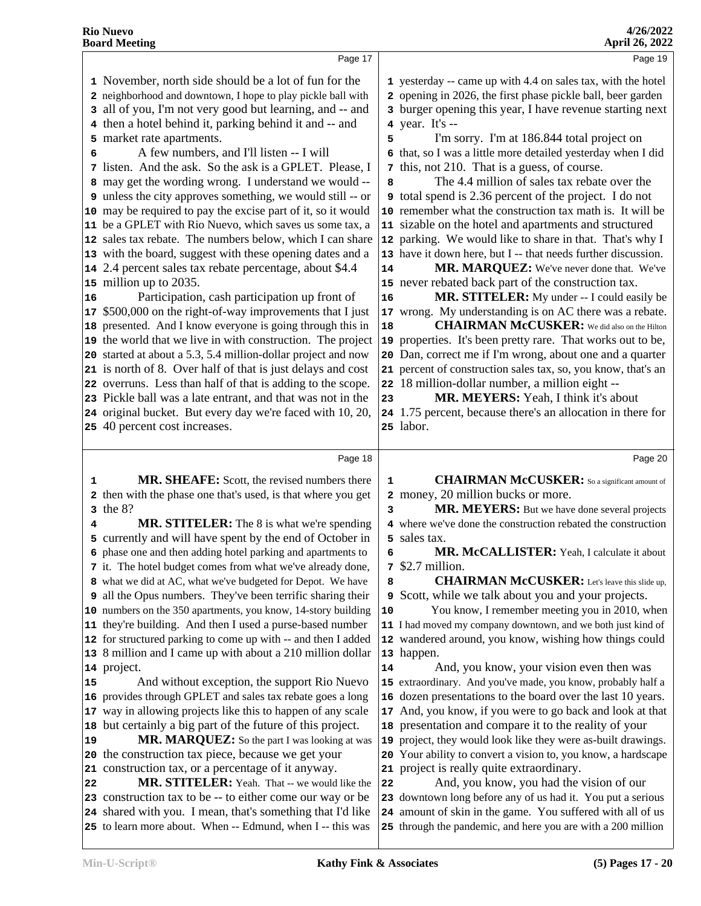November, north side should be a lot of fun for the neighborhood and downtown, I hope to play pickle ball with all of you, I'm not very good but learning, and -- and then a hotel behind it, parking behind it and -- and market rate apartments.

A few numbers, and I'll listen -- I will listen. And the ask. So the ask is a GPLET. Please, I may get the wording wrong. I understand we would -- unless the city approves something, we would still -- or may be required to pay the excise part of it, so it would be a GPLET with Rio Nuevo, which saves us some tax, a sales tax rebate. The numbers below, which I can share with the board, suggest with these opening dates and a 2.4 percent sales tax rebate percentage, about $4.4 million up to 2035.

Participation, cash participation up front of $500,000 on the right-of-way improvements that I just presented. And I know everyone is going through this in the world that we live in with construction. The project started at about a 5.3, 5.4 million-dollar project and now is north of 8. Over half of that is just delays and cost overruns. Less than half of that is adding to the scope. Pickle ball was a late entrant, and that was not in the original bucket. But every day we're faced with 10, 20, 40 percent cost increases.

**MR. SHEAFE:** Scott, the revised numbers there then with the phase one that's used, is that where you get the 8?

**MR. STITELER:** The 8 is what we're spending currently and will have spent by the end of October in phase one and then adding hotel parking and apartments to it. The hotel budget comes from what we've already done, what we did at AC, what we've budgeted for Depot. We have all the Opus numbers. They've been terrific sharing their numbers on the 350 apartments, you know, 14-story building they're building. And then I used a purse-based number for structured parking to come up with -- and then I added 8 million and I came up with about a 210 million dollar project.

And without exception, the support Rio Nuevo provides through GPLET and sales tax rebate goes a long way in allowing projects like this to happen of any scale but certainly a big part of the future of this project.

**MR. MARQUEZ:** So the part I was looking at was the construction tax piece, because we get your construction tax, or a percentage of it anyway.

**MR. STITELER:** Yeah. That -- we would like the construction tax to be -- to either come our way or be shared with you. I mean, that's something that I'd like to learn more about. When -- Edmund, when I -- this was yesterday -- came up with 4.4 on sales tax, with the hotel opening in 2026, the first phase pickle ball, beer garden burger opening this year, I have revenue starting next year. It's --

I'm sorry. I'm at 186.844 total project on that, so I was a little more detailed yesterday when I did this, not 210. That is a guess, of course.

The 4.4 million of sales tax rebate over the total spend is 2.36 percent of the project. I do not remember what the construction tax math is. It will be sizable on the hotel and apartments and structured parking. We would like to share in that. That's why I have it down here, but I -- that needs further discussion.

**MR. MARQUEZ:** We've never done that. We've never rebated back part of the construction tax.

**MR. STITELER:** My under -- I could easily be wrong. My understanding is on AC there was a rebate.

**CHAIRMAN McCUSKER:** We did also on the Hilton properties. It's been pretty rare. That works out to be, Dan, correct me if I'm wrong, about one and a quarter percent of construction sales tax, so, you know, that's an 18 million-dollar number, a million eight --

**MR. MEYERS:** Yeah, I think it's about 1.75 percent, because there's an allocation in there for labor.

**CHAIRMAN McCUSKER:** So a significant amount of money, 20 million bucks or more.

**MR. MEYERS:** But we have done several projects where we've done the construction rebated the construction sales tax.

**MR. McCALLISTER:** Yeah, I calculate it about $2.7 million.

**CHAIRMAN McCUSKER:** Let's leave this slide up, Scott, while we talk about you and your projects.

You know, I remember meeting you in 2010, when I had moved my company downtown, and we both just kind of wandered around, you know, wishing how things could happen.

And, you know, your vision even then was extraordinary. And you've made, you know, probably half a dozen presentations to the board over the last 10 years. And, you know, if you were to go back and look at that presentation and compare it to the reality of your project, they would look like they were as-built drawings. Your ability to convert a vision to, you know, a hardscape project is really quite extraordinary.

And, you know, you had the vision of our downtown long before any of us had it. You put a serious amount of skin in the game. You suffered with all of us through the pandemic, and here you are with a 200 million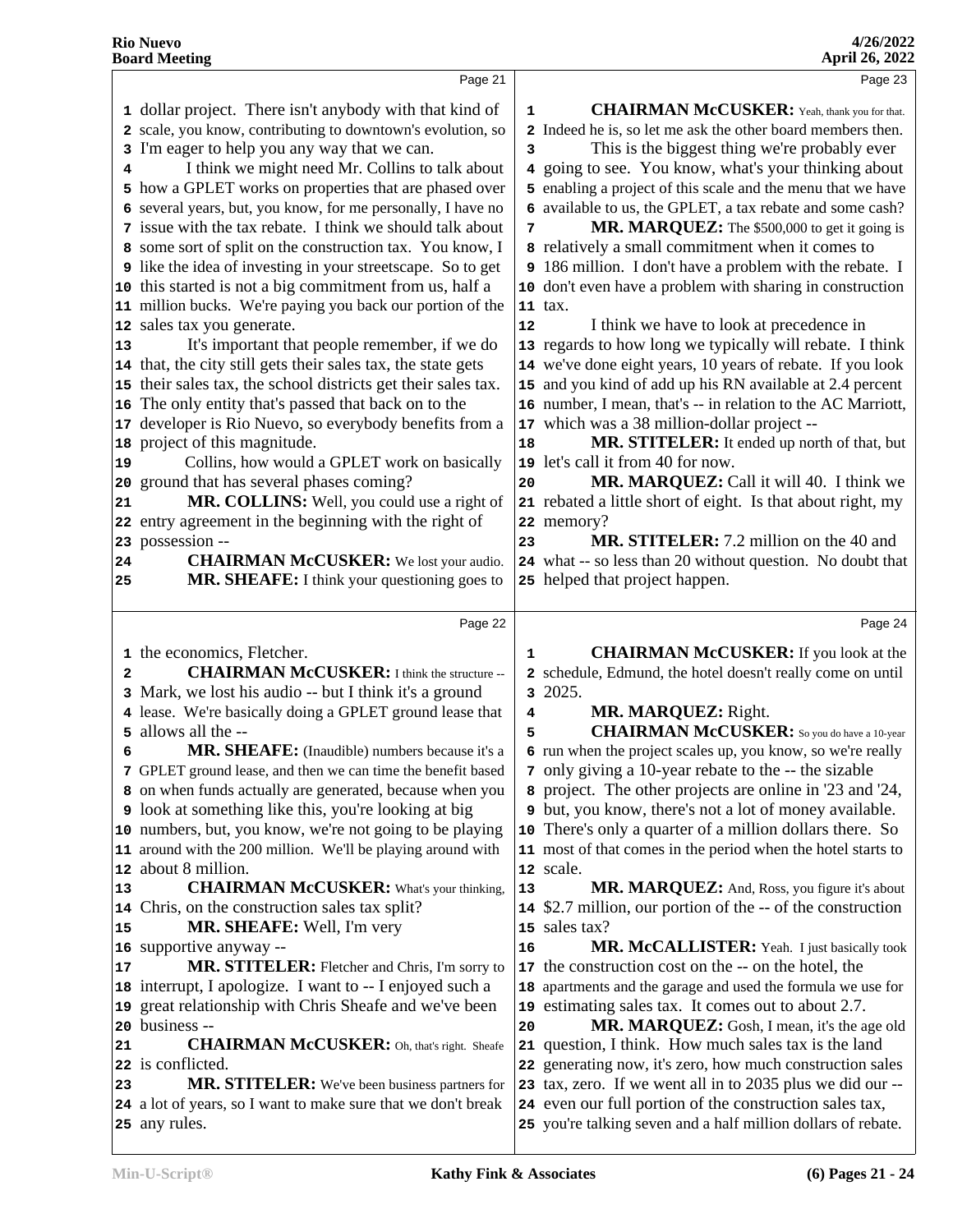Page 21

1 dollar project. There isn't anybody with that kind of
2 scale, you know, contributing to downtown's evolution, so
3 I'm eager to help you any way that we can.
4 I think we might need Mr. Collins to talk about
5 how a GPLET works on properties that are phased over
6 several years, but, you know, for me personally, I have no
7 issue with the tax rebate. I think we should talk about
8 some sort of split on the construction tax. You know, I
9 like the idea of investing in your streetscape. So to get
10 this started is not a big commitment from us, half a
11 million bucks. We're paying you back our portion of the
12 sales tax you generate.
13 It's important that people remember, if we do
14 that, the city still gets their sales tax, the state gets
15 their sales tax, the school districts get their sales tax.
16 The only entity that's passed that back on to the
17 developer is Rio Nuevo, so everybody benefits from a
18 project of this magnitude.
19 Collins, how would a GPLET work on basically
20 ground that has several phases coming?
21 **MR. COLLINS:** Well, you could use a right of
22 entry agreement in the beginning with the right of
23 possession --
24 **CHAIRMAN McCUSKER:** We lost your audio.
25 **MR. SHEAFE:** I think your questioning goes to

Page 22

1 the economics, Fletcher.
2 **CHAIRMAN McCUSKER:** I think the structure --
3 Mark, we lost his audio -- but I think it's a ground
4 lease. We're basically doing a GPLET ground lease that
5 allows all the --
6 **MR. SHEAFE:** (Inaudible) numbers because it's a
7 GPLET ground lease, and then we can time the benefit based
8 on when funds actually are generated, because when you
9 look at something like this, you're looking at big
10 numbers, but, you know, we're not going to be playing
11 around with the 200 million. We'll be playing around with
12 about 8 million.
13 **CHAIRMAN McCUSKER:** What's your thinking,
14 Chris, on the construction sales tax split?
15 **MR. SHEAFE:** Well, I'm very
16 supportive anyway --
17 **MR. STITELER:** Fletcher and Chris, I'm sorry to
18 interrupt, I apologize. I want to -- I enjoyed such a
19 great relationship with Chris Sheafe and we've been
20 business --
21 **CHAIRMAN McCUSKER:** Oh, that's right. Sheafe
22 is conflicted.
23 **MR. STITELER:** We've been business partners for
24 a lot of years, so I want to make sure that we don't break
25 any rules.

Page 23

1 **CHAIRMAN McCUSKER:** Yeah, thank you for that.
2 Indeed he is, so let me ask the other board members then.
3 This is the biggest thing we're probably ever
4 going to see. You know, what's your thinking about
5 enabling a project of this scale and the menu that we have
6 available to us, the GPLET, a tax rebate and some cash?
7 **MR. MARQUEZ:** The $500,000 to get it going is
8 relatively a small commitment when it comes to
9 186 million. I don't have a problem with the rebate. I
10 don't even have a problem with sharing in construction
11 tax.
12 I think we have to look at precedence in
13 regards to how long we typically will rebate. I think
14 we've done eight years, 10 years of rebate. If you look
15 and you kind of add up his RN available at 2.4 percent
16 number, I mean, that's -- in relation to the AC Marriott,
17 which was a 38 million-dollar project --
18 **MR. STITELER:** It ended up north of that, but
19 let's call it from 40 for now.
20 **MR. MARQUEZ:** Call it will 40. I think we
21 rebated a little short of eight. Is that about right, my
22 memory?
23 **MR. STITELER:** 7.2 million on the 40 and
24 what -- so less than 20 without question. No doubt that
25 helped that project happen.

Page 24

1 **CHAIRMAN McCUSKER:** If you look at the
2 schedule, Edmund, the hotel doesn't really come on until
3 2025.
4 **MR. MARQUEZ:** Right.
5 **CHAIRMAN McCUSKER:** So you do have a 10-year
6 run when the project scales up, you know, so we're really
7 only giving a 10-year rebate to the -- the sizable
8 project. The other projects are online in '23 and '24,
9 but, you know, there's not a lot of money available.
10 There's only a quarter of a million dollars there. So
11 most of that comes in the period when the hotel starts to
12 scale.
13 **MR. MARQUEZ:** And, Ross, you figure it's about
14 $2.7 million, our portion of the -- of the construction
15 sales tax?
16 **MR. McCALLISTER:** Yeah. I just basically took
17 the construction cost on the -- on the hotel, the
18 apartments and the garage and used the formula we use for
19 estimating sales tax. It comes out to about 2.7.
20 **MR. MARQUEZ:** Gosh, I mean, it's the age old
21 question, I think. How much sales tax is the land
22 generating now, it's zero, how much construction sales
23 tax, zero. If we went all in to 2035 plus we did our --
24 even our full portion of the construction sales tax,
25 you're talking seven and a half million dollars of rebate.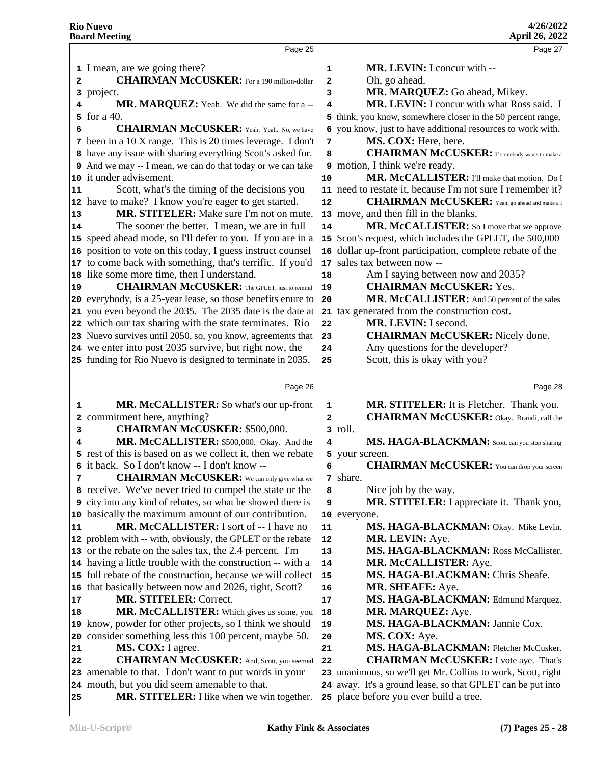**Page 25**

1 I mean, are we going there?
2 **CHAIRMAN McCUSKER:** For a 190 million-dollar
3 project.
4 **MR. MARQUEZ:** Yeah. We did the same for a --
5 for a 40.
6 **CHAIRMAN McCUSKER:** Yeah. Yeah. No, we have
7 been in a 10 X range. This is 20 times leverage. I don't
8 have any issue with sharing everything Scott's asked for.
9 And we may -- I mean, we can do that today or we can take
10 it under advisement.
11 Scott, what's the timing of the decisions you
12 have to make? I know you're eager to get started.
13 **MR. STITELER:** Make sure I'm not on mute.
14 The sooner the better. I mean, we are in full
15 speed ahead mode, so I'll defer to you. If you are in a
16 position to vote on this today, I guess instruct counsel
17 to come back with something, that's terrific. If you'd
18 like some more time, then I understand.
19 **CHAIRMAN McCUSKER:** The GPLET, just to remind
20 everybody, is a 25-year lease, so those benefits enure to
21 you even beyond the 2035. The 2035 date is the date at
22 which our tax sharing with the state terminates. Rio
23 Nuevo survives until 2050, so, you know, agreements that
24 we enter into post 2035 survive, but right now, the
25 funding for Rio Nuevo is designed to terminate in 2035.

**Page 26**

1 **MR. McCALLISTER:** So what's our up-front
2 commitment here, anything?
3 **CHAIRMAN McCUSKER:** $500,000.
4 **MR. McCALLISTER:** $500,000. Okay. And the
5 rest of this is based on as we collect it, then we rebate
6 it back. So I don't know -- I don't know --
7 **CHAIRMAN McCUSKER:** We can only give what we
8 receive. We've never tried to compel the state or the
9 city into any kind of rebates, so what he showed there is
10 basically the maximum amount of our contribution.
11 **MR. McCALLISTER:** I sort of -- I have no
12 problem with -- with, obviously, the GPLET or the rebate
13 or the rebate on the sales tax, the 2.4 percent. I'm
14 having a little trouble with the construction -- with a
15 full rebate of the construction, because we will collect
16 that basically between now and 2026, right, Scott?
17 **MR. STITELER:** Correct.
18 **MR. McCALLISTER:** Which gives us some, you
19 know, powder for other projects, so I think we should
20 consider something less this 100 percent, maybe 50.
21 **MS. COX:** I agree.
22 **CHAIRMAN McCUSKER:** And, Scott, you seemed
23 amenable to that. I don't want to put words in your
24 mouth, but you did seem amenable to that.
25 **MR. STITELER:** I like when we win together.

**Page 27**

1 **MR. LEVIN:** I concur with --
2 Oh, go ahead.
3 **MR. MARQUEZ:** Go ahead, Mikey.
4 **MR. LEVIN:** I concur with what Ross said. I
5 think, you know, somewhere closer in the 50 percent range,
6 you know, just to have additional resources to work with.
7 **MS. COX:** Here, here.
8 **CHAIRMAN McCUSKER:** If somebody wants to make a
9 motion, I think we're ready.
10 **MR. McCALLISTER:** I'll make that motion. Do I
11 need to restate it, because I'm not sure I remember it?
12 **CHAIRMAN McCUSKER:** Yeah, go ahead and make a I
13 move, and then fill in the blanks.
14 **MR. McCALLISTER:** So I move that we approve
15 Scott's request, which includes the GPLET, the 500,000
16 dollar up-front participation, complete rebate of the
17 sales tax between now --
18 Am I saying between now and 2035?
19 **CHAIRMAN McCUSKER:** Yes.
20 **MR. McCALLISTER:** And 50 percent of the sales
21 tax generated from the construction cost.
22 **MR. LEVIN:** I second.
23 **CHAIRMAN McCUSKER:** Nicely done.
24 Any questions for the developer?
25 Scott, this is okay with you?

**Page 28**

1 **MR. STITELER:** It is Fletcher. Thank you.
2 **CHAIRMAN McCUSKER:** Okay. Brandi, call the
3 roll.
4 **MS. HAGA-BLACKMAN:** Scott, can you stop sharing
5 your screen.
6 **CHAIRMAN McCUSKER:** You can drop your screen
7 share.
8 Nice job by the way.
9 **MR. STITELER:** I appreciate it. Thank you,
10 everyone.
11 **MS. HAGA-BLACKMAN:** Okay. Mike Levin.
12 **MR. LEVIN:** Aye.
13 **MS. HAGA-BLACKMAN:** Ross McCallister.
14 **MR. McCALLISTER:** Aye.
15 **MS. HAGA-BLACKMAN:** Chris Sheafe.
16 **MR. SHEAFE:** Aye.
17 **MS. HAGA-BLACKMAN:** Edmund Marquez.
18 **MR. MARQUEZ:** Aye.
19 **MS. HAGA-BLACKMAN:** Jannie Cox.
20 **MS. COX:** Aye.
21 **MS. HAGA-BLACKMAN:** Fletcher McCusker.
22 **CHAIRMAN McCUSKER:** I vote aye. That's
23 unanimous, so we'll get Mr. Collins to work, Scott, right
24 away. It's a ground lease, so that GPLET can be put into
25 place before you ever build a tree.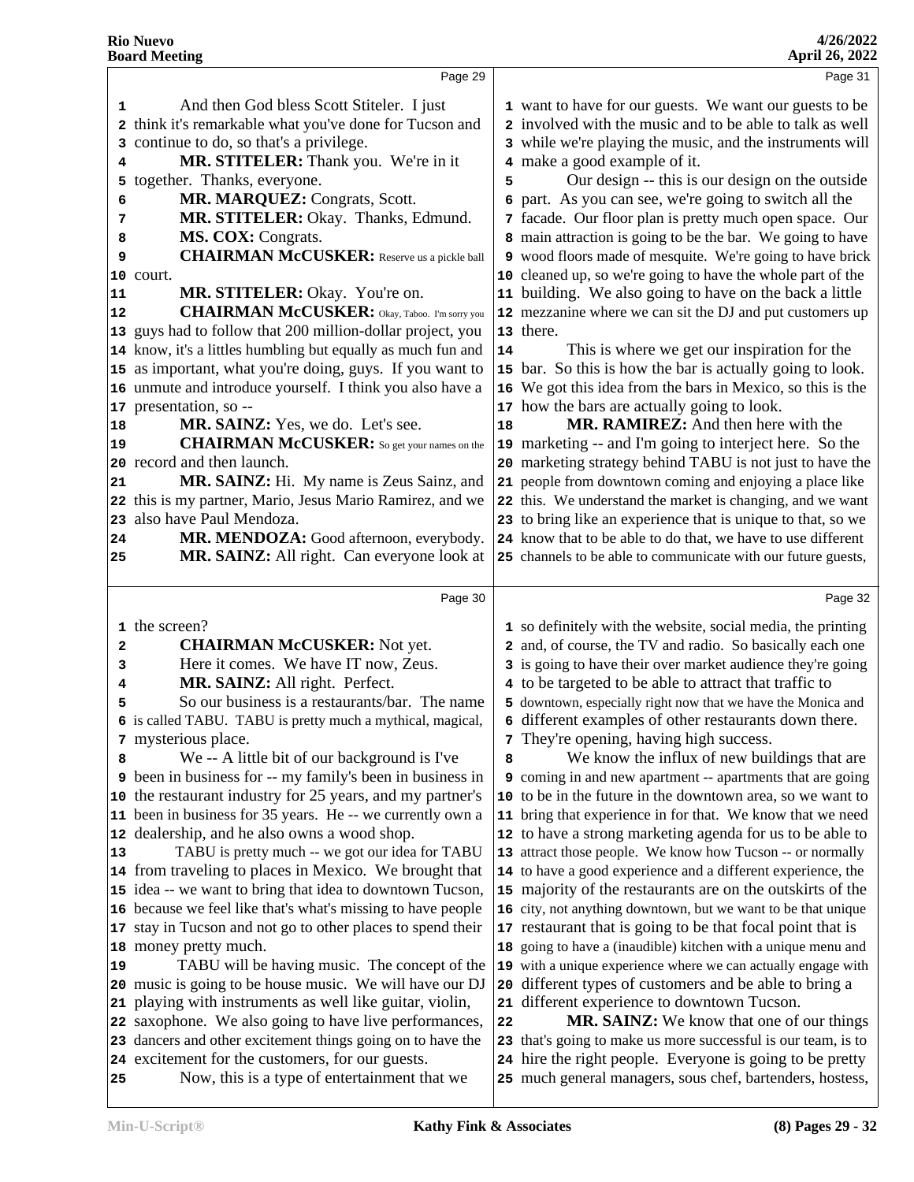And then God bless Scott Stiteler. I just think it's remarkable what you've done for Tucson and continue to do, so that's a privilege.

**MR. STITELER:** Thank you. We're in it together. Thanks, everyone.

**MR. MARQUEZ:** Congrats, Scott.

**MR. STITELER:** Okay. Thanks, Edmund.

**MS. COX:** Congrats.

**CHAIRMAN McCUSKER:** Reserve us a pickle ball court.

**MR. STITELER:** Okay. You're on.

**CHAIRMAN McCUSKER:** Okay, Taboo. I'm sorry you guys had to follow that 200 million-dollar project, you know, it's a littles humbling but equally as much fun and as important, what you're doing, guys. If you want to unmute and introduce yourself. I think you also have a presentation, so --

**MR. SAINZ:** Yes, we do. Let's see.

**CHAIRMAN McCUSKER:** So get your names on the record and then launch.

**MR. SAINZ:** Hi. My name is Zeus Sainz, and this is my partner, Mario, Jesus Mario Ramirez, and we also have Paul Mendoza.

**MR. MENDOZA:** Good afternoon, everybody.

**MR. SAINZ:** All right. Can everyone look at the screen?

**CHAIRMAN McCUSKER:** Not yet.

Here it comes. We have IT now, Zeus.

**MR. SAINZ:** All right. Perfect.

So our business is a restaurants/bar. The name is called TABU. TABU is pretty much a mythical, magical, mysterious place.

We -- A little bit of our background is I've been in business for -- my family's been in business in the restaurant industry for 25 years, and my partner's been in business for 35 years. He -- we currently own a dealership, and he also owns a wood shop.

TABU is pretty much -- we got our idea for TABU from traveling to places in Mexico. We brought that idea -- we want to bring that idea to downtown Tucson, because we feel like that's what's missing to have people stay in Tucson and not go to other places to spend their money pretty much.

TABU will be having music. The concept of the music is going to be house music. We will have our DJ playing with instruments as well like guitar, violin, saxophone. We also going to have live performances, dancers and other excitement things going on to have the excitement for the customers, for our guests.

Now, this is a type of entertainment that we want to have for our guests. We want our guests to be involved with the music and to be able to talk as well while we're playing the music, and the instruments will make a good example of it.

Our design -- this is our design on the outside part. As you can see, we're going to switch all the facade. Our floor plan is pretty much open space. Our main attraction is going to be the bar. We going to have wood floors made of mesquite. We're going to have brick cleaned up, so we're going to have the whole part of the building. We also going to have on the back a little mezzanine where we can sit the DJ and put customers up there.

This is where we get our inspiration for the bar. So this is how the bar is actually going to look. We got this idea from the bars in Mexico, so this is the how the bars are actually going to look.

**MR. RAMIREZ:** And then here with the marketing -- and I'm going to interject here. So the marketing strategy behind TABU is not just to have the people from downtown coming and enjoying a place like this. We understand the market is changing, and we want to bring like an experience that is unique to that, so we know that to be able to do that, we have to use different channels to be able to communicate with our future guests, so definitely with the website, social media, the printing and, of course, the TV and radio. So basically each one is going to have their over market audience they're going to be targeted to be able to attract that traffic to downtown, especially right now that we have the Monica and different examples of other restaurants down there. They're opening, having high success.

We know the influx of new buildings that are coming in and new apartment -- apartments that are going to be in the future in the downtown area, so we want to bring that experience in for that. We know that we need to have a strong marketing agenda for us to be able to attract those people. We know how Tucson -- or normally to have a good experience and a different experience, the majority of the restaurants are on the outskirts of the city, not anything downtown, but we want to be that unique restaurant that is going to be that focal point that is going to have a (inaudible) kitchen with a unique menu and with a unique experience where we can actually engage with different types of customers and be able to bring a different experience to downtown Tucson.

**MR. SAINZ:** We know that one of our things that's going to make us more successful is our team, is to hire the right people. Everyone is going to be pretty much general managers, sous chef, bartenders, hostess,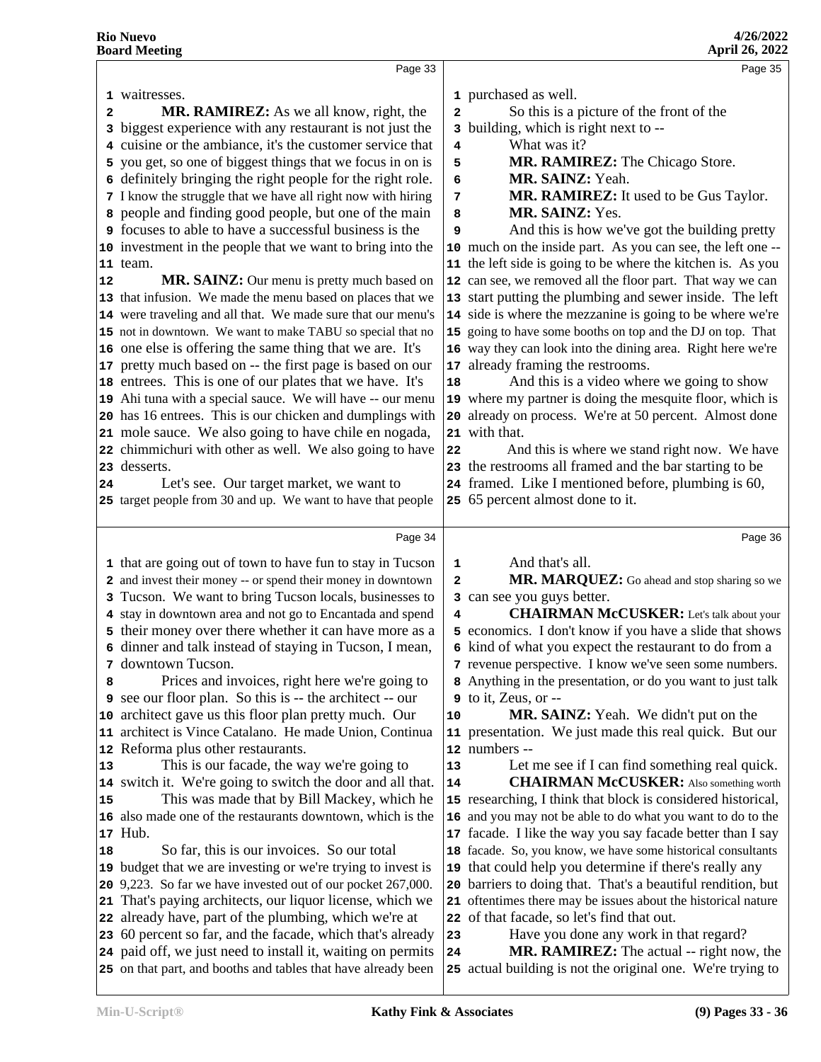Page 33

1 waitresses.
2 **MR. RAMIREZ:** As we all know, right, the
3 biggest experience with any restaurant is not just the
4 cuisine or the ambiance, it's the customer service that
5 you get, so one of biggest things that we focus in on is
6 definitely bringing the right people for the right role.
7 I know the struggle that we have all right now with hiring
8 people and finding good people, but one of the main
9 focuses to able to have a successful business is the
10 investment in the people that we want to bring into the
11 team.
12 **MR. SAINZ:** Our menu is pretty much based on
13 that infusion. We made the menu based on places that we
14 were traveling and all that. We made sure that our menu's
15 not in downtown. We want to make TABU so special that no
16 one else is offering the same thing that we are. It's
17 pretty much based on -- the first page is based on our
18 entrees. This is one of our plates that we have. It's
19 Ahi tuna with a special sauce. We will have -- our menu
20 has 16 entrees. This is our chicken and dumplings with
21 mole sauce. We also going to have chile en nogada,
22 chimmichuri with other as well. We also going to have
23 desserts.
24 Let's see. Our target market, we want to
25 target people from 30 and up. We want to have that people

Page 34

1 that are going out of town to have fun to stay in Tucson
2 and invest their money -- or spend their money in downtown
3 Tucson. We want to bring Tucson locals, businesses to
4 stay in downtown area and not go to Encantada and spend
5 their money over there whether it can have more as a
6 dinner and talk instead of staying in Tucson, I mean,
7 downtown Tucson.
8 Prices and invoices, right here we're going to
9 see our floor plan. So this is -- the architect -- our
10 architect gave us this floor plan pretty much. Our
11 architect is Vince Catalano. He made Union, Continua
12 Reforma plus other restaurants.
13 This is our facade, the way we're going to
14 switch it. We're going to switch the door and all that.
15 This was made that by Bill Mackey, which he
16 also made one of the restaurants downtown, which is the
17 Hub.
18 So far, this is our invoices. So our total
19 budget that we are investing or we're trying to invest is
20 9,223. So far we have invested out of our pocket 267,000.
21 That's paying architects, our liquor license, which we
22 already have, part of the plumbing, which we're at
23 60 percent so far, and the facade, which that's already
24 paid off, we just need to install it, waiting on permits
25 on that part, and booths and tables that have already been

Page 35

1 purchased as well.
2 So this is a picture of the front of the
3 building, which is right next to --
4 What was it?
5 **MR. RAMIREZ:** The Chicago Store.
6 **MR. SAINZ:** Yeah.
7 **MR. RAMIREZ:** It used to be Gus Taylor.
8 **MR. SAINZ:** Yes.
9 And this is how we've got the building pretty
10 much on the inside part. As you can see, the left one --
11 the left side is going to be where the kitchen is. As you
12 can see, we removed all the floor part. That way we can
13 start putting the plumbing and sewer inside. The left
14 side is where the mezzanine is going to be where we're
15 going to have some booths on top and the DJ on top. That
16 way they can look into the dining area. Right here we're
17 already framing the restrooms.
18 And this is a video where we going to show
19 where my partner is doing the mesquite floor, which is
20 already on process. We're at 50 percent. Almost done
21 with that.
22 And this is where we stand right now. We have
23 the restrooms all framed and the bar starting to be
24 framed. Like I mentioned before, plumbing is 60,
25 65 percent almost done to it.

Page 36

1 And that's all.
2 **MR. MARQUEZ:** Go ahead and stop sharing so we
3 can see you guys better.
4 **CHAIRMAN McCUSKER:** Let's talk about your
5 economics. I don't know if you have a slide that shows
6 kind of what you expect the restaurant to do from a
7 revenue perspective. I know we've seen some numbers.
8 Anything in the presentation, or do you want to just talk
9 to it, Zeus, or --
10 **MR. SAINZ:** Yeah. We didn't put on the
11 presentation. We just made this real quick. But our
12 numbers --
13 Let me see if I can find something real quick.
14 **CHAIRMAN McCUSKER:** Also something worth
15 researching, I think that block is considered historical,
16 and you may not be able to do what you want to do to the
17 facade. I like the way you say facade better than I say
18 facade. So, you know, we have some historical consultants
19 that could help you determine if there's really any
20 barriers to doing that. That's a beautiful rendition, but
21 oftentimes there may be issues about the historical nature
22 of that facade, so let's find that out.
23 Have you done any work in that regard?
24 **MR. RAMIREZ:** The actual -- right now, the
25 actual building is not the original one. We're trying to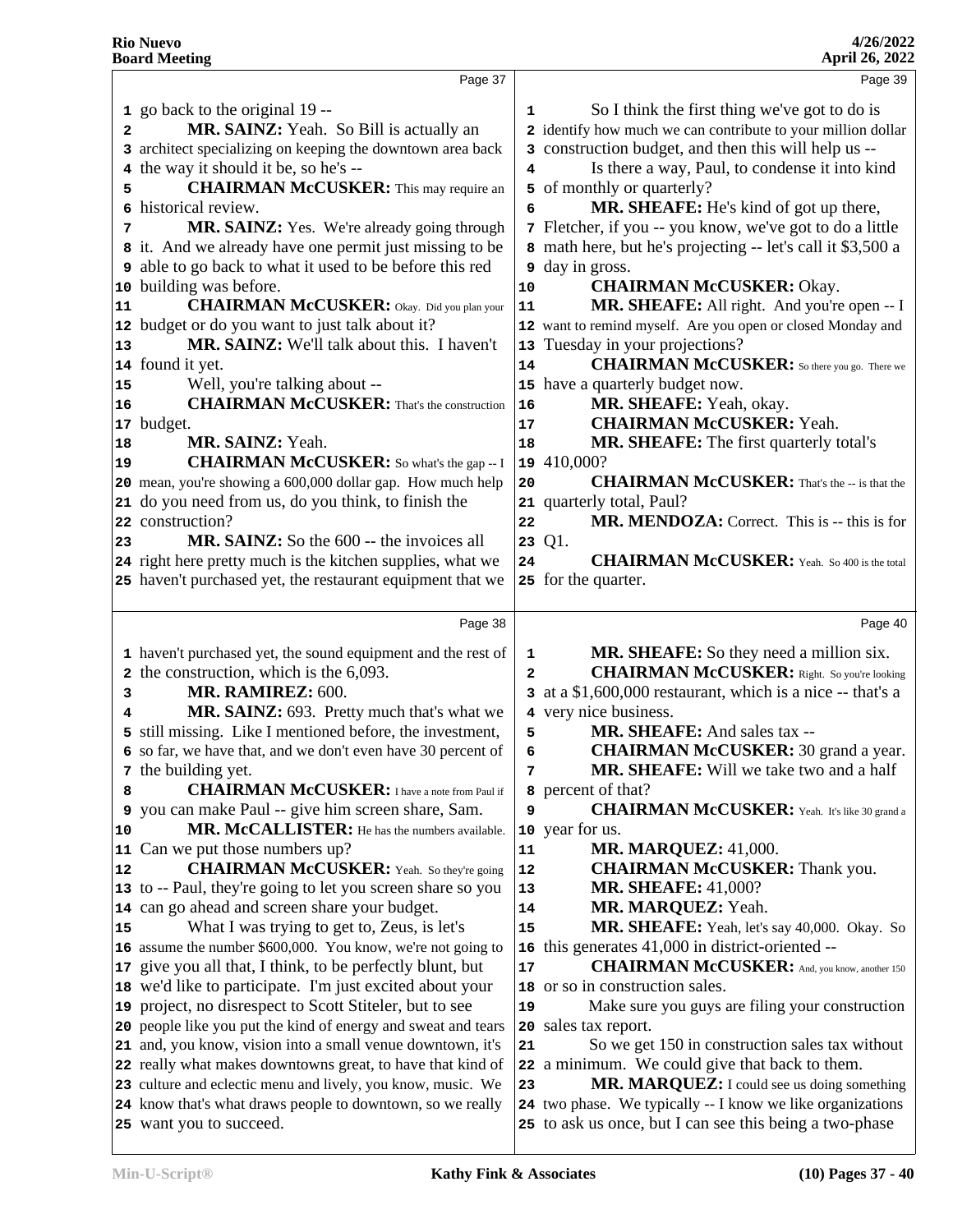Page 37

1 go back to the original 19 --
2 **MR. SAINZ:** Yeah. So Bill is actually an
3 architect specializing on keeping the downtown area back
4 the way it should it be, so he's --
5 **CHAIRMAN McCUSKER:** This may require an
6 historical review.
7 **MR. SAINZ:** Yes. We're already going through
8 it. And we already have one permit just missing to be
9 able to go back to what it used to be before this red
10 building was before.
11 **CHAIRMAN McCUSKER:** Okay. Did you plan your
12 budget or do you want to just talk about it?
13 **MR. SAINZ:** We'll talk about this. I haven't
14 found it yet.
15 Well, you're talking about --
16 **CHAIRMAN McCUSKER:** That's the construction
17 budget.
18 **MR. SAINZ:** Yeah.
19 **CHAIRMAN McCUSKER:** So what's the gap -- I
20 mean, you're showing a 600,000 dollar gap. How much help
21 do you need from us, do you think, to finish the
22 construction?
23 **MR. SAINZ:** So the 600 -- the invoices all
24 right here pretty much is the kitchen supplies, what we
25 haven't purchased yet, the restaurant equipment that we

Page 38

1 haven't purchased yet, the sound equipment and the rest of
2 the construction, which is the 6,093.
3 **MR. RAMIREZ:** 600.
4 **MR. SAINZ:** 693. Pretty much that's what we
5 still missing. Like I mentioned before, the investment,
6 so far, we have that, and we don't even have 30 percent of
7 the building yet.
8 **CHAIRMAN McCUSKER:** I have a note from Paul if
9 you can make Paul -- give him screen share, Sam.
10 **MR. McCALLISTER:** He has the numbers available.
11 Can we put those numbers up?
12 **CHAIRMAN McCUSKER:** Yeah. So they're going
13 to -- Paul, they're going to let you screen share so you
14 can go ahead and screen share your budget.
15 What I was trying to get to, Zeus, is let's
16 assume the number $600,000. You know, we're not going to
17 give you all that, I think, to be perfectly blunt, but
18 we'd like to participate. I'm just excited about your
19 project, no disrespect to Scott Stiteler, but to see
20 people like you put the kind of energy and sweat and tears
21 and, you know, vision into a small venue downtown, it's
22 really what makes downtowns great, to have that kind of
23 culture and eclectic menu and lively, you know, music. We
24 know that's what draws people to downtown, so we really
25 want you to succeed.

Page 39

1 So I think the first thing we've got to do is
2 identify how much we can contribute to your million dollar
3 construction budget, and then this will help us --
4 Is there a way, Paul, to condense it into kind
5 of monthly or quarterly?
6 **MR. SHEAFE:** He's kind of got up there,
7 Fletcher, if you -- you know, we've got to do a little
8 math here, but he's projecting -- let's call it $3,500 a
9 day in gross.
10 **CHAIRMAN McCUSKER:** Okay.
11 **MR. SHEAFE:** All right. And you're open -- I
12 want to remind myself. Are you open or closed Monday and
13 Tuesday in your projections?
14 **CHAIRMAN McCUSKER:** So there you go. There we
15 have a quarterly budget now.
16 **MR. SHEAFE:** Yeah, okay.
17 **CHAIRMAN McCUSKER:** Yeah.
18 **MR. SHEAFE:** The first quarterly total's
19 410,000?
20 **CHAIRMAN McCUSKER:** That's the -- is that the
21 quarterly total, Paul?
22 **MR. MENDOZA:** Correct. This is -- this is for
23 Q1.
24 **CHAIRMAN McCUSKER:** Yeah. So 400 is the total
25 for the quarter.

Page 40

1 **MR. SHEAFE:** So they need a million six.
2 **CHAIRMAN McCUSKER:** Right. So you're looking
3 at a $1,600,000 restaurant, which is a nice -- that's a
4 very nice business.
5 **MR. SHEAFE:** And sales tax --
6 **CHAIRMAN McCUSKER:** 30 grand a year.
7 **MR. SHEAFE:** Will we take two and a half
8 percent of that?
9 **CHAIRMAN McCUSKER:** Yeah. It's like 30 grand a
10 year for us.
11 **MR. MARQUEZ:** 41,000.
12 **CHAIRMAN McCUSKER:** Thank you.
13 **MR. SHEAFE:** 41,000?
14 **MR. MARQUEZ:** Yeah.
15 **MR. SHEAFE:** Yeah, let's say 40,000. Okay. So
16 this generates 41,000 in district-oriented --
17 **CHAIRMAN McCUSKER:** And, you know, another 150
18 or so in construction sales.
19 Make sure you guys are filing your construction
20 sales tax report.
21 So we get 150 in construction sales tax without
22 a minimum. We could give that back to them.
23 **MR. MARQUEZ:** I could see us doing something
24 two phase. We typically -- I know we like organizations
25 to ask us once, but I can see this being a two-phase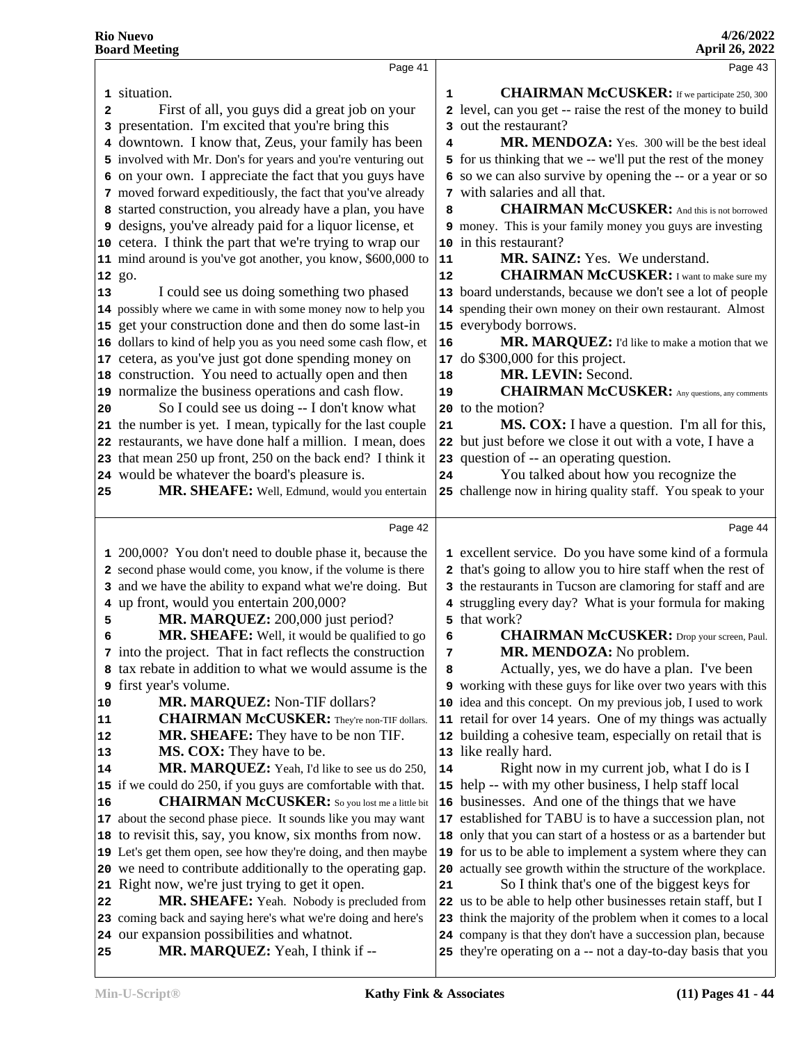Page 41

1 situation.

2 First of all, you guys did a great job on your
3 presentation. I'm excited that you're bring this
4 downtown. I know that, Zeus, your family has been
5 involved with Mr. Don's for years and you're venturing out
6 on your own. I appreciate the fact that you guys have
7 moved forward expeditiously, the fact that you've already
8 started construction, you already have a plan, you have
9 designs, you've already paid for a liquor license, et
10 cetera. I think the part that we're trying to wrap our
11 mind around is you've got another, you know, $600,000 to
12 go.

13 I could see us doing something two phased
14 possibly where we came in with some money now to help you
15 get your construction done and then do some last-in
16 dollars to kind of help you as you need some cash flow, et
17 cetera, as you've just got done spending money on
18 construction. You need to actually open and then
19 normalize the business operations and cash flow.

20 So I could see us doing -- I don't know what
21 the number is yet. I mean, typically for the last couple
22 restaurants, we have done half a million. I mean, does
23 that mean 250 up front, 250 on the back end? I think it
24 would be whatever the board's pleasure is.

25 **MR. SHEAFE:** Well, Edmund, would you entertain

Page 42

1 200,000? You don't need to double phase it, because the
2 second phase would come, you know, if the volume is there
3 and we have the ability to expand what we're doing. But
4 up front, would you entertain 200,000?

5 **MR. MARQUEZ:** 200,000 just period?

6 **MR. SHEAFE:** Well, it would be qualified to go
7 into the project. That in fact reflects the construction
8 tax rebate in addition to what we would assume is the
9 first year's volume.

10 **MR. MARQUEZ:** Non-TIF dollars?

11 **CHAIRMAN McCUSKER:** They're non-TIF dollars.

12 **MR. SHEAFE:** They have to be non TIF.

13 **MS. COX:** They have to be.

14 **MR. MARQUEZ:** Yeah, I'd like to see us do 250,
15 if we could do 250, if you guys are comfortable with that.

16 **CHAIRMAN McCUSKER:** So you lost me a little bit
17 about the second phase piece. It sounds like you may want
18 to revisit this, say, you know, six months from now.
19 Let's get them open, see how they're doing, and then maybe
20 we need to contribute additionally to the operating gap.
21 Right now, we're just trying to get it open.

22 **MR. SHEAFE:** Yeah. Nobody is precluded from
23 coming back and saying here's what we're doing and here's
24 our expansion possibilities and whatnot.

25 **MR. MARQUEZ:** Yeah, I think if --

Page 43

1 **CHAIRMAN McCUSKER:** If we participate 250, 300
2 level, can you get -- raise the rest of the money to build
3 out the restaurant?

4 **MR. MENDOZA:** Yes. 300 will be the best ideal
5 for us thinking that we -- we'll put the rest of the money
6 so we can also survive by opening the -- or a year or so
7 with salaries and all that.

8 **CHAIRMAN McCUSKER:** And this is not borrowed
9 money. This is your family money you guys are investing
10 in this restaurant?

11 **MR. SAINZ:** Yes. We understand.

12 **CHAIRMAN McCUSKER:** I want to make sure my
13 board understands, because we don't see a lot of people
14 spending their own money on their own restaurant. Almost
15 everybody borrows.

16 **MR. MARQUEZ:** I'd like to make a motion that we
17 do $300,000 for this project.

18 **MR. LEVIN:** Second.

19 **CHAIRMAN McCUSKER:** Any questions, any comments
20 to the motion?

21 **MS. COX:** I have a question. I'm all for this,
22 but just before we close it out with a vote, I have a
23 question of -- an operating question.

24 You talked about how you recognize the
25 challenge now in hiring quality staff. You speak to your

Page 44

1 excellent service. Do you have some kind of a formula
2 that's going to allow you to hire staff when the rest of
3 the restaurants in Tucson are clamoring for staff and are
4 struggling every day? What is your formula for making
5 that work?

6 **CHAIRMAN McCUSKER:** Drop your screen, Paul.

7 **MR. MENDOZA:** No problem.

8 Actually, yes, we do have a plan. I've been
9 working with these guys for like over two years with this
10 idea and this concept. On my previous job, I used to work
11 retail for over 14 years. One of my things was actually
12 building a cohesive team, especially on retail that is
13 like really hard.

14 Right now in my current job, what I do is I
15 help -- with my other business, I help staff local
16 businesses. And one of the things that we have
17 established for TABU is to have a succession plan, not
18 only that you can start of a hostess or as a bartender but
19 for us to be able to implement a system where they can
20 actually see growth within the structure of the workplace.

21 So I think that's one of the biggest keys for
22 us to be able to help other businesses retain staff, but I
23 think the majority of the problem when it comes to a local
24 company is that they don't have a succession plan, because
25 they're operating on a -- not a day-to-day basis that you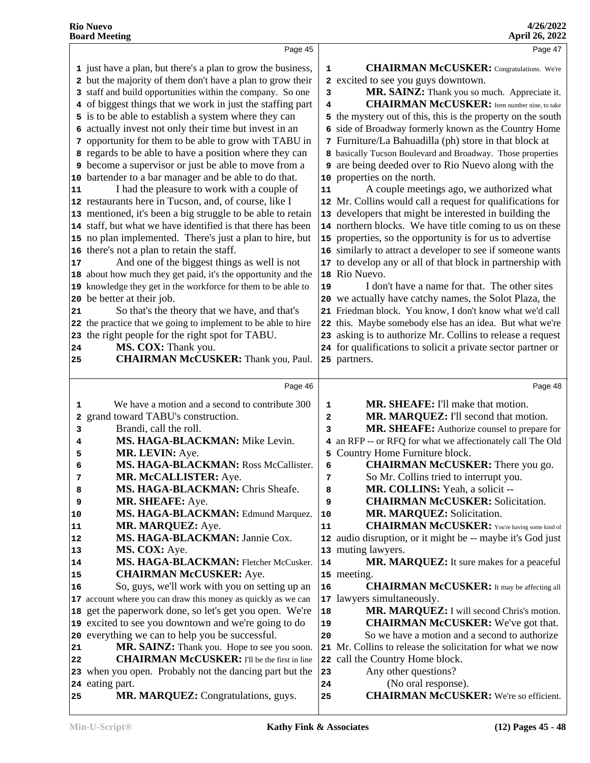just have a plan, but there's a plan to grow the business, but the majority of them don't have a plan to grow their staff and build opportunities within the company. So one of biggest things that we work in just the staffing part is to be able to establish a system where they can actually invest not only their time but invest in an opportunity for them to be able to grow with TABU in regards to be able to have a position where they can become a supervisor or just be able to move from a bartender to a bar manager and be able to do that.

I had the pleasure to work with a couple of restaurants here in Tucson, and, of course, like I mentioned, it's been a big struggle to be able to retain staff, but what we have identified is that there has been no plan implemented. There's just a plan to hire, but there's not a plan to retain the staff.

And one of the biggest things as well is not about how much they get paid, it's the opportunity and the knowledge they get in the workforce for them to be able to be better at their job.

So that's the theory that we have, and that's the practice that we going to implement to be able to hire the right people for the right spot for TABU.

**MS. COX:** Thank you.

**CHAIRMAN McCUSKER:** Thank you, Paul.

We have a motion and a second to contribute 300 grand toward TABU's construction.

Brandi, call the roll.

**MS. HAGA-BLACKMAN:** Mike Levin.

**MR. LEVIN:** Aye.

**MS. HAGA-BLACKMAN:** Ross McCallister.

**MR. McCALLISTER:** Aye.

**MS. HAGA-BLACKMAN:** Chris Sheafe.

**MR. SHEAFE:** Aye.

**MS. HAGA-BLACKMAN:** Edmund Marquez.

**MR. MARQUEZ:** Aye.

**MS. HAGA-BLACKMAN:** Jannie Cox.

**MS. COX:** Aye.

**MS. HAGA-BLACKMAN:** Fletcher McCusker.

**CHAIRMAN McCUSKER:** Aye.

So, guys, we'll work with you on setting up an account where you can draw this money as quickly as we can get the paperwork done, so let's get you open. We're excited to see you downtown and we're going to do everything we can to help you be successful.

**MR. SAINZ:** Thank you. Hope to see you soon.

**CHAIRMAN McCUSKER:** I'll be the first in line when you open. Probably not the dancing part but the eating part.

**MR. MARQUEZ:** Congratulations, guys.

**CHAIRMAN McCUSKER:** Congratulations. We're excited to see you guys downtown.

**MR. SAINZ:** Thank you so much. Appreciate it.

**CHAIRMAN McCUSKER:** Item number nine, to take the mystery out of this, this is the property on the south side of Broadway formerly known as the Country Home Furniture/La Bahuadilla (ph) store in that block at basically Tucson Boulevard and Broadway. Those properties are being deeded over to Rio Nuevo along with the properties on the north.

A couple meetings ago, we authorized what Mr. Collins would call a request for qualifications for developers that might be interested in building the northern blocks. We have title coming to us on these properties, so the opportunity is for us to advertise similarly to attract a developer to see if someone wants to develop any or all of that block in partnership with Rio Nuevo.

I don't have a name for that. The other sites we actually have catchy names, the Solot Plaza, the Friedman block. You know, I don't know what we'd call this. Maybe somebody else has an idea. But what we're asking is to authorize Mr. Collins to release a request for qualifications to solicit a private sector partner or partners.

**MR. SHEAFE:** I'll make that motion.

**MR. MARQUEZ:** I'll second that motion.

**MR. SHEAFE:** Authorize counsel to prepare for an RFP -- or RFQ for what we affectionately call The Old Country Home Furniture block.

**CHAIRMAN McCUSKER:** There you go.

So Mr. Collins tried to interrupt you.

**MR. COLLINS:** Yeah, a solicit --

**CHAIRMAN McCUSKER:** Solicitation.

**MR. MARQUEZ:** Solicitation.

**CHAIRMAN McCUSKER:** You're having some kind of audio disruption, or it might be -- maybe it's God just muting lawyers.

**MR. MARQUEZ:** It sure makes for a peaceful meeting.

**CHAIRMAN McCUSKER:** It may be affecting all lawyers simultaneously.

**MR. MARQUEZ:** I will second Chris's motion.

**CHAIRMAN McCUSKER:** We've got that.

So we have a motion and a second to authorize Mr. Collins to release the solicitation for what we now call the Country Home block.

Any other questions?

(No oral response).

**CHAIRMAN McCUSKER:** We're so efficient.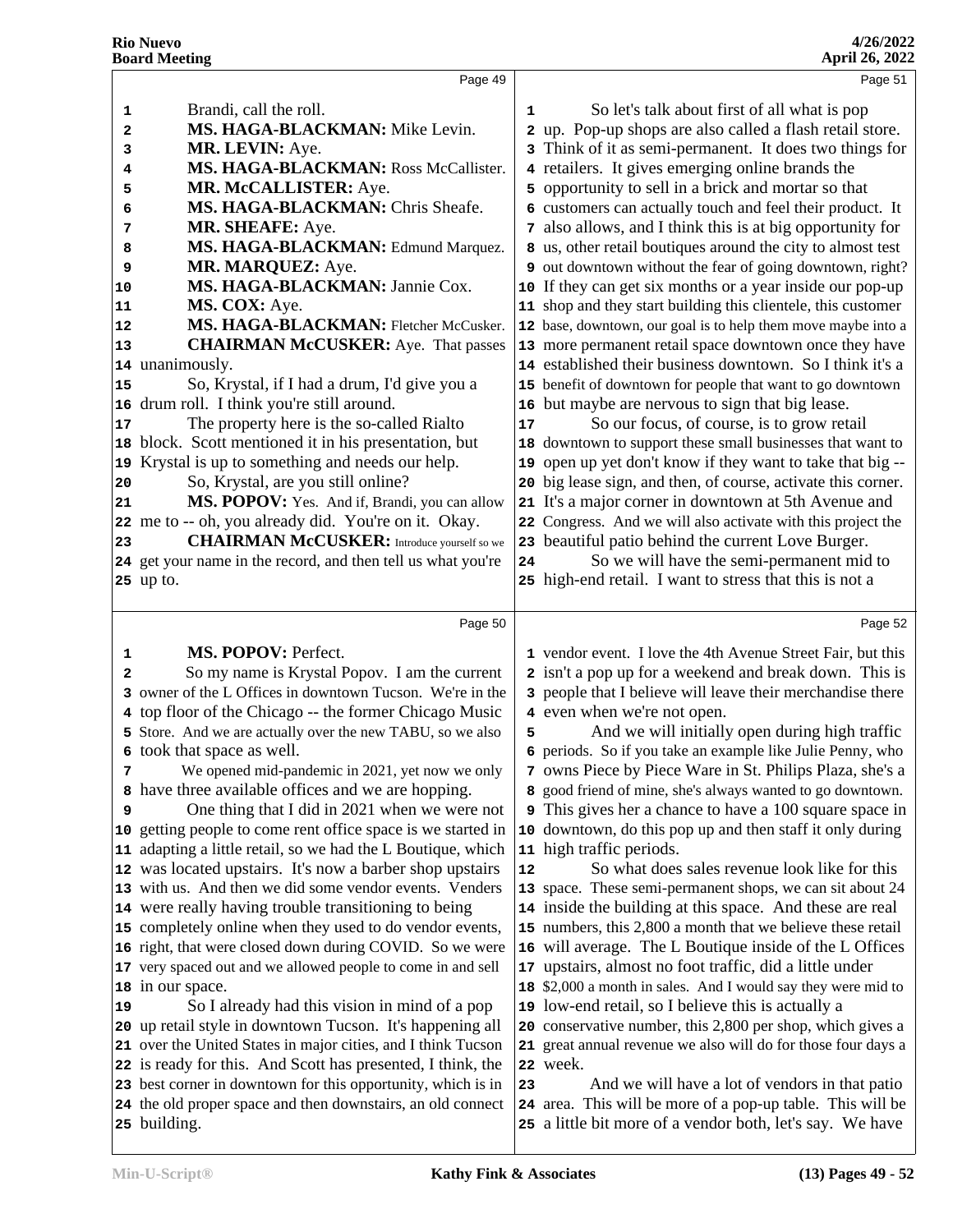Brandi, call the roll.

**MS. HAGA-BLACKMAN:** Mike Levin.

**MR. LEVIN:** Aye.

**MS. HAGA-BLACKMAN:** Ross McCallister.

**MR. McCALLISTER:** Aye.

**MS. HAGA-BLACKMAN:** Chris Sheafe.

**MR. SHEAFE:** Aye.

**MS. HAGA-BLACKMAN:** Edmund Marquez.

**MR. MARQUEZ:** Aye.

**MS. HAGA-BLACKMAN:** Jannie Cox.

**MS. COX:** Aye.

**MS. HAGA-BLACKMAN:** Fletcher McCusker.

**CHAIRMAN McCUSKER:** Aye. That passes unanimously.

So, Krystal, if I had a drum, I'd give you a drum roll. I think you're still around.

The property here is the so-called Rialto block. Scott mentioned it in his presentation, but Krystal is up to something and needs our help.

So, Krystal, are you still online?

**MS. POPOV:** Yes. And if, Brandi, you can allow me to -- oh, you already did. You're on it. Okay.

**CHAIRMAN McCUSKER:** Introduce yourself so we get your name in the record, and then tell us what you're up to.

**MS. POPOV:** Perfect.

So my name is Krystal Popov. I am the current owner of the L Offices in downtown Tucson. We're in the top floor of the Chicago -- the former Chicago Music Store. And we are actually over the new TABU, so we also took that space as well.

We opened mid-pandemic in 2021, yet now we only have three available offices and we are hopping.

One thing that I did in 2021 when we were not getting people to come rent office space is we started in adapting a little retail, so we had the L Boutique, which was located upstairs. It's now a barber shop upstairs with us. And then we did some vendor events. Venders were really having trouble transitioning to being completely online when they used to do vendor events, right, that were closed down during COVID. So we were very spaced out and we allowed people to come in and sell in our space.

So I already had this vision in mind of a pop up retail style in downtown Tucson. It's happening all over the United States in major cities, and I think Tucson is ready for this. And Scott has presented, I think, the best corner in downtown for this opportunity, which is in the old proper space and then downstairs, an old connect building.

So let's talk about first of all what is pop up. Pop-up shops are also called a flash retail store. Think of it as semi-permanent. It does two things for retailers. It gives emerging online brands the opportunity to sell in a brick and mortar so that customers can actually touch and feel their product. It also allows, and I think this is at big opportunity for us, other retail boutiques around the city to almost test out downtown without the fear of going downtown, right? If they can get six months or a year inside our pop-up shop and they start building this clientele, this customer base, downtown, our goal is to help them move maybe into a more permanent retail space downtown once they have established their business downtown. So I think it's a benefit of downtown for people that want to go downtown but maybe are nervous to sign that big lease.

So our focus, of course, is to grow retail downtown to support these small businesses that want to open up yet don't know if they want to take that big -- big lease sign, and then, of course, activate this corner. It's a major corner in downtown at 5th Avenue and Congress. And we will also activate with this project the beautiful patio behind the current Love Burger.

So we will have the semi-permanent mid to high-end retail. I want to stress that this is not a vendor event. I love the 4th Avenue Street Fair, but this isn't a pop up for a weekend and break down. This is people that I believe will leave their merchandise there even when we're not open.

And we will initially open during high traffic periods. So if you take an example like Julie Penny, who owns Piece by Piece Ware in St. Philips Plaza, she's a good friend of mine, she's always wanted to go downtown. This gives her a chance to have a 100 square space in downtown, do this pop up and then staff it only during high traffic periods.

So what does sales revenue look like for this space. These semi-permanent shops, we can sit about 24 inside the building at this space. And these are real numbers, this 2,800 a month that we believe these retail will average. The L Boutique inside of the L Offices upstairs, almost no foot traffic, did a little under $2,000 a month in sales. And I would say they were mid to low-end retail, so I believe this is actually a conservative number, this 2,800 per shop, which gives a great annual revenue we also will do for those four days a week.

And we will have a lot of vendors in that patio area. This will be more of a pop-up table. This will be a little bit more of a vendor both, let's say. We have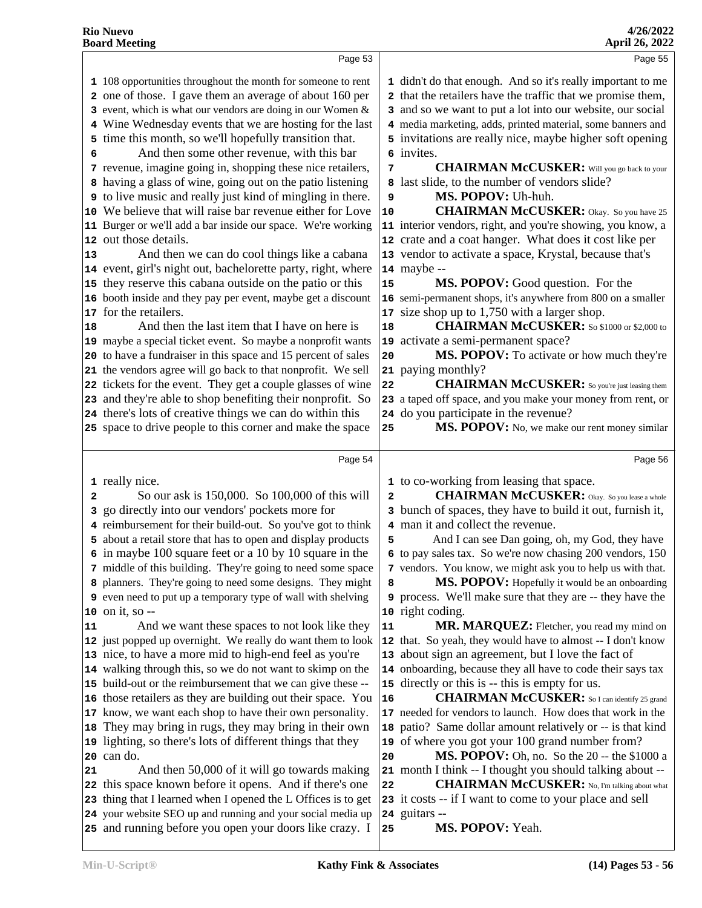Page 53

1 108 opportunities throughout the month for someone to rent
2 one of those. I gave them an average of about 160 per
3 event, which is what our vendors are doing in our Women &
4 Wine Wednesday events that we are hosting for the last
5 time this month, so we'll hopefully transition that.
6 And then some other revenue, with this bar
7 revenue, imagine going in, shopping these nice retailers,
8 having a glass of wine, going out on the patio listening
9 to live music and really just kind of mingling in there.
10 We believe that will raise bar revenue either for Love
11 Burger or we'll add a bar inside our space. We're working
12 out those details.
13 And then we can do cool things like a cabana
14 event, girl's night out, bachelorette party, right, where
15 they reserve this cabana outside on the patio or this
16 booth inside and they pay per event, maybe get a discount
17 for the retailers.
18 And then the last item that I have on here is
19 maybe a special ticket event. So maybe a nonprofit wants
20 to have a fundraiser in this space and 15 percent of sales
21 the vendors agree will go back to that nonprofit. We sell
22 tickets for the event. They get a couple glasses of wine
23 and they're able to shop benefiting their nonprofit. So
24 there's lots of creative things we can do within this
25 space to drive people to this corner and make the space

Page 54

1 really nice.
2 So our ask is 150,000. So 100,000 of this will
3 go directly into our vendors' pockets more for
4 reimbursement for their build-out. So you've got to think
5 about a retail store that has to open and display products
6 in maybe 100 square feet or a 10 by 10 square in the
7 middle of this building. They're going to need some space
8 planners. They're going to need some designs. They might
9 even need to put up a temporary type of wall with shelving
10 on it, so --
11 And we want these spaces to not look like they
12 just popped up overnight. We really do want them to look
13 nice, to have a more mid to high-end feel as you're
14 walking through this, so we do not want to skimp on the
15 build-out or the reimbursement that we can give these --
16 those retailers as they are building out their space. You
17 know, we want each shop to have their own personality.
18 They may bring in rugs, they may bring in their own
19 lighting, so there's lots of different things that they
20 can do.
21 And then 50,000 of it will go towards making
22 this space known before it opens. And if there's one
23 thing that I learned when I opened the L Offices is to get
24 your website SEO up and running and your social media up
25 and running before you open your doors like crazy. I

Page 55

1 didn't do that enough. And so it's really important to me
2 that the retailers have the traffic that we promise them,
3 and so we want to put a lot into our website, our social
4 media marketing, adds, printed material, some banners and
5 invitations are really nice, maybe higher soft opening
6 invites.
7 **CHAIRMAN McCUSKER:** Will you go back to your
8 last slide, to the number of vendors slide?
9 **MS. POPOV:** Uh-huh.
10 **CHAIRMAN McCUSKER:** Okay. So you have 25
11 interior vendors, right, and you're showing, you know, a
12 crate and a coat hanger. What does it cost like per
13 vendor to activate a space, Krystal, because that's
14 maybe --
15 **MS. POPOV:** Good question. For the
16 semi-permanent shops, it's anywhere from 800 on a smaller
17 size shop up to 1,750 with a larger shop.
18 **CHAIRMAN McCUSKER:** So $1000 or $2,000 to
19 activate a semi-permanent space?
20 **MS. POPOV:** To activate or how much they're
21 paying monthly?
22 **CHAIRMAN McCUSKER:** So you're just leasing them
23 a taped off space, and you make your money from rent, or
24 do you participate in the revenue?
25 **MS. POPOV:** No, we make our rent money similar

Page 56

1 to co-working from leasing that space.
2 **CHAIRMAN McCUSKER:** Okay. So you lease a whole
3 bunch of spaces, they have to build it out, furnish it,
4 man it and collect the revenue.
5 And I can see Dan going, oh, my God, they have
6 to pay sales tax. So we're now chasing 200 vendors, 150
7 vendors. You know, we might ask you to help us with that.
8 **MS. POPOV:** Hopefully it would be an onboarding
9 process. We'll make sure that they are -- they have the
10 right coding.
11 **MR. MARQUEZ:** Fletcher, you read my mind on
12 that. So yeah, they would have to almost -- I don't know
13 about sign an agreement, but I love the fact of
14 onboarding, because they all have to code their says tax
15 directly or this is -- this is empty for us.
16 **CHAIRMAN McCUSKER:** So I can identify 25 grand
17 needed for vendors to launch. How does that work in the
18 patio? Same dollar amount relatively or -- is that kind
19 of where you got your 100 grand number from?
20 **MS. POPOV:** Oh, no. So the 20 -- the $1000 a
21 month I think -- I thought you should talking about --
22 **CHAIRMAN McCUSKER:** No, I'm talking about what
23 it costs -- if I want to come to your place and sell
24 guitars --
25 **MS. POPOV:** Yeah.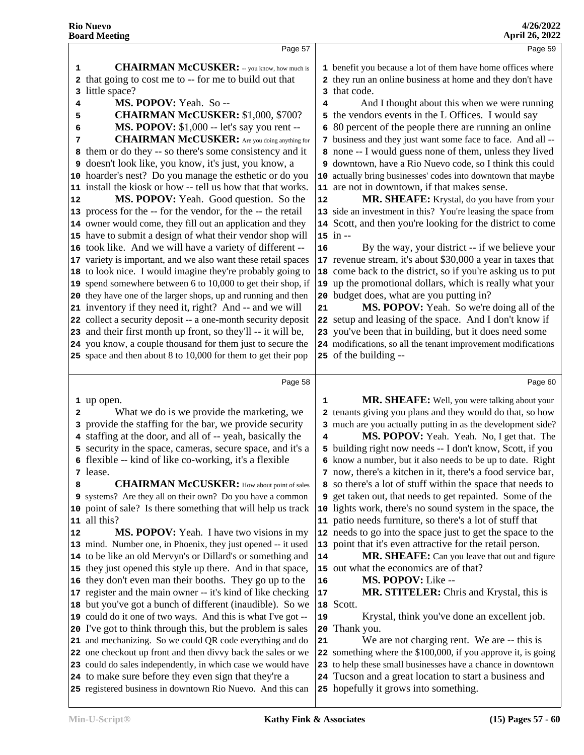Page 57

**CHAIRMAN McCUSKER:** -- you know, how much is that going to cost me to -- for me to build out that little space?

**MS. POPOV:** Yeah. So --

**CHAIRMAN McCUSKER:** $1,000, $700?

**MS. POPOV:** $1,000 -- let's say you rent --

**CHAIRMAN McCUSKER:** Are you doing anything for them or do they -- so there's some consistency and it doesn't look like, you know, it's just, you know, a hoarder's nest? Do you manage the esthetic or do you install the kiosk or how -- tell us how that that works.

**MS. POPOV:** Yeah. Good question. So the process for the -- for the vendor, for the -- the retail owner would come, they fill out an application and they have to submit a design of what their vendor shop will took like. And we will have a variety of different -- variety is important, and we also want these retail spaces to look nice. I would imagine they're probably going to spend somewhere between 6 to 10,000 to get their shop, if they have one of the larger shops, up and running and then inventory if they need it, right? And -- and we will collect a security deposit -- a one-month security deposit and their first month up front, so they'll -- it will be, you know, a couple thousand for them just to secure the space and then about 8 to 10,000 for them to get their pop

Page 58

up open.

What we do is we provide the marketing, we provide the staffing for the bar, we provide security staffing at the door, and all of -- yeah, basically the security in the space, cameras, secure space, and it's a flexible -- kind of like co-working, it's a flexible lease.

**CHAIRMAN McCUSKER:** How about point of sales systems? Are they all on their own? Do you have a common point of sale? Is there something that will help us track all this?

**MS. POPOV:** Yeah. I have two visions in my mind. Number one, in Phoenix, they just opened -- it used to be like an old Mervyn's or Dillard's or something and they just opened this style up there. And in that space, they don't even man their booths. They go up to the register and the main owner -- it's kind of like checking but you've got a bunch of different (inaudible). So we could do it one of two ways. And this is what I've got -- I've got to think through this, but the problem is sales and mechanizing. So we could QR code everything and do one checkout up front and then divvy back the sales or we could do sales independently, in which case we would have to make sure before they even sign that they're a registered business in downtown Rio Nuevo. And this can

Page 59

benefit you because a lot of them have home offices where they run an online business at home and they don't have that code.

And I thought about this when we were running the vendors events in the L Offices. I would say 80 percent of the people there are running an online business and they just want some face to face. And all -- none -- I would guess none of them, unless they lived downtown, have a Rio Nuevo code, so I think this could actually bring businesses' codes into downtown that maybe are not in downtown, if that makes sense.

**MR. SHEAFE:** Krystal, do you have from your side an investment in this? You're leasing the space from Scott, and then you're looking for the district to come in --

By the way, your district -- if we believe your revenue stream, it's about $30,000 a year in taxes that come back to the district, so if you're asking us to put up the promotional dollars, which is really what your budget does, what are you putting in?

**MS. POPOV:** Yeah. So we're doing all of the setup and leasing of the space. And I don't know if you've been that in building, but it does need some modifications, so all the tenant improvement modifications of the building --

Page 60

**MR. SHEAFE:** Well, you were talking about your tenants giving you plans and they would do that, so how much are you actually putting in as the development side?

**MS. POPOV:** Yeah. Yeah. No, I get that. The building right now needs -- I don't know, Scott, if you know a number, but it also needs to be up to date. Right now, there's a kitchen in it, there's a food service bar, so there's a lot of stuff within the space that needs to get taken out, that needs to get repainted. Some of the lights work, there's no sound system in the space, the patio needs furniture, so there's a lot of stuff that needs to go into the space just to get the space to the point that it's even attractive for the retail person.

**MR. SHEAFE:** Can you leave that out and figure out what the economics are of that?

**MS. POPOV:** Like --

**MR. STITELER:** Chris and Krystal, this is Scott.

Krystal, think you've done an excellent job. Thank you.

We are not charging rent. We are -- this is something where the $100,000, if you approve it, is going to help these small businesses have a chance in downtown Tucson and a great location to start a business and hopefully it grows into something.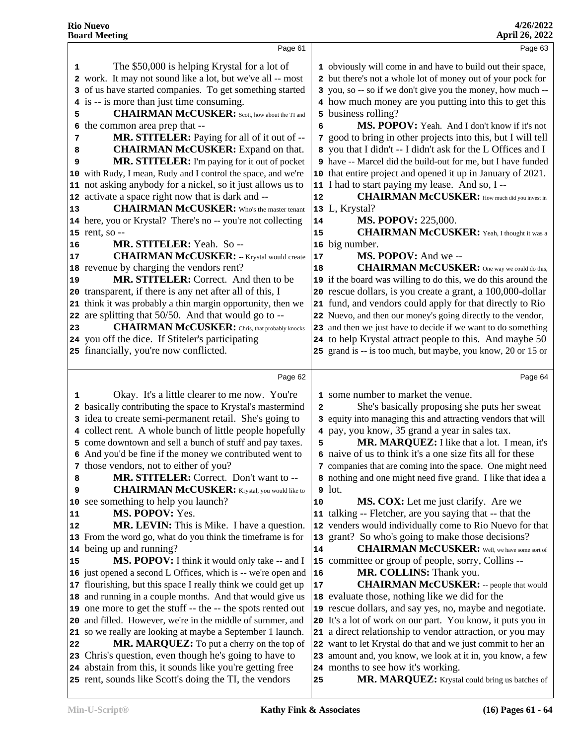Page 61

The $50,000 is helping Krystal for a lot of work. It may not sound like a lot, but we've all -- most of us have started companies. To get something started is -- is more than just time consuming.

**CHAIRMAN McCUSKER:** Scott, how about the TI and the common area prep that --

**MR. STITELER:** Paying for all of it out of --

**CHAIRMAN McCUSKER:** Expand on that.

**MR. STITELER:** I'm paying for it out of pocket with Rudy, I mean, Rudy and I control the space, and we're not asking anybody for a nickel, so it just allows us to activate a space right now that is dark and --

**CHAIRMAN McCUSKER:** Who's the master tenant here, you or Krystal? There's no -- you're not collecting rent, so --

**MR. STITELER:** Yeah. So --

**CHAIRMAN McCUSKER:** -- Krystal would create revenue by charging the vendors rent?

**MR. STITELER:** Correct. And then to be transparent, if there is any net after all of this, I think it was probably a thin margin opportunity, then we are splitting that 50/50. And that would go to --

**CHAIRMAN McCUSKER:** Chris, that probably knocks you off the dice. If Stiteler's participating financially, you're now conflicted.

Page 62

Okay. It's a little clearer to me now. You're basically contributing the space to Krystal's mastermind idea to create semi-permanent retail. She's going to collect rent. A whole bunch of little people hopefully come downtown and sell a bunch of stuff and pay taxes. And you'd be fine if the money we contributed went to those vendors, not to either of you?

**MR. STITELER:** Correct. Don't want to --

**CHAIRMAN McCUSKER:** Krystal, you would like to see something to help you launch?

**MS. POPOV:** Yes.

**MR. LEVIN:** This is Mike. I have a question. From the word go, what do you think the timeframe is for being up and running?

**MS. POPOV:** I think it would only take -- and I just opened a second L Offices, which is -- we're open and flourishing, but this space I really think we could get up and running in a couple months. And that would give us one more to get the stuff -- the -- the spots rented out and filled. However, we're in the middle of summer, and so we really are looking at maybe a September 1 launch.

**MR. MARQUEZ:** To put a cherry on the top of Chris's question, even though he's going to have to abstain from this, it sounds like you're getting free rent, sounds like Scott's doing the TI, the vendors

Page 63

obviously will come in and have to build out their space, but there's not a whole lot of money out of your pock for you, so -- so if we don't give you the money, how much -- how much money are you putting into this to get this business rolling?

**MS. POPOV:** Yeah. And I don't know if it's not good to bring in other projects into this, but I will tell you that I didn't -- I didn't ask for the L Offices and I have -- Marcel did the build-out for me, but I have funded that entire project and opened it up in January of 2021. I had to start paying my lease. And so, I --

**CHAIRMAN McCUSKER:** How much did you invest in L, Krystal?

**MS. POPOV:** 225,000.

**CHAIRMAN McCUSKER:** Yeah, I thought it was a big number.

**MS. POPOV:** And we --

**CHAIRMAN McCUSKER:** One way we could do this, if the board was willing to do this, we do this around the rescue dollars, is you create a grant, a 100,000-dollar fund, and vendors could apply for that directly to Rio Nuevo, and then our money's going directly to the vendor, and then we just have to decide if we want to do something to help Krystal attract people to this. And maybe 50 grand is -- is too much, but maybe, you know, 20 or 15 or

Page 64

some number to market the venue.

She's basically proposing she puts her sweat equity into managing this and attracting vendors that will pay, you know, 35 grand a year in sales tax.

**MR. MARQUEZ:** I like that a lot. I mean, it's naive of us to think it's a one size fits all for these companies that are coming into the space. One might need nothing and one might need five grand. I like that idea a lot.

**MS. COX:** Let me just clarify. Are we talking -- Fletcher, are you saying that -- that the venders would individually come to Rio Nuevo for that grant? So who's going to make those decisions?

**CHAIRMAN McCUSKER:** Well, we have some sort of committee or group of people, sorry, Collins --

**MR. COLLINS:** Thank you.

**CHAIRMAN McCUSKER:** -- people that would evaluate those, nothing like we did for the rescue dollars, and say yes, no, maybe and negotiate. It's a lot of work on our part. You know, it puts you in a direct relationship to vendor attraction, or you may want to let Krystal do that and we just commit to her an amount and, you know, we look at it in, you know, a few months to see how it's working.

**MR. MARQUEZ:** Krystal could bring us batches of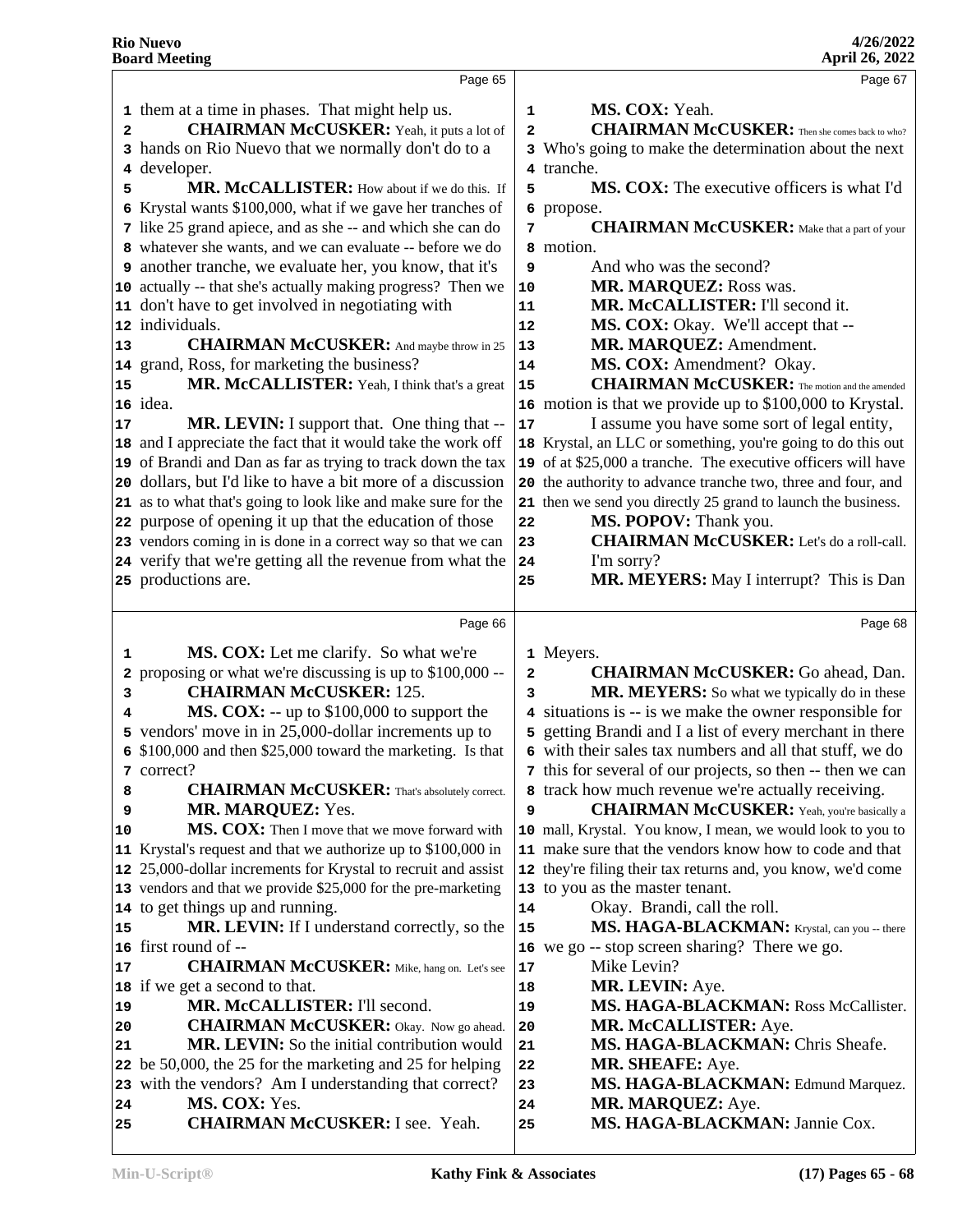Page 65

them at a time in phases. That might help us.

**CHAIRMAN McCUSKER:** Yeah, it puts a lot of hands on Rio Nuevo that we normally don't do to a developer.

**MR. McCALLISTER:** How about if we do this. If Krystal wants $100,000, what if we gave her tranches of like 25 grand apiece, and as she -- and which she can do whatever she wants, and we can evaluate -- before we do another tranche, we evaluate her, you know, that it's actually -- that she's actually making progress? Then we don't have to get involved in negotiating with individuals.

**CHAIRMAN McCUSKER:** And maybe throw in 25 grand, Ross, for marketing the business?

**MR. McCALLISTER:** Yeah, I think that's a great idea.

**MR. LEVIN:** I support that. One thing that -- and I appreciate the fact that it would take the work off of Brandi and Dan as far as trying to track down the tax dollars, but I'd like to have a bit more of a discussion as to what that's going to look like and make sure for the purpose of opening it up that the education of those vendors coming in is done in a correct way so that we can verify that we're getting all the revenue from what the productions are.

Page 66

**MS. COX:** Let me clarify. So what we're proposing or what we're discussing is up to $100,000 --

**CHAIRMAN McCUSKER:** 125.

**MS. COX:** -- up to $100,000 to support the vendors' move in in 25,000-dollar increments up to $100,000 and then $25,000 toward the marketing. Is that correct?

**CHAIRMAN McCUSKER:** That's absolutely correct.

**MR. MARQUEZ:** Yes.

**MS. COX:** Then I move that we move forward with Krystal's request and that we authorize up to $100,000 in 25,000-dollar increments for Krystal to recruit and assist vendors and that we provide $25,000 for the pre-marketing to get things up and running.

**MR. LEVIN:** If I understand correctly, so the first round of --

**CHAIRMAN McCUSKER:** Mike, hang on. Let's see if we get a second to that.

**MR. McCALLISTER:** I'll second.

**CHAIRMAN McCUSKER:** Okay. Now go ahead.

**MR. LEVIN:** So the initial contribution would be 50,000, the 25 for the marketing and 25 for helping with the vendors? Am I understanding that correct?

**MS. COX:** Yes.

**CHAIRMAN McCUSKER:** I see. Yeah.

Page 67

**MS. COX:** Yeah.

**CHAIRMAN McCUSKER:** Then she comes back to who? Who's going to make the determination about the next tranche.

**MS. COX:** The executive officers is what I'd propose.

**CHAIRMAN McCUSKER:** Make that a part of your motion.

And who was the second?

**MR. MARQUEZ:** Ross was.

**MR. McCALLISTER:** I'll second it.

**MS. COX:** Okay. We'll accept that --

**MR. MARQUEZ:** Amendment.

**MS. COX:** Amendment? Okay.

**CHAIRMAN McCUSKER:** The motion and the amended motion is that we provide up to $100,000 to Krystal.

I assume you have some sort of legal entity, Krystal, an LLC or something, you're going to do this out of at $25,000 a tranche. The executive officers will have the authority to advance tranche two, three and four, and then we send you directly 25 grand to launch the business.

**MS. POPOV:** Thank you.

**CHAIRMAN McCUSKER:** Let's do a roll-call.

I'm sorry?

**MR. MEYERS:** May I interrupt? This is Dan

Page 68

Meyers.

**CHAIRMAN McCUSKER:** Go ahead, Dan.

**MR. MEYERS:** So what we typically do in these situations is -- is we make the owner responsible for getting Brandi and I a list of every merchant in there with their sales tax numbers and all that stuff, we do this for several of our projects, so then -- then we can track how much revenue we're actually receiving.

**CHAIRMAN McCUSKER:** Yeah, you're basically a mall, Krystal. You know, I mean, we would look to you to make sure that the vendors know how to code and that they're filing their tax returns and, you know, we'd come to you as the master tenant.

Okay. Brandi, call the roll.

**MS. HAGA-BLACKMAN:** Krystal, can you -- there we go -- stop screen sharing? There we go.

Mike Levin?

**MR. LEVIN:** Aye.

**MS. HAGA-BLACKMAN:** Ross McCallister.

**MR. McCALLISTER:** Aye.

**MS. HAGA-BLACKMAN:** Chris Sheafe.

**MR. SHEAFE:** Aye.

**MS. HAGA-BLACKMAN:** Edmund Marquez.

**MR. MARQUEZ:** Aye.

**MS. HAGA-BLACKMAN:** Jannie Cox.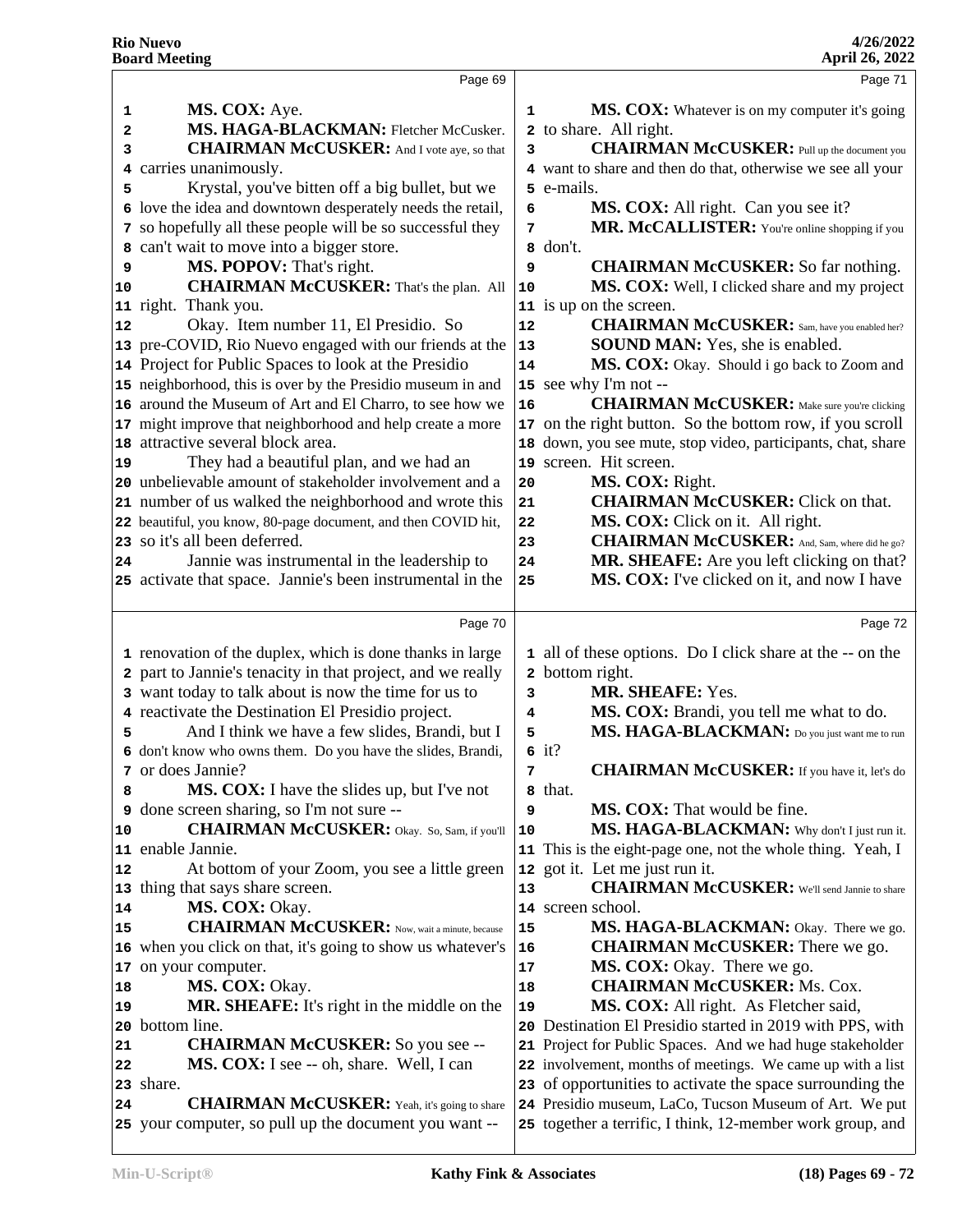Page 69

1 **MS. COX:** Aye.
2 **MS. HAGA-BLACKMAN:** Fletcher McCusker.
3 **CHAIRMAN McCUSKER:** And I vote aye, so that
4 carries unanimously.
5 Krystal, you've bitten off a big bullet, but we
6 love the idea and downtown desperately needs the retail,
7 so hopefully all these people will be so successful they
8 can't wait to move into a bigger store.
9 **MS. POPOV:** That's right.
10 **CHAIRMAN McCUSKER:** That's the plan. All
11 right. Thank you.
12 Okay. Item number 11, El Presidio. So
13 pre-COVID, Rio Nuevo engaged with our friends at the
14 Project for Public Spaces to look at the Presidio
15 neighborhood, this is over by the Presidio museum in and
16 around the Museum of Art and El Charro, to see how we
17 might improve that neighborhood and help create a more
18 attractive several block area.
19 They had a beautiful plan, and we had an
20 unbelievable amount of stakeholder involvement and a
21 number of us walked the neighborhood and wrote this
22 beautiful, you know, 80-page document, and then COVID hit,
23 so it's all been deferred.
24 Jannie was instrumental in the leadership to
25 activate that space. Jannie's been instrumental in the

Page 70

1 renovation of the duplex, which is done thanks in large
2 part to Jannie's tenacity in that project, and we really
3 want today to talk about is now the time for us to
4 reactivate the Destination El Presidio project.
5 And I think we have a few slides, Brandi, but I
6 don't know who owns them. Do you have the slides, Brandi,
7 or does Jannie?
8 **MS. COX:** I have the slides up, but I've not
9 done screen sharing, so I'm not sure --
10 **CHAIRMAN McCUSKER:** Okay. So, Sam, if you'll
11 enable Jannie.
12 At bottom of your Zoom, you see a little green
13 thing that says share screen.
14 **MS. COX:** Okay.
15 **CHAIRMAN McCUSKER:** Now, wait a minute, because
16 when you click on that, it's going to show us whatever's
17 on your computer.
18 **MS. COX:** Okay.
19 **MR. SHEAFE:** It's right in the middle on the
20 bottom line.
21 **CHAIRMAN McCUSKER:** So you see --
22 **MS. COX:** I see -- oh, share. Well, I can
23 share.
24 **CHAIRMAN McCUSKER:** Yeah, it's going to share
25 your computer, so pull up the document you want --

Page 71

1 **MS. COX:** Whatever is on my computer it's going
2 to share. All right.
3 **CHAIRMAN McCUSKER:** Pull up the document you
4 want to share and then do that, otherwise we see all your
5 e-mails.
6 **MS. COX:** All right. Can you see it?
7 **MR. McCALLISTER:** You're online shopping if you
8 don't.
9 **CHAIRMAN McCUSKER:** So far nothing.
10 **MS. COX:** Well, I clicked share and my project
11 is up on the screen.
12 **CHAIRMAN McCUSKER:** Sam, have you enabled her?
13 **SOUND MAN:** Yes, she is enabled.
14 **MS. COX:** Okay. Should i go back to Zoom and
15 see why I'm not --
16 **CHAIRMAN McCUSKER:** Make sure you're clicking
17 on the right button. So the bottom row, if you scroll
18 down, you see mute, stop video, participants, chat, share
19 screen. Hit screen.
20 **MS. COX:** Right.
21 **CHAIRMAN McCUSKER:** Click on that.
22 **MS. COX:** Click on it. All right.
23 **CHAIRMAN McCUSKER:** And, Sam, where did he go?
24 **MR. SHEAFE:** Are you left clicking on that?
25 **MS. COX:** I've clicked on it, and now I have

Page 72

1 all of these options. Do I click share at the -- on the
2 bottom right.
3 **MR. SHEAFE:** Yes.
4 **MS. COX:** Brandi, you tell me what to do.
5 **MS. HAGA-BLACKMAN:** Do you just want me to run
6 it?
7 **CHAIRMAN McCUSKER:** If you have it, let's do
8 that.
9 **MS. COX:** That would be fine.
10 **MS. HAGA-BLACKMAN:** Why don't I just run it.
11 This is the eight-page one, not the whole thing. Yeah, I
12 got it. Let me just run it.
13 **CHAIRMAN McCUSKER:** We'll send Jannie to share
14 screen school.
15 **MS. HAGA-BLACKMAN:** Okay. There we go.
16 **CHAIRMAN McCUSKER:** There we go.
17 **MS. COX:** Okay. There we go.
18 **CHAIRMAN McCUSKER:** Ms. Cox.
19 **MS. COX:** All right. As Fletcher said,
20 Destination El Presidio started in 2019 with PPS, with
21 Project for Public Spaces. And we had huge stakeholder
22 involvement, months of meetings. We came up with a list
23 of opportunities to activate the space surrounding the
24 Presidio museum, LaCo, Tucson Museum of Art. We put
25 together a terrific, I think, 12-member work group, and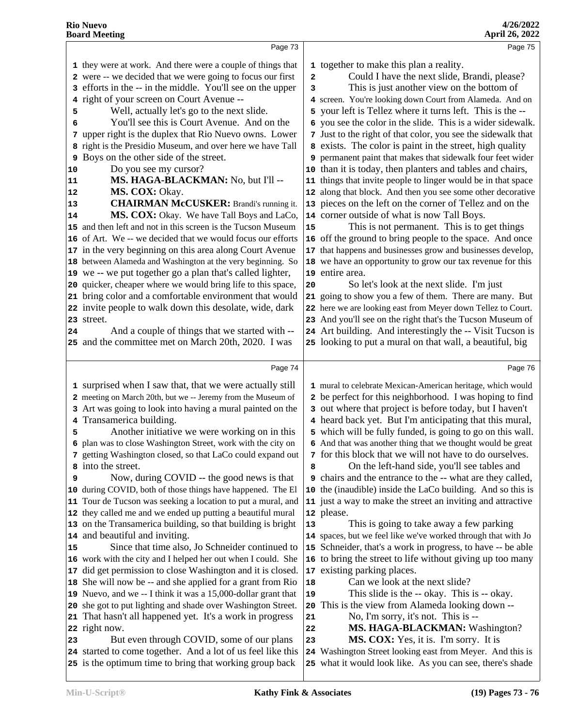Page 73

1 they were at work. And there were a couple of things that
2 were -- we decided that we were going to focus our first
3 efforts in the -- in the middle. You'll see on the upper
4 right of your screen on Court Avenue --
5 Well, actually let's go to the next slide.
6 You'll see this is Court Avenue. And on the
7 upper right is the duplex that Rio Nuevo owns. Lower
8 right is the Presidio Museum, and over here we have Tall
9 Boys on the other side of the street.
10 Do you see my cursor?
11 **MS. HAGA-BLACKMAN:** No, but I'll --
12 **MS. COX:** Okay.
13 **CHAIRMAN McCUSKER:** Brandi's running it.
14 **MS. COX:** Okay. We have Tall Boys and LaCo,
15 and then left and not in this screen is the Tucson Museum
16 of Art. We -- we decided that we would focus our efforts
17 in the very beginning on this area along Court Avenue
18 between Alameda and Washington at the very beginning. So
19 we -- we put together go a plan that's called lighter,
20 quicker, cheaper where we would bring life to this space,
21 bring color and a comfortable environment that would
22 invite people to walk down this desolate, wide, dark
23 street.
24 And a couple of things that we started with --
25 and the committee met on March 20th, 2020. I was

Page 74

1 surprised when I saw that, that we were actually still
2 meeting on March 20th, but we -- Jeremy from the Museum of
3 Art was going to look into having a mural painted on the
4 Transamerica building.
5 Another initiative we were working on in this
6 plan was to close Washington Street, work with the city on
7 getting Washington closed, so that LaCo could expand out
8 into the street.
9 Now, during COVID -- the good news is that
10 during COVID, both of those things have happened. The El
11 Tour de Tucson was seeking a location to put a mural, and
12 they called me and we ended up putting a beautiful mural
13 on the Transamerica building, so that building is bright
14 and beautiful and inviting.
15 Since that time also, Jo Schneider continued to
16 work with the city and I helped her out when I could. She
17 did get permission to close Washington and it is closed.
18 She will now be -- and she applied for a grant from Rio
19 Nuevo, and we -- I think it was a 15,000-dollar grant that
20 she got to put lighting and shade over Washington Street.
21 That hasn't all happened yet. It's a work in progress
22 right now.
23 But even through COVID, some of our plans
24 started to come together. And a lot of us feel like this
25 is the optimum time to bring that working group back

Page 75

1 together to make this plan a reality.
2 Could I have the next slide, Brandi, please?
3 This is just another view on the bottom of
4 screen. You're looking down Court from Alameda. And on
5 your left is Tellez where it turns left. This is the --
6 you see the color in the slide. This is a wider sidewalk.
7 Just to the right of that color, you see the sidewalk that
8 exists. The color is paint in the street, high quality
9 permanent paint that makes that sidewalk four feet wider
10 than it is today, then planters and tables and chairs,
11 things that invite people to linger would be in that space
12 along that block. And then you see some other decorative
13 pieces on the left on the corner of Tellez and on the
14 corner outside of what is now Tall Boys.
15 This is not permanent. This is to get things
16 off the ground to bring people to the space. And once
17 that happens and businesses grow and businesses develop,
18 we have an opportunity to grow our tax revenue for this
19 entire area.
20 So let's look at the next slide. I'm just
21 going to show you a few of them. There are many. But
22 here we are looking east from Meyer down Tellez to Court.
23 And you'll see on the right that's the Tucson Museum of
24 Art building. And interestingly the -- Visit Tucson is
25 looking to put a mural on that wall, a beautiful, big

Page 76

1 mural to celebrate Mexican-American heritage, which would
2 be perfect for this neighborhood. I was hoping to find
3 out where that project is before today, but I haven't
4 heard back yet. But I'm anticipating that this mural,
5 which will be fully funded, is going to go on this wall.
6 And that was another thing that we thought would be great
7 for this block that we will not have to do ourselves.
8 On the left-hand side, you'll see tables and
9 chairs and the entrance to the -- what are they called,
10 the (inaudible) inside the LaCo building. And so this is
11 just a way to make the street an inviting and attractive
12 please.
13 This is going to take away a few parking
14 spaces, but we feel like we've worked through that with Jo
15 Schneider, that's a work in progress, to have -- be able
16 to bring the street to life without giving up too many
17 existing parking places.
18 Can we look at the next slide?
19 This slide is the -- okay. This is -- okay.
20 This is the view from Alameda looking down --
21 No, I'm sorry, it's not. This is --
22 **MS. HAGA-BLACKMAN:** Washington?
23 **MS. COX:** Yes, it is. I'm sorry. It is
24 Washington Street looking east from Meyer. And this is
25 what it would look like. As you can see, there's shade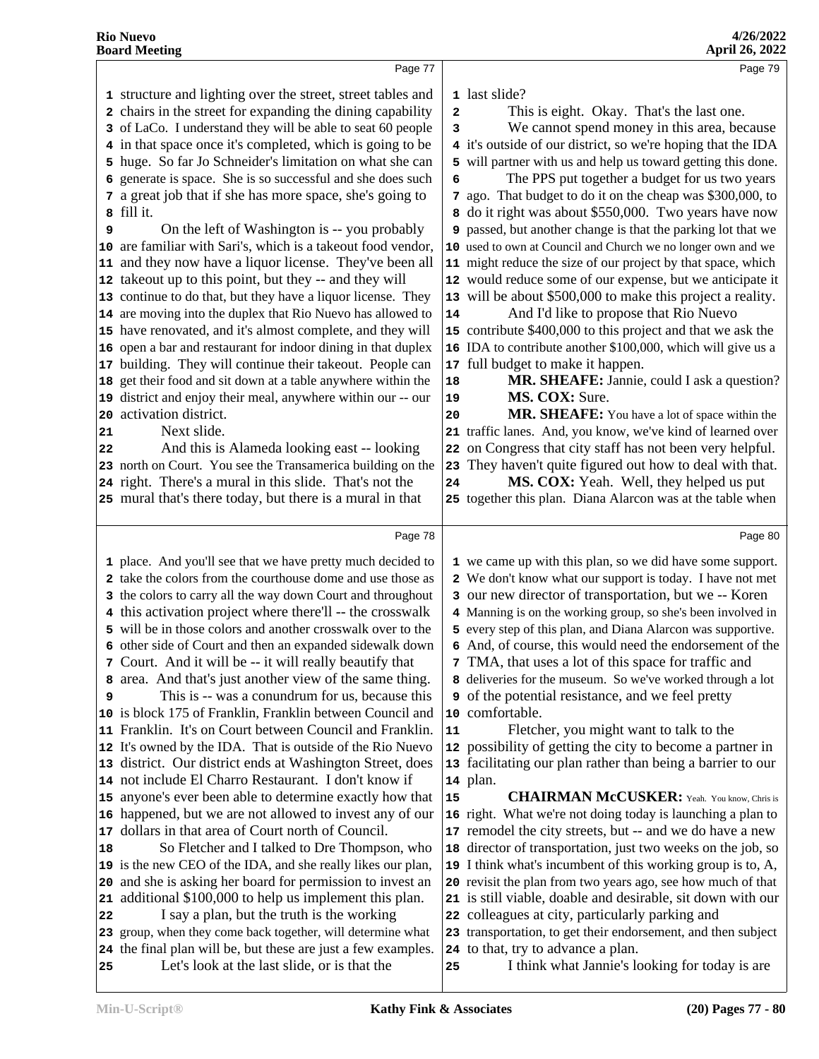Page 77

structure and lighting over the street, street tables and chairs in the street for expanding the dining capability of LaCo. I understand they will be able to seat 60 people in that space once it's completed, which is going to be huge. So far Jo Schneider's limitation on what she can generate is space. She is so successful and she does such a great job that if she has more space, she's going to fill it.

On the left of Washington is -- you probably are familiar with Sari's, which is a takeout food vendor, and they now have a liquor license. They've been all takeout up to this point, but they -- and they will continue to do that, but they have a liquor license. They are moving into the duplex that Rio Nuevo has allowed to have renovated, and it's almost complete, and they will open a bar and restaurant for indoor dining in that duplex building. They will continue their takeout. People can get their food and sit down at a table anywhere within the district and enjoy their meal, anywhere within our -- our activation district.

Next slide.

And this is Alameda looking east -- looking north on Court. You see the Transamerica building on the right. There's a mural in this slide. That's not the mural that's there today, but there is a mural in that

Page 78

place. And you'll see that we have pretty much decided to take the colors from the courthouse dome and use those as the colors to carry all the way down Court and throughout this activation project where there'll -- the crosswalk will be in those colors and another crosswalk over to the other side of Court and then an expanded sidewalk down Court. And it will be -- it will really beautify that area. And that's just another view of the same thing.

This is -- was a conundrum for us, because this is block 175 of Franklin, Franklin between Council and Franklin. It's on Court between Council and Franklin. It's owned by the IDA. That is outside of the Rio Nuevo district. Our district ends at Washington Street, does not include El Charro Restaurant. I don't know if anyone's ever been able to determine exactly how that happened, but we are not allowed to invest any of our dollars in that area of Court north of Council.

So Fletcher and I talked to Dre Thompson, who is the new CEO of the IDA, and she really likes our plan, and she is asking her board for permission to invest an additional $100,000 to help us implement this plan.

I say a plan, but the truth is the working group, when they come back together, will determine what the final plan will be, but these are just a few examples.

Let's look at the last slide, or is that the

Page 79

last slide?

This is eight. Okay. That's the last one.

We cannot spend money in this area, because it's outside of our district, so we're hoping that the IDA will partner with us and help us toward getting this done.

The PPS put together a budget for us two years ago. That budget to do it on the cheap was $300,000, to do it right was about $550,000. Two years have now passed, but another change is that the parking lot that we used to own at Council and Church we no longer own and we might reduce the size of our project by that space, which would reduce some of our expense, but we anticipate it will be about $500,000 to make this project a reality.

And I'd like to propose that Rio Nuevo contribute $400,000 to this project and that we ask the IDA to contribute another $100,000, which will give us a full budget to make it happen.

**MR. SHEAFE:** Jannie, could I ask a question?

**MS. COX:** Sure.

**MR. SHEAFE:** You have a lot of space within the traffic lanes. And, you know, we've kind of learned over on Congress that city staff has not been very helpful. They haven't quite figured out how to deal with that.

**MS. COX:** Yeah. Well, they helped us put together this plan. Diana Alarcon was at the table when

Page 80

we came up with this plan, so we did have some support. We don't know what our support is today. I have not met our new director of transportation, but we -- Koren Manning is on the working group, so she's been involved in every step of this plan, and Diana Alarcon was supportive. And, of course, this would need the endorsement of the TMA, that uses a lot of this space for traffic and deliveries for the museum. So we've worked through a lot of the potential resistance, and we feel pretty comfortable.

Fletcher, you might want to talk to the possibility of getting the city to become a partner in facilitating our plan rather than being a barrier to our plan.

**CHAIRMAN McCUSKER:** Yeah. You know, Chris is right. What we're not doing today is launching a plan to remodel the city streets, but -- and we do have a new director of transportation, just two weeks on the job, so I think what's incumbent of this working group is to, A, revisit the plan from two years ago, see how much of that is still viable, doable and desirable, sit down with our colleagues at city, particularly parking and transportation, to get their endorsement, and then subject to that, try to advance a plan.

I think what Jannie's looking for today is are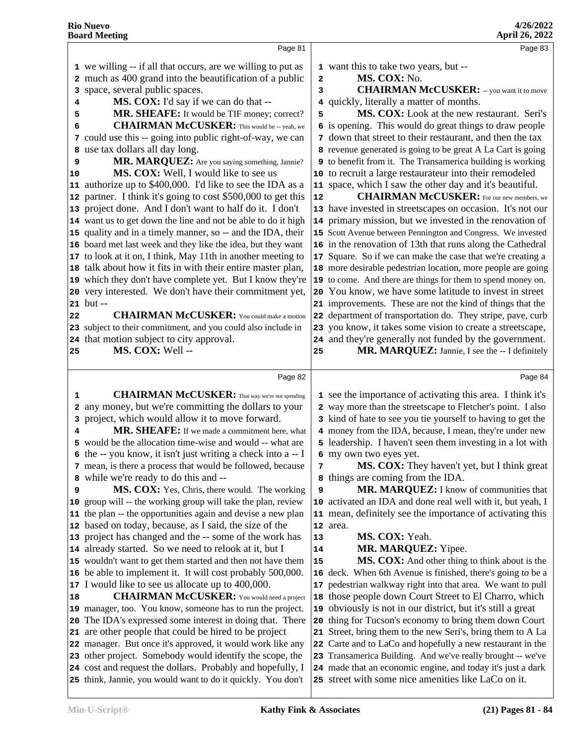Page 81

we willing -- if all that occurs, are we willing to put as much as 400 grand into the beautification of a public space, several public spaces.

**MS. COX:** I'd say if we can do that --

**MR. SHEAFE:** It would be TIF money; correct?

**CHAIRMAN McCUSKER:** This would be -- yeah, we could use this -- going into public right-of-way, we can use tax dollars all day long.

**MR. MARQUEZ:** Are you saying something, Jannie?

**MS. COX:** Well, I would like to see us authorize up to $400,000. I'd like to see the IDA as a partner. I think it's going to cost $500,000 to get this project done. And I don't want to half do it. I don't want us to get down the line and not be able to do it high quality and in a timely manner, so -- and the IDA, their board met last week and they like the idea, but they want to look at it on, I think, May 11th in another meeting to talk about how it fits in with their entire master plan, which they don't have complete yet. But I know they're very interested. We don't have their commitment yet, but --

**CHAIRMAN McCUSKER:** You could make a motion subject to their commitment, and you could also include in that motion subject to city approval.

**MS. COX:** Well --

Page 82

**CHAIRMAN McCUSKER:** That way we're not spending any money, but we're committing the dollars to your project, which would allow it to move forward.

**MR. SHEAFE:** If we made a commitment here, what would be the allocation time-wise and would -- what are the -- you know, it isn't just writing a check into a -- I mean, is there a process that would be followed, because while we're ready to do this and --

**MS. COX:** Yes, Chris, there would. The working group will -- the working group will take the plan, review the plan -- the opportunities again and devise a new plan based on today, because, as I said, the size of the project has changed and the -- some of the work has already started. So we need to relook at it, but I wouldn't want to get them started and then not have them be able to implement it. It will cost probably 500,000. I would like to see us allocate up to 400,000.

**CHAIRMAN McCUSKER:** You would need a project manager, too. You know, someone has to run the project. The IDA's expressed some interest in doing that. There are other people that could be hired to be project manager. But once it's approved, it would work like any other project. Somebody would identify the scope, the cost and request the dollars. Probably and hopefully, I think, Jannie, you would want to do it quickly. You don't

Page 83

want this to take two years, but --

**MS. COX:** No.

**CHAIRMAN McCUSKER:** -- you want it to move quickly, literally a matter of months.

**MS. COX:** Look at the new restaurant. Seri's is opening. This would do great things to draw people down that street to their restaurant, and then the tax revenue generated is going to be great A La Cart is going to benefit from it. The Transamerica building is working to recruit a large restaurateur into their remodeled space, which I saw the other day and it's beautiful.

**CHAIRMAN McCUSKER:** For our new members, we have invested in streetscapes on occasion. It's not our primary mission, but we invested in the renovation of Scott Avenue between Pennington and Congress. We invested in the renovation of 13th that runs along the Cathedral Square. So if we can make the case that we're creating a more desirable pedestrian location, more people are going to come. And there are things for them to spend money on. You know, we have some latitude to invest in street improvements. These are not the kind of things that the department of transportation do. They stripe, pave, curb you know, it takes some vision to create a streetscape, and they're generally not funded by the government.

**MR. MARQUEZ:** Jannie, I see the -- I definitely

Page 84

see the importance of activating this area. I think it's way more than the streetscape to Fletcher's point. I also kind of hate to see you tie yourself to having to get the money from the IDA, because, I mean, they're under new leadership. I haven't seen them investing in a lot with my own two eyes yet.

**MS. COX:** They haven't yet, but I think great things are coming from the IDA.

**MR. MARQUEZ:** I know of communities that activated an IDA and done real well with it, but yeah, I mean, definitely see the importance of activating this area.

**MS. COX:** Yeah.

**MR. MARQUEZ:** Yipee.

**MS. COX:** And other thing to think about is the deck. When 6th Avenue is finished, there's going to be a pedestrian walkway right into that area. We want to pull those people down Court Street to El Charro, which obviously is not in our district, but it's still a great thing for Tucson's economy to bring them down Court Street, bring them to the new Seri's, bring them to A La Carte and to LaCo and hopefully a new restaurant in the Transamerica Building. And we've really brought -- we've made that an economic engine, and today it's just a dark street with some nice amenities like LaCo on it.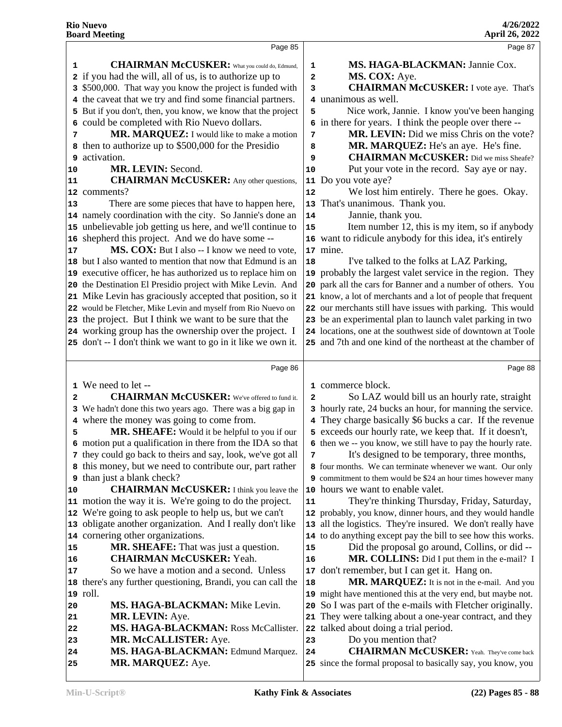**CHAIRMAN McCUSKER:** What you could do, Edmund, if you had the will, all of us, is to authorize up to $500,000. That way you know the project is funded with the caveat that we try and find some financial partners. But if you don't, then, you know, we know that the project could be completed with Rio Nuevo dollars.

**MR. MARQUEZ:** I would like to make a motion then to authorize up to $500,000 for the Presidio activation.

**MR. LEVIN:** Second.

**CHAIRMAN McCUSKER:** Any other questions, comments?

There are some pieces that have to happen here, namely coordination with the city. So Jannie's done an unbelievable job getting us here, and we'll continue to shepherd this project. And we do have some --

**MS. COX:** But I also -- I know we need to vote, but I also wanted to mention that now that Edmund is an executive officer, he has authorized us to replace him on the Destination El Presidio project with Mike Levin. And Mike Levin has graciously accepted that position, so it would be Fletcher, Mike Levin and myself from Rio Nuevo on the project. But I think we want to be sure that the working group has the ownership over the project. I don't -- I don't think we want to go in it like we own it. We need to let --

**CHAIRMAN McCUSKER:** We've offered to fund it. We hadn't done this two years ago. There was a big gap in where the money was going to come from.

**MR. SHEAFE:** Would it be helpful to you if our motion put a qualification in there from the IDA so that they could go back to theirs and say, look, we've got all this money, but we need to contribute our, part rather than just a blank check?

**CHAIRMAN McCUSKER:** I think you leave the motion the way it is. We're going to do the project. We're going to ask people to help us, but we can't obligate another organization. And I really don't like cornering other organizations.

**MR. SHEAFE:** That was just a question.

**CHAIRMAN McCUSKER:** Yeah.

So we have a motion and a second. Unless there's any further questioning, Brandi, you can call the roll.

**MS. HAGA-BLACKMAN:** Mike Levin.

**MR. LEVIN:** Aye.

**MS. HAGA-BLACKMAN:** Ross McCallister.

**MR. McCALLISTER:** Aye.

**MS. HAGA-BLACKMAN:** Edmund Marquez.

**MR. MARQUEZ:** Aye.

**MS. HAGA-BLACKMAN:** Jannie Cox.

**MS. COX:** Aye.

**CHAIRMAN McCUSKER:** I vote aye. That's unanimous as well.

Nice work, Jannie. I know you've been hanging in there for years. I think the people over there --

**MR. LEVIN:** Did we miss Chris on the vote?

**MR. MARQUEZ:** He's an aye. He's fine.

**CHAIRMAN McCUSKER:** Did we miss Sheafe?

Put your vote in the record. Say aye or nay. Do you vote aye?

We lost him entirely. There he goes. Okay. That's unanimous. Thank you.

Jannie, thank you.

Item number 12, this is my item, so if anybody want to ridicule anybody for this idea, it's entirely mine.

I've talked to the folks at LAZ Parking, probably the largest valet service in the region. They park all the cars for Banner and a number of others. You know, a lot of merchants and a lot of people that frequent our merchants still have issues with parking. This would be an experimental plan to launch valet parking in two locations, one at the southwest side of downtown at Toole and 7th and one kind of the northeast at the chamber of commerce block.

So LAZ would bill us an hourly rate, straight hourly rate, 24 bucks an hour, for manning the service. They charge basically $6 bucks a car. If the revenue exceeds our hourly rate, we keep that. If it doesn't, then we -- you know, we still have to pay the hourly rate.

It's designed to be temporary, three months, four months. We can terminate whenever we want. Our only commitment to them would be $24 an hour times however many hours we want to enable valet.

They're thinking Thursday, Friday, Saturday, probably, you know, dinner hours, and they would handle all the logistics. They're insured. We don't really have to do anything except pay the bill to see how this works.

Did the proposal go around, Collins, or did --

**MR. COLLINS:** Did I put them in the e-mail? I don't remember, but I can get it. Hang on.

**MR. MARQUEZ:** It is not in the e-mail. And you might have mentioned this at the very end, but maybe not. So I was part of the e-mails with Fletcher originally. They were talking about a one-year contract, and they talked about doing a trial period.

Do you mention that?

**CHAIRMAN McCUSKER:** Yeah. They've come back since the formal proposal to basically say, you know, you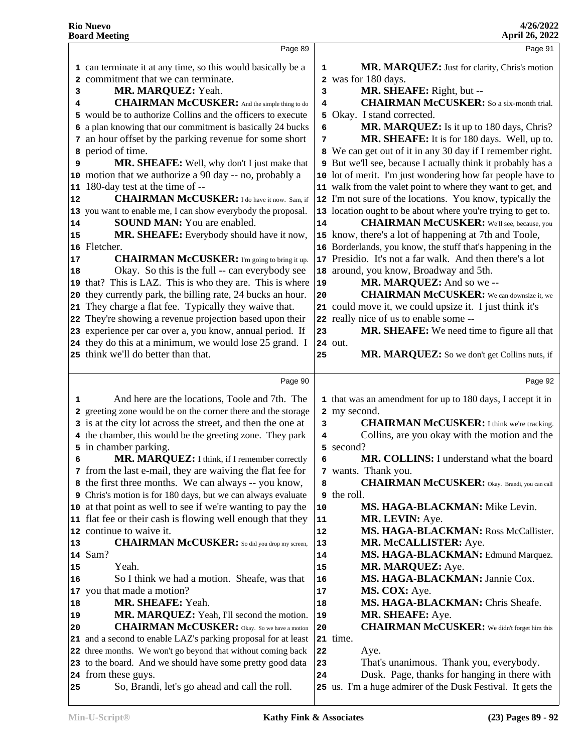**Page 89**

1 can terminate it at any time, so this would basically be a
2 commitment that we can terminate.
3 **MR. MARQUEZ:** Yeah.
4 **CHAIRMAN McCUSKER:** And the simple thing to do
5 would be to authorize Collins and the officers to execute
6 a plan knowing that our commitment is basically 24 bucks
7 an hour offset by the parking revenue for some short
8 period of time.
9 **MR. SHEAFE:** Well, why don't I just make that
10 motion that we authorize a 90 day -- no, probably a
11 180-day test at the time of --
12 **CHAIRMAN McCUSKER:** I do have it now. Sam, if
13 you want to enable me, I can show everybody the proposal.
14 **SOUND MAN:** You are enabled.
15 **MR. SHEAFE:** Everybody should have it now,
16 Fletcher.
17 **CHAIRMAN McCUSKER:** I'm going to bring it up.
18 Okay. So this is the full -- can everybody see
19 that? This is LAZ. This is who they are. This is where
20 they currently park, the billing rate, 24 bucks an hour.
21 They charge a flat fee. Typically they waive that.
22 They're showing a revenue projection based upon their
23 experience per car over a, you know, annual period. If
24 they do this at a minimum, we would lose 25 grand. I
25 think we'll do better than that.

**Page 90**

1 And here are the locations, Toole and 7th. The
2 greeting zone would be on the corner there and the storage
3 is at the city lot across the street, and then the one at
4 the chamber, this would be the greeting zone. They park
5 in chamber parking.
6 **MR. MARQUEZ:** I think, if I remember correctly
7 from the last e-mail, they are waiving the flat fee for
8 the first three months. We can always -- you know,
9 Chris's motion is for 180 days, but we can always evaluate
10 at that point as well to see if we're wanting to pay the
11 flat fee or their cash is flowing well enough that they
12 continue to waive it.
13 **CHAIRMAN McCUSKER:** So did you drop my screen,
14 Sam?
15 Yeah.
16 So I think we had a motion. Sheafe, was that
17 you that made a motion?
18 **MR. SHEAFE:** Yeah.
19 **MR. MARQUEZ:** Yeah, I'll second the motion.
20 **CHAIRMAN McCUSKER:** Okay. So we have a motion
21 and a second to enable LAZ's parking proposal for at least
22 three months. We won't go beyond that without coming back
23 to the board. And we should have some pretty good data
24 from these guys.
25 So, Brandi, let's go ahead and call the roll.

**Page 91**

1 **MR. MARQUEZ:** Just for clarity, Chris's motion
2 was for 180 days.
3 **MR. SHEAFE:** Right, but --
4 **CHAIRMAN McCUSKER:** So a six-month trial.
5 Okay. I stand corrected.
6 **MR. MARQUEZ:** Is it up to 180 days, Chris?
7 **MR. SHEAFE:** It is for 180 days. Well, up to.
8 We can get out of it in any 30 day if I remember right.
9 But we'll see, because I actually think it probably has a
10 lot of merit. I'm just wondering how far people have to
11 walk from the valet point to where they want to get, and
12 I'm not sure of the locations. You know, typically the
13 location ought to be about where you're trying to get to.
14 **CHAIRMAN McCUSKER:** We'll see, because, you
15 know, there's a lot of happening at 7th and Toole,
16 Borderlands, you know, the stuff that's happening in the
17 Presidio. It's not a far walk. And then there's a lot
18 around, you know, Broadway and 5th.
19 **MR. MARQUEZ:** And so we --
20 **CHAIRMAN McCUSKER:** We can downsize it, we
21 could move it, we could upsize it. I just think it's
22 really nice of us to enable some --
23 **MR. SHEAFE:** We need time to figure all that
24 out.
25 **MR. MARQUEZ:** So we don't get Collins nuts, if

**Page 92**

1 that was an amendment for up to 180 days, I accept it in
2 my second.
3 **CHAIRMAN McCUSKER:** I think we're tracking.
4 Collins, are you okay with the motion and the
5 second?
6 **MR. COLLINS:** I understand what the board
7 wants. Thank you.
8 **CHAIRMAN McCUSKER:** Okay. Brandi, you can call
9 the roll.
10 **MS. HAGA-BLACKMAN:** Mike Levin.
11 **MR. LEVIN:** Aye.
12 **MS. HAGA-BLACKMAN:** Ross McCallister.
13 **MR. McCALLISTER:** Aye.
14 **MS. HAGA-BLACKMAN:** Edmund Marquez.
15 **MR. MARQUEZ:** Aye.
16 **MS. HAGA-BLACKMAN:** Jannie Cox.
17 **MS. COX:** Aye.
18 **MS. HAGA-BLACKMAN:** Chris Sheafe.
19 **MR. SHEAFE:** Aye.
20 **CHAIRMAN McCUSKER:** We didn't forget him this
21 time.
22 Aye.
23 That's unanimous. Thank you, everybody.
24 Dusk. Page, thanks for hanging in there with
25 us. I'm a huge admirer of the Dusk Festival. It gets the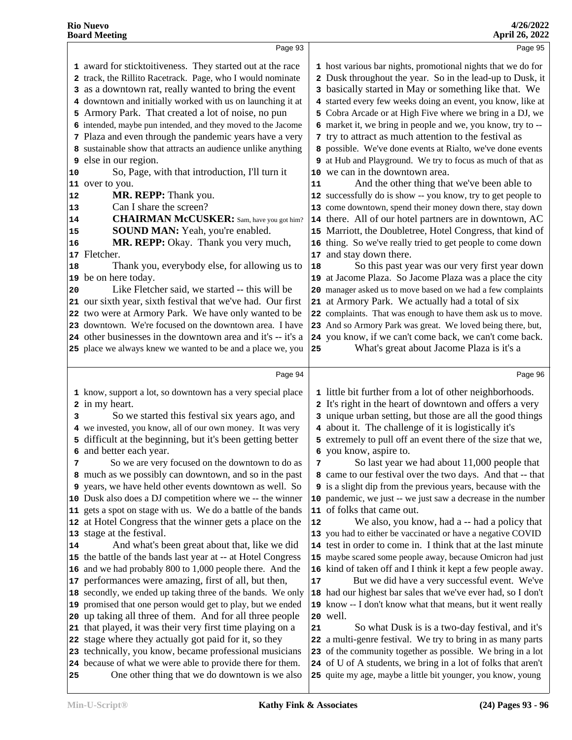award for sticktoitiveness. They started out at the race track, the Rillito Racetrack. Page, who I would nominate as a downtown rat, really wanted to bring the event downtown and initially worked with us on launching it at Armory Park. That created a lot of noise, no pun intended, maybe pun intended, and they moved to the Jacome Plaza and even through the pandemic years have a very sustainable show that attracts an audience unlike anything else in our region.

So, Page, with that introduction, I'll turn it over to you.

**MR. REPP:** Thank you.

Can I share the screen?

**CHAIRMAN McCUSKER:** Sam, have you got him?

**SOUND MAN:** Yeah, you're enabled.

**MR. REPP:** Okay. Thank you very much, Fletcher.

Thank you, everybody else, for allowing us to be on here today.

Like Fletcher said, we started -- this will be our sixth year, sixth festival that we've had. Our first two were at Armory Park. We have only wanted to be downtown. We're focused on the downtown area. I have other businesses in the downtown area and it's -- it's a place we always knew we wanted to be and a place we, you know, support a lot, so downtown has a very special place in my heart.

So we started this festival six years ago, and we invested, you know, all of our own money. It was very difficult at the beginning, but it's been getting better and better each year.

So we are very focused on the downtown to do as much as we possibly can downtown, and so in the past years, we have held other events downtown as well. So Dusk also does a DJ competition where we -- the winner gets a spot on stage with us. We do a battle of the bands at Hotel Congress that the winner gets a place on the stage at the festival.

And what's been great about that, like we did the battle of the bands last year at -- at Hotel Congress and we had probably 800 to 1,000 people there. And the performances were amazing, first of all, but then, secondly, we ended up taking three of the bands. We only promised that one person would get to play, but we ended up taking all three of them. And for all three people that played, it was their very first time playing on a stage where they actually got paid for it, so they technically, you know, became professional musicians because of what we were able to provide there for them.

One other thing that we do downtown is we also host various bar nights, promotional nights that we do for Dusk throughout the year. So in the lead-up to Dusk, it basically started in May or something like that. We started every few weeks doing an event, you know, like at Cobra Arcade or at High Five where we bring in a DJ, we market it, we bring in people and we, you know, try to -- try to attract as much attention to the festival as possible. We've done events at Rialto, we've done events at Hub and Playground. We try to focus as much of that as we can in the downtown area.

And the other thing that we've been able to successfully do is show -- you know, try to get people to come downtown, spend their money down there, stay down there. All of our hotel partners are in downtown, AC Marriott, the Doubletree, Hotel Congress, that kind of thing. So we've really tried to get people to come down and stay down there.

So this past year was our very first year down at Jacome Plaza. So Jacome Plaza was a place the city manager asked us to move based on we had a few complaints at Armory Park. We actually had a total of six complaints. That was enough to have them ask us to move. And so Armory Park was great. We loved being there, but, you know, if we can't come back, we can't come back.

What's great about Jacome Plaza is it's a little bit further from a lot of other neighborhoods. It's right in the heart of downtown and offers a very unique urban setting, but those are all the good things about it. The challenge of it is logistically it's extremely to pull off an event there of the size that we, you know, aspire to.

So last year we had about 11,000 people that came to our festival over the two days. And that -- that is a slight dip from the previous years, because with the pandemic, we just -- we just saw a decrease in the number of folks that came out.

We also, you know, had a -- had a policy that you had to either be vaccinated or have a negative COVID test in order to come in. I think that at the last minute maybe scared some people away, because Omicron had just kind of taken off and I think it kept a few people away.

But we did have a very successful event. We've had our highest bar sales that we've ever had, so I don't know -- I don't know what that means, but it went really well.

So what Dusk is is a two-day festival, and it's a multi-genre festival. We try to bring in as many parts of the community together as possible. We bring in a lot of U of A students, we bring in a lot of folks that aren't quite my age, maybe a little bit younger, you know, young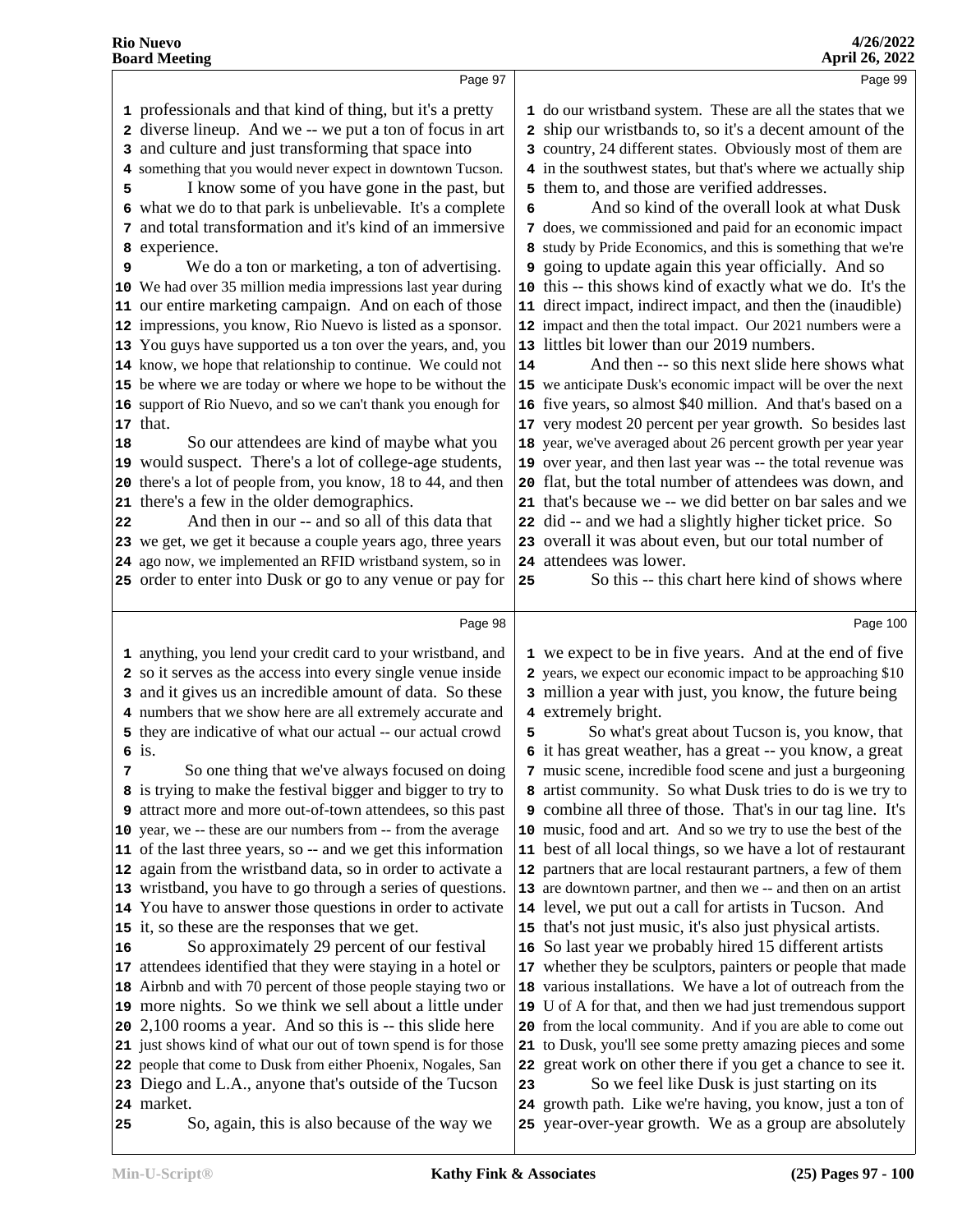Page 97

1 professionals and that kind of thing, but it's a pretty
2 diverse lineup. And we -- we put a ton of focus in art
3 and culture and just transforming that space into
4 something that you would never expect in downtown Tucson.
5 I know some of you have gone in the past, but
6 what we do to that park is unbelievable. It's a complete
7 and total transformation and it's kind of an immersive
8 experience.
9 We do a ton or marketing, a ton of advertising.
10 We had over 35 million media impressions last year during
11 our entire marketing campaign. And on each of those
12 impressions, you know, Rio Nuevo is listed as a sponsor.
13 You guys have supported us a ton over the years, and, you
14 know, we hope that relationship to continue. We could not
15 be where we are today or where we hope to be without the
16 support of Rio Nuevo, and so we can't thank you enough for
17 that.
18 So our attendees are kind of maybe what you
19 would suspect. There's a lot of college-age students,
20 there's a lot of people from, you know, 18 to 44, and then
21 there's a few in the older demographics.
22 And then in our -- and so all of this data that
23 we get, we get it because a couple years ago, three years
24 ago now, we implemented an RFID wristband system, so in
25 order to enter into Dusk or go to any venue or pay for

Page 98

1 anything, you lend your credit card to your wristband, and
2 so it serves as the access into every single venue inside
3 and it gives us an incredible amount of data. So these
4 numbers that we show here are all extremely accurate and
5 they are indicative of what our actual -- our actual crowd
6 is.
7 So one thing that we've always focused on doing
8 is trying to make the festival bigger and bigger to try to
9 attract more and more out-of-town attendees, so this past
10 year, we -- these are our numbers from -- from the average
11 of the last three years, so -- and we get this information
12 again from the wristband data, so in order to activate a
13 wristband, you have to go through a series of questions.
14 You have to answer those questions in order to activate
15 it, so these are the responses that we get.
16 So approximately 29 percent of our festival
17 attendees identified that they were staying in a hotel or
18 Airbnb and with 70 percent of those people staying two or
19 more nights. So we think we sell about a little under
20 2,100 rooms a year. And so this is -- this slide here
21 just shows kind of what our out of town spend is for those
22 people that come to Dusk from either Phoenix, Nogales, San
23 Diego and L.A., anyone that's outside of the Tucson
24 market.
25 So, again, this is also because of the way we

Page 99

1 do our wristband system. These are all the states that we
2 ship our wristbands to, so it's a decent amount of the
3 country, 24 different states. Obviously most of them are
4 in the southwest states, but that's where we actually ship
5 them to, and those are verified addresses.
6 And so kind of the overall look at what Dusk
7 does, we commissioned and paid for an economic impact
8 study by Pride Economics, and this is something that we're
9 going to update again this year officially. And so
10 this -- this shows kind of exactly what we do. It's the
11 direct impact, indirect impact, and then the (inaudible)
12 impact and then the total impact. Our 2021 numbers were a
13 littles bit lower than our 2019 numbers.
14 And then -- so this next slide here shows what
15 we anticipate Dusk's economic impact will be over the next
16 five years, so almost $40 million. And that's based on a
17 very modest 20 percent per year growth. So besides last
18 year, we've averaged about 26 percent growth per year year
19 over year, and then last year was -- the total revenue was
20 flat, but the total number of attendees was down, and
21 that's because we -- we did better on bar sales and we
22 did -- and we had a slightly higher ticket price. So
23 overall it was about even, but our total number of
24 attendees was lower.
25 So this -- this chart here kind of shows where

Page 100

1 we expect to be in five years. And at the end of five
2 years, we expect our economic impact to be approaching $10
3 million a year with just, you know, the future being
4 extremely bright.
5 So what's great about Tucson is, you know, that
6 it has great weather, has a great -- you know, a great
7 music scene, incredible food scene and just a burgeoning
8 artist community. So what Dusk tries to do is we try to
9 combine all three of those. That's in our tag line. It's
10 music, food and art. And so we try to use the best of the
11 best of all local things, so we have a lot of restaurant
12 partners that are local restaurant partners, a few of them
13 are downtown partner, and then we -- and then on an artist
14 level, we put out a call for artists in Tucson. And
15 that's not just music, it's also just physical artists.
16 So last year we probably hired 15 different artists
17 whether they be sculptors, painters or people that made
18 various installations. We have a lot of outreach from the
19 U of A for that, and then we had just tremendous support
20 from the local community. And if you are able to come out
21 to Dusk, you'll see some pretty amazing pieces and some
22 great work on other there if you get a chance to see it.
23 So we feel like Dusk is just starting on its
24 growth path. Like we're having, you know, just a ton of
25 year-over-year growth. We as a group are absolutely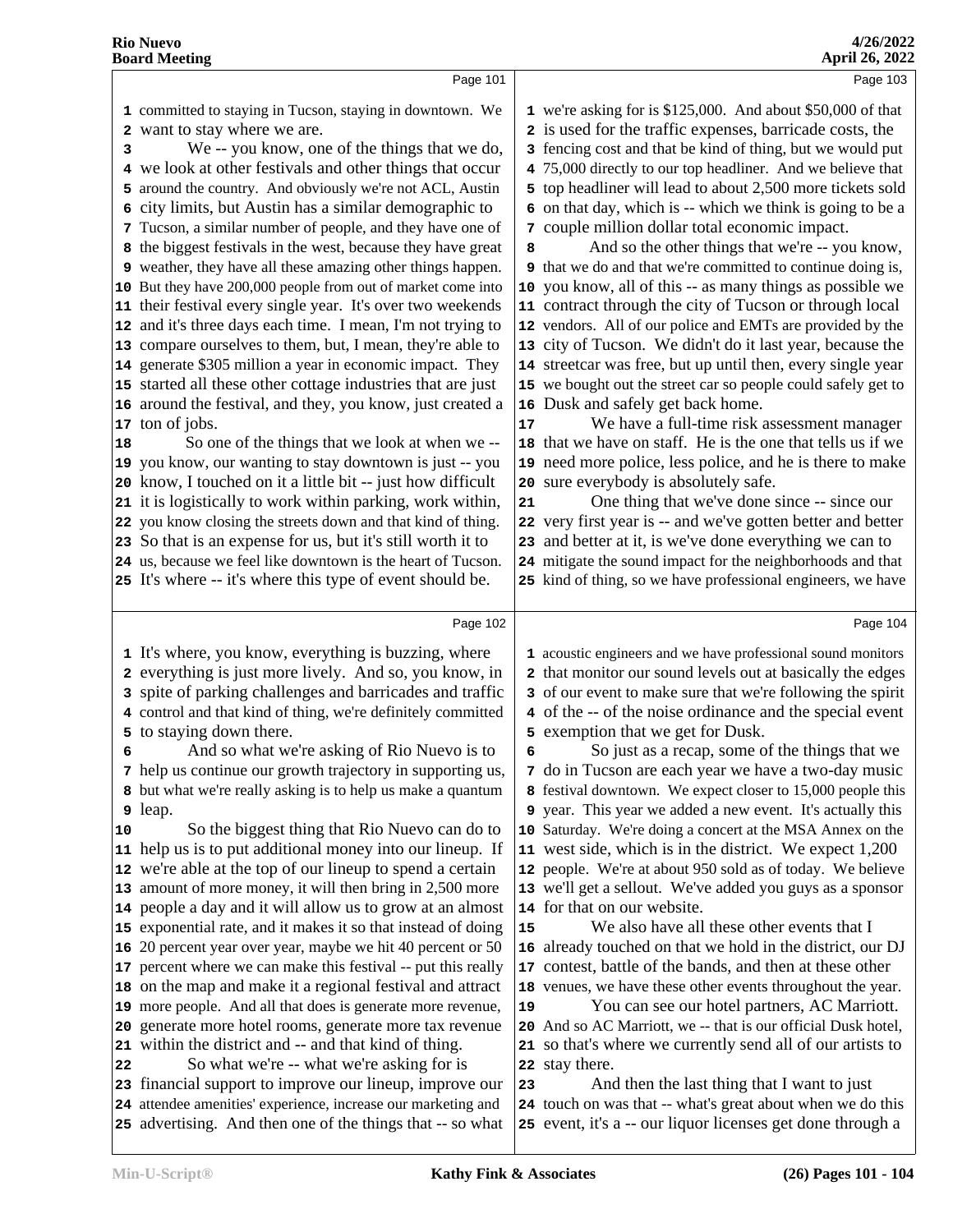Page 101

1 committed to staying in Tucson, staying in downtown. We
2 want to stay where we are.
3 We -- you know, one of the things that we do,
4 we look at other festivals and other things that occur
5 around the country. And obviously we're not ACL, Austin
6 city limits, but Austin has a similar demographic to
7 Tucson, a similar number of people, and they have one of
8 the biggest festivals in the west, because they have great
9 weather, they have all these amazing other things happen.
10 But they have 200,000 people from out of market come into
11 their festival every single year. It's over two weekends
12 and it's three days each time. I mean, I'm not trying to
13 compare ourselves to them, but, I mean, they're able to
14 generate $305 million a year in economic impact. They
15 started all these other cottage industries that are just
16 around the festival, and they, you know, just created a
17 ton of jobs.
18 So one of the things that we look at when we --
19 you know, our wanting to stay downtown is just -- you
20 know, I touched on it a little bit -- just how difficult
21 it is logistically to work within parking, work within,
22 you know closing the streets down and that kind of thing.
23 So that is an expense for us, but it's still worth it to
24 us, because we feel like downtown is the heart of Tucson.
25 It's where -- it's where this type of event should be.

Page 102

1 It's where, you know, everything is buzzing, where
2 everything is just more lively. And so, you know, in
3 spite of parking challenges and barricades and traffic
4 control and that kind of thing, we're definitely committed
5 to staying down there.
6 And so what we're asking of Rio Nuevo is to
7 help us continue our growth trajectory in supporting us,
8 but what we're really asking is to help us make a quantum
9 leap.
10 So the biggest thing that Rio Nuevo can do to
11 help us is to put additional money into our lineup. If
12 we're able at the top of our lineup to spend a certain
13 amount of more money, it will then bring in 2,500 more
14 people a day and it will allow us to grow at an almost
15 exponential rate, and it makes it so that instead of doing
16 20 percent year over year, maybe we hit 40 percent or 50
17 percent where we can make this festival -- put this really
18 on the map and make it a regional festival and attract
19 more people. And all that does is generate more revenue,
20 generate more hotel rooms, generate more tax revenue
21 within the district and -- and that kind of thing.
22 So what we're -- what we're asking for is
23 financial support to improve our lineup, improve our
24 attendee amenities' experience, increase our marketing and
25 advertising. And then one of the things that -- so what

Page 103

1 we're asking for is $125,000. And about $50,000 of that
2 is used for the traffic expenses, barricade costs, the
3 fencing cost and that be kind of thing, but we would put
4 75,000 directly to our top headliner. And we believe that
5 top headliner will lead to about 2,500 more tickets sold
6 on that day, which is -- which we think is going to be a
7 couple million dollar total economic impact.
8 And so the other things that we're -- you know,
9 that we do and that we're committed to continue doing is,
10 you know, all of this -- as many things as possible we
11 contract through the city of Tucson or through local
12 vendors. All of our police and EMTs are provided by the
13 city of Tucson. We didn't do it last year, because the
14 streetcar was free, but up until then, every single year
15 we bought out the street car so people could safely get to
16 Dusk and safely get back home.
17 We have a full-time risk assessment manager
18 that we have on staff. He is the one that tells us if we
19 need more police, less police, and he is there to make
20 sure everybody is absolutely safe.
21 One thing that we've done since -- since our
22 very first year is -- and we've gotten better and better
23 and better at it, is we've done everything we can to
24 mitigate the sound impact for the neighborhoods and that
25 kind of thing, so we have professional engineers, we have

Page 104

1 acoustic engineers and we have professional sound monitors
2 that monitor our sound levels out at basically the edges
3 of our event to make sure that we're following the spirit
4 of the -- of the noise ordinance and the special event
5 exemption that we get for Dusk.
6 So just as a recap, some of the things that we
7 do in Tucson are each year we have a two-day music
8 festival downtown. We expect closer to 15,000 people this
9 year. This year we added a new event. It's actually this
10 Saturday. We're doing a concert at the MSA Annex on the
11 west side, which is in the district. We expect 1,200
12 people. We're at about 950 sold as of today. We believe
13 we'll get a sellout. We've added you guys as a sponsor
14 for that on our website.
15 We also have all these other events that I
16 already touched on that we hold in the district, our DJ
17 contest, battle of the bands, and then at these other
18 venues, we have these other events throughout the year.
19 You can see our hotel partners, AC Marriott.
20 And so AC Marriott, we -- that is our official Dusk hotel,
21 so that's where we currently send all of our artists to
22 stay there.
23 And then the last thing that I want to just
24 touch on was that -- what's great about when we do this
25 event, it's a -- our liquor licenses get done through a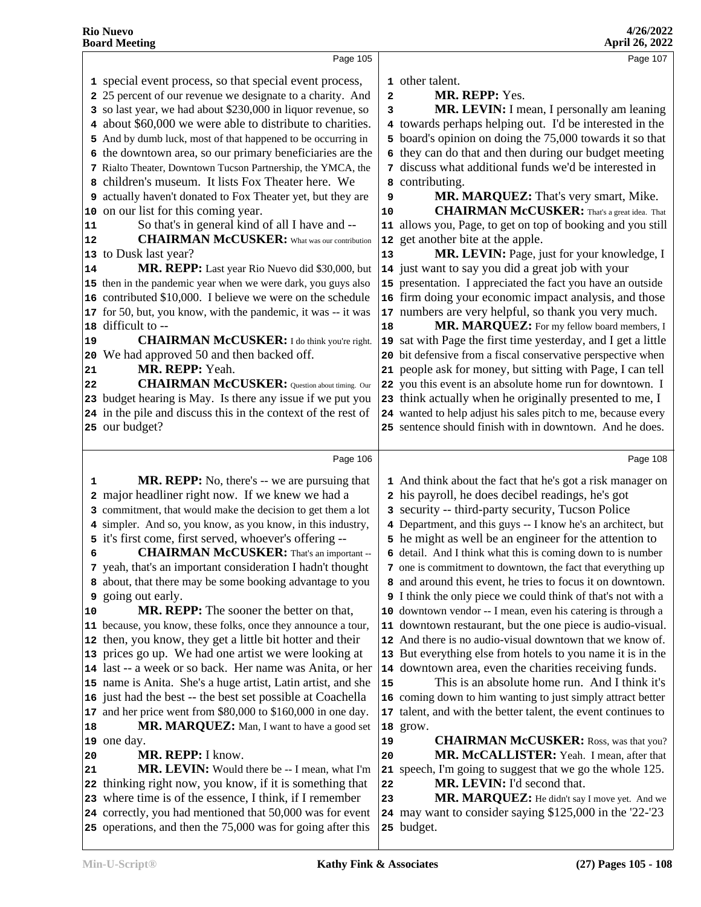Page 105

1 special event process, so that special event process,
2 25 percent of our revenue we designate to a charity. And
3 so last year, we had about $230,000 in liquor revenue, so
4 about $60,000 we were able to distribute to charities.
5 And by dumb luck, most of that happened to be occurring in
6 the downtown area, so our primary beneficiaries are the
7 Rialto Theater, Downtown Tucson Partnership, the YMCA, the
8 children's museum. It lists Fox Theater here. We
9 actually haven't donated to Fox Theater yet, but they are
10 on our list for this coming year.
11 So that's in general kind of all I have and --
12 **CHAIRMAN McCUSKER:** What was our contribution
13 to Dusk last year?
14 **MR. REPP:** Last year Rio Nuevo did $30,000, but
15 then in the pandemic year when we were dark, you guys also
16 contributed $10,000. I believe we were on the schedule
17 for 50, but, you know, with the pandemic, it was -- it was
18 difficult to --
19 **CHAIRMAN McCUSKER:** I do think you're right.
20 We had approved 50 and then backed off.
21 **MR. REPP:** Yeah.
22 **CHAIRMAN McCUSKER:** Question about timing. Our
23 budget hearing is May. Is there any issue if we put you
24 in the pile and discuss this in the context of the rest of
25 our budget?

Page 106

1 **MR. REPP:** No, there's -- we are pursuing that
2 major headliner right now. If we knew we had a
3 commitment, that would make the decision to get them a lot
4 simpler. And so, you know, as you know, in this industry,
5 it's first come, first served, whoever's offering --
6 **CHAIRMAN McCUSKER:** That's an important --
7 yeah, that's an important consideration I hadn't thought
8 about, that there may be some booking advantage to you
9 going out early.
10 **MR. REPP:** The sooner the better on that,
11 because, you know, these folks, once they announce a tour,
12 then, you know, they get a little bit hotter and their
13 prices go up. We had one artist we were looking at
14 last -- a week or so back. Her name was Anita, or her
15 name is Anita. She's a huge artist, Latin artist, and she
16 just had the best -- the best set possible at Coachella
17 and her price went from $80,000 to $160,000 in one day.
18 **MR. MARQUEZ:** Man, I want to have a good set
19 one day.
20 **MR. REPP:** I know.
21 **MR. LEVIN:** Would there be -- I mean, what I'm
22 thinking right now, you know, if it is something that
23 where time is of the essence, I think, if I remember
24 correctly, you had mentioned that 50,000 was for event
25 operations, and then the 75,000 was for going after this

Page 107

1 other talent.
2 **MR. REPP:** Yes.
3 **MR. LEVIN:** I mean, I personally am leaning
4 towards perhaps helping out. I'd be interested in the
5 board's opinion on doing the 75,000 towards it so that
6 they can do that and then during our budget meeting
7 discuss what additional funds we'd be interested in
8 contributing.
9 **MR. MARQUEZ:** That's very smart, Mike.
10 **CHAIRMAN McCUSKER:** That's a great idea. That
11 allows you, Page, to get on top of booking and you still
12 get another bite at the apple.
13 **MR. LEVIN:** Page, just for your knowledge, I
14 just want to say you did a great job with your
15 presentation. I appreciated the fact you have an outside
16 firm doing your economic impact analysis, and those
17 numbers are very helpful, so thank you very much.
18 **MR. MARQUEZ:** For my fellow board members, I
19 sat with Page the first time yesterday, and I get a little
20 bit defensive from a fiscal conservative perspective when
21 people ask for money, but sitting with Page, I can tell
22 you this event is an absolute home run for downtown. I
23 think actually when he originally presented to me, I
24 wanted to help adjust his sales pitch to me, because every
25 sentence should finish with in downtown. And he does.

Page 108

1 And think about the fact that he's got a risk manager on
2 his payroll, he does decibel readings, he's got
3 security -- third-party security, Tucson Police
4 Department, and this guys -- I know he's an architect, but
5 he might as well be an engineer for the attention to
6 detail. And I think what this is coming down to is number
7 one is commitment to downtown, the fact that everything up
8 and around this event, he tries to focus it on downtown.
9 I think the only piece we could think of that's not with a
10 downtown vendor -- I mean, even his catering is through a
11 downtown restaurant, but the one piece is audio-visual.
12 And there is no audio-visual downtown that we know of.
13 But everything else from hotels to you name it is in the
14 downtown area, even the charities receiving funds.
15 This is an absolute home run. And I think it's
16 coming down to him wanting to just simply attract better
17 talent, and with the better talent, the event continues to
18 grow.
19 **CHAIRMAN McCUSKER:** Ross, was that you?
20 **MR. McCALLISTER:** Yeah. I mean, after that
21 speech, I'm going to suggest that we go the whole 125.
22 **MR. LEVIN:** I'd second that.
23 **MR. MARQUEZ:** He didn't say I move yet. And we
24 may want to consider saying $125,000 in the '22-'23
25 budget.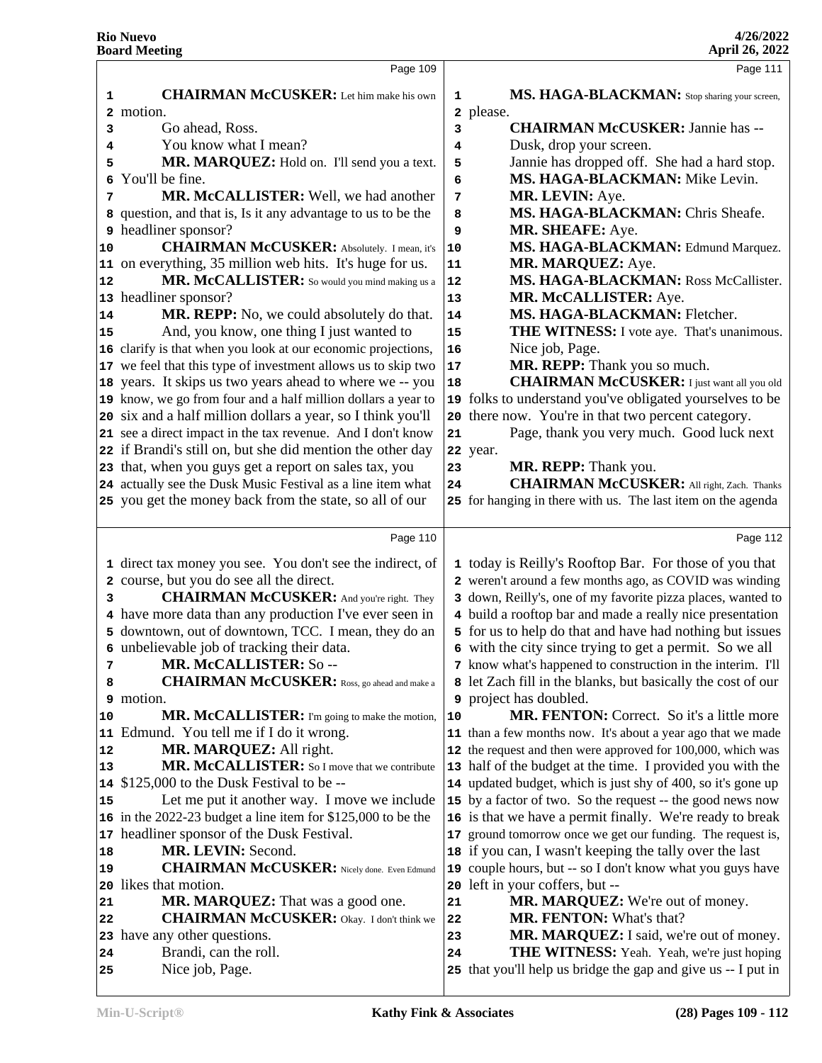Page 109

1 CHAIRMAN McCUSKER: Let him make his own
2 motion.
3 Go ahead, Ross.
4 You know what I mean?
5 MR. MARQUEZ: Hold on. I'll send you a text.
6 You'll be fine.
7 MR. McCALLISTER: Well, we had another
8 question, and that is, Is it any advantage to us to be the
9 headliner sponsor?
10 CHAIRMAN McCUSKER: Absolutely. I mean, it's
11 on everything, 35 million web hits. It's huge for us.
12 MR. McCALLISTER: So would you mind making us a
13 headliner sponsor?
14 MR. REPP: No, we could absolutely do that.
15 And, you know, one thing I just wanted to
16 clarify is that when you look at our economic projections,
17 we feel that this type of investment allows us to skip two
18 years. It skips us two years ahead to where we -- you
19 know, we go from four and a half million dollars a year to
20 six and a half million dollars a year, so I think you'll
21 see a direct impact in the tax revenue. And I don't know
22 if Brandi's still on, but she did mention the other day
23 that, when you guys get a report on sales tax, you
24 actually see the Dusk Music Festival as a line item what
25 you get the money back from the state, so all of our

Page 110

1 direct tax money you see. You don't see the indirect, of
2 course, but you do see all the direct.
3 CHAIRMAN McCUSKER: And you're right. They
4 have more data than any production I've ever seen in
5 downtown, out of downtown, TCC. I mean, they do an
6 unbelievable job of tracking their data.
7 MR. McCALLISTER: So --
8 CHAIRMAN McCUSKER: Ross, go ahead and make a
9 motion.
10 MR. McCALLISTER: I'm going to make the motion,
11 Edmund. You tell me if I do it wrong.
12 MR. MARQUEZ: All right.
13 MR. McCALLISTER: So I move that we contribute
14 $125,000 to the Dusk Festival to be --
15 Let me put it another way. I move we include
16 in the 2022-23 budget a line item for $125,000 to be the
17 headliner sponsor of the Dusk Festival.
18 MR. LEVIN: Second.
19 CHAIRMAN McCUSKER: Nicely done. Even Edmund
20 likes that motion.
21 MR. MARQUEZ: That was a good one.
22 CHAIRMAN McCUSKER: Okay. I don't think we
23 have any other questions.
24 Brandi, can the roll.
25 Nice job, Page.

Page 111

1 MS. HAGA-BLACKMAN: Stop sharing your screen,
2 please.
3 CHAIRMAN McCUSKER: Jannie has --
4 Dusk, drop your screen.
5 Jannie has dropped off. She had a hard stop.
6 MS. HAGA-BLACKMAN: Mike Levin.
7 MR. LEVIN: Aye.
8 MS. HAGA-BLACKMAN: Chris Sheafe.
9 MR. SHEAFE: Aye.
10 MS. HAGA-BLACKMAN: Edmund Marquez.
11 MR. MARQUEZ: Aye.
12 MS. HAGA-BLACKMAN: Ross McCallister.
13 MR. McCALLISTER: Aye.
14 MS. HAGA-BLACKMAN: Fletcher.
15 THE WITNESS: I vote aye. That's unanimous.
16 Nice job, Page.
17 MR. REPP: Thank you so much.
18 CHAIRMAN McCUSKER: I just want all you old
19 folks to understand you've obligated yourselves to be
20 there now. You're in that two percent category.
21 Page, thank you very much. Good luck next
22 year.
23 MR. REPP: Thank you.
24 CHAIRMAN McCUSKER: All right, Zach. Thanks
25 for hanging in there with us. The last item on the agenda

Page 112

1 today is Reilly's Rooftop Bar. For those of you that
2 weren't around a few months ago, as COVID was winding
3 down, Reilly's, one of my favorite pizza places, wanted to
4 build a rooftop bar and made a really nice presentation
5 for us to help do that and have had nothing but issues
6 with the city since trying to get a permit. So we all
7 know what's happened to construction in the interim. I'll
8 let Zach fill in the blanks, but basically the cost of our
9 project has doubled.
10 MR. FENTON: Correct. So it's a little more
11 than a few months now. It's about a year ago that we made
12 the request and then were approved for 100,000, which was
13 half of the budget at the time. I provided you with the
14 updated budget, which is just shy of 400, so it's gone up
15 by a factor of two. So the request -- the good news now
16 is that we have a permit finally. We're ready to break
17 ground tomorrow once we get our funding. The request is,
18 if you can, I wasn't keeping the tally over the last
19 couple hours, but -- so I don't know what you guys have
20 left in your coffers, but --
21 MR. MARQUEZ: We're out of money.
22 MR. FENTON: What's that?
23 MR. MARQUEZ: I said, we're out of money.
24 THE WITNESS: Yeah. Yeah, we're just hoping
25 that you'll help us bridge the gap and give us -- I put in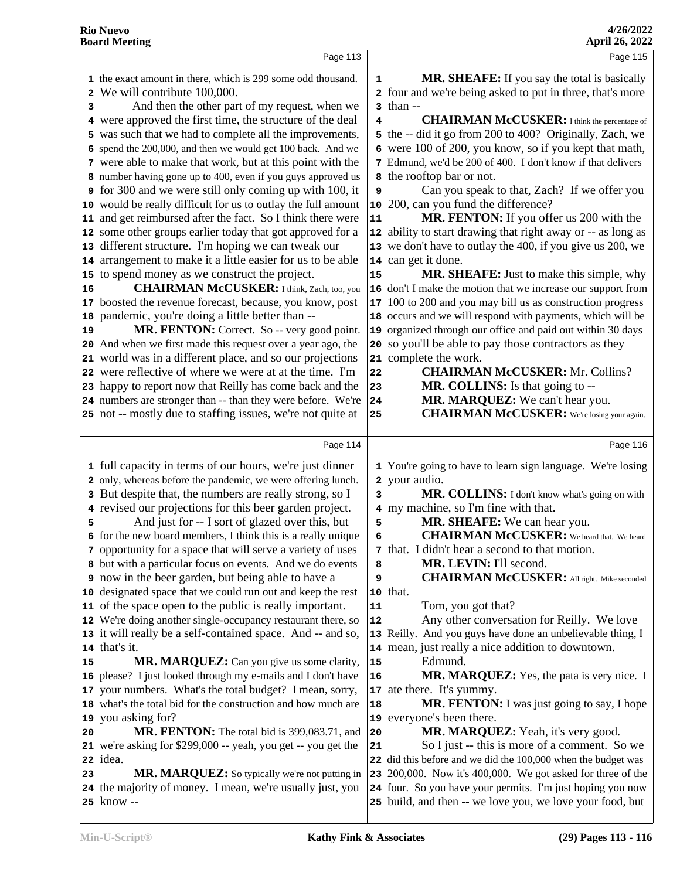Page 113

1 the exact amount in there, which is 299 some odd thousand.
2 We will contribute 100,000.
3 And then the other part of my request, when we
4 were approved the first time, the structure of the deal
5 was such that we had to complete all the improvements,
6 spend the 200,000, and then we would get 100 back. And we
7 were able to make that work, but at this point with the
8 number having gone up to 400, even if you guys approved us
9 for 300 and we were still only coming up with 100, it
10 would be really difficult for us to outlay the full amount
11 and get reimbursed after the fact. So I think there were
12 some other groups earlier today that got approved for a
13 different structure. I'm hoping we can tweak our
14 arrangement to make it a little easier for us to be able
15 to spend money as we construct the project.
16 **CHAIRMAN McCUSKER:** I think, Zach, too, you
17 boosted the revenue forecast, because, you know, post
18 pandemic, you're doing a little better than --
19 **MR. FENTON:** Correct. So -- very good point.
20 And when we first made this request over a year ago, the
21 world was in a different place, and so our projections
22 were reflective of where we were at at the time. I'm
23 happy to report now that Reilly has come back and the
24 numbers are stronger than -- than they were before. We're
25 not -- mostly due to staffing issues, we're not quite at

Page 114

1 full capacity in terms of our hours, we're just dinner
2 only, whereas before the pandemic, we were offering lunch.
3 But despite that, the numbers are really strong, so I
4 revised our projections for this beer garden project.
5 And just for -- I sort of glazed over this, but
6 for the new board members, I think this is a really unique
7 opportunity for a space that will serve a variety of uses
8 but with a particular focus on events. And we do events
9 now in the beer garden, but being able to have a
10 designated space that we could run out and keep the rest
11 of the space open to the public is really important.
12 We're doing another single-occupancy restaurant there, so
13 it will really be a self-contained space. And -- and so,
14 that's it.
15 **MR. MARQUEZ:** Can you give us some clarity,
16 please? I just looked through my e-mails and I don't have
17 your numbers. What's the total budget? I mean, sorry,
18 what's the total bid for the construction and how much are
19 you asking for?
20 **MR. FENTON:** The total bid is 399,083.71, and
21 we're asking for $299,000 -- yeah, you get -- you get the
22 idea.
23 **MR. MARQUEZ:** So typically we're not putting in
24 the majority of money. I mean, we're usually just, you
25 know --

Page 115

1 **MR. SHEAFE:** If you say the total is basically
2 four and we're being asked to put in three, that's more
3 than --
4 **CHAIRMAN McCUSKER:** I think the percentage of
5 the -- did it go from 200 to 400? Originally, Zach, we
6 were 100 of 200, you know, so if you kept that math,
7 Edmund, we'd be 200 of 400. I don't know if that delivers
8 the rooftop bar or not.
9 Can you speak to that, Zach? If we offer you
10 200, can you fund the difference?
11 **MR. FENTON:** If you offer us 200 with the
12 ability to start drawing that right away or -- as long as
13 we don't have to outlay the 400, if you give us 200, we
14 can get it done.
15 **MR. SHEAFE:** Just to make this simple, why
16 don't I make the motion that we increase our support from
17 100 to 200 and you may bill us as construction progress
18 occurs and we will respond with payments, which will be
19 organized through our office and paid out within 30 days
20 so you'll be able to pay those contractors as they
21 complete the work.
22 **CHAIRMAN McCUSKER:** Mr. Collins?
23 **MR. COLLINS:** Is that going to --
24 **MR. MARQUEZ:** We can't hear you.
25 **CHAIRMAN McCUSKER:** We're losing your again.

Page 116

1 You're going to have to learn sign language. We're losing
2 your audio.
3 **MR. COLLINS:** I don't know what's going on with
4 my machine, so I'm fine with that.
5 **MR. SHEAFE:** We can hear you.
6 **CHAIRMAN McCUSKER:** We heard that. We heard
7 that. I didn't hear a second to that motion.
8 **MR. LEVIN:** I'll second.
9 **CHAIRMAN McCUSKER:** All right. Mike seconded
10 that.
11 Tom, you got that?
12 Any other conversation for Reilly. We love
13 Reilly. And you guys have done an unbelievable thing, I
14 mean, just really a nice addition to downtown.
15 Edmund.
16 **MR. MARQUEZ:** Yes, the pata is very nice. I
17 ate there. It's yummy.
18 **MR. FENTON:** I was just going to say, I hope
19 everyone's been there.
20 **MR. MARQUEZ:** Yeah, it's very good.
21 So I just -- this is more of a comment. So we
22 did this before and we did the 100,000 when the budget was
23 200,000. Now it's 400,000. We got asked for three of the
24 four. So you have your permits. I'm just hoping you now
25 build, and then -- we love you, we love your food, but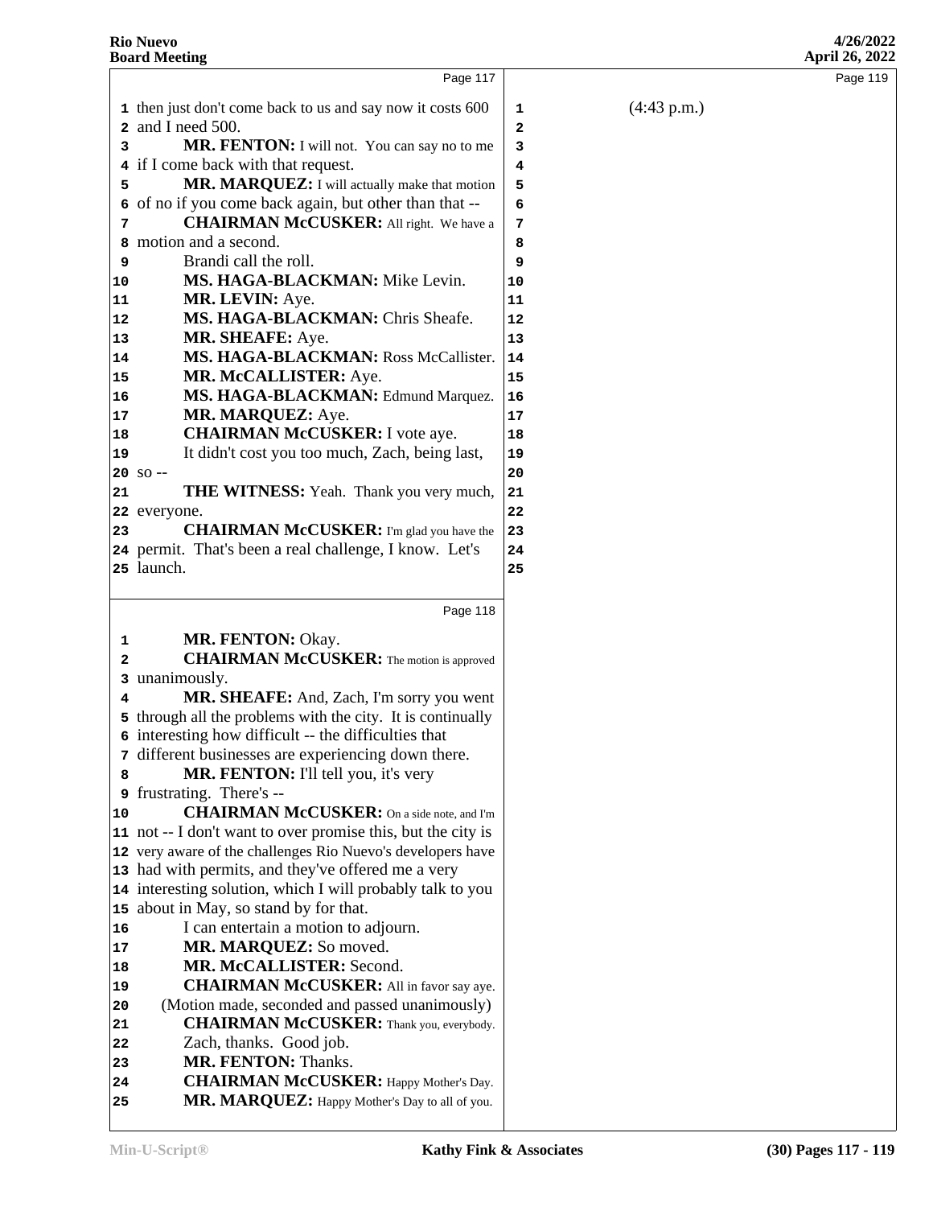Page 117

1 then just don't come back to us and say now it costs 600
2 and I need 500.
3 **MR. FENTON:** I will not. You can say no to me
4 if I come back with that request.
5 **MR. MARQUEZ:** I will actually make that motion
6 of no if you come back again, but other than that --
7 **CHAIRMAN McCUSKER:** All right. We have a
8 motion and a second.
9 Brandi call the roll.
10 **MS. HAGA-BLACKMAN:** Mike Levin.
11 **MR. LEVIN:** Aye.
12 **MS. HAGA-BLACKMAN:** Chris Sheafe.
13 **MR. SHEAFE:** Aye.
14 **MS. HAGA-BLACKMAN:** Ross McCallister.
15 **MR. McCALLISTER:** Aye.
16 **MS. HAGA-BLACKMAN:** Edmund Marquez.
17 **MR. MARQUEZ:** Aye.
18 **CHAIRMAN McCUSKER:** I vote aye.
19 It didn't cost you too much, Zach, being last,
20 so --
21 **THE WITNESS:** Yeah. Thank you very much,
22 everyone.
23 **CHAIRMAN McCUSKER:** I'm glad you have the
24 permit. That's been a real challenge, I know. Let's
25 launch.

Page 118

1 **MR. FENTON:** Okay.
2 **CHAIRMAN McCUSKER:** The motion is approved
3 unanimously.
4 **MR. SHEAFE:** And, Zach, I'm sorry you went
5 through all the problems with the city. It is continually
6 interesting how difficult -- the difficulties that
7 different businesses are experiencing down there.
8 **MR. FENTON:** I'll tell you, it's very
9 frustrating. There's --
10 **CHAIRMAN McCUSKER:** On a side note, and I'm
11 not -- I don't want to over promise this, but the city is
12 very aware of the challenges Rio Nuevo's developers have
13 had with permits, and they've offered me a very
14 interesting solution, which I will probably talk to you
15 about in May, so stand by for that.
16 I can entertain a motion to adjourn.
17 **MR. MARQUEZ:** So moved.
18 **MR. McCALLISTER:** Second.
19 **CHAIRMAN McCUSKER:** All in favor say aye.
20 (Motion made, seconded and passed unanimously)
21 **CHAIRMAN McCUSKER:** Thank you, everybody.
22 Zach, thanks. Good job.
23 **MR. FENTON:** Thanks.
24 **CHAIRMAN McCUSKER:** Happy Mother's Day.
25 **MR. MARQUEZ:** Happy Mother's Day to all of you.

Page 119

1 (4:43 p.m.)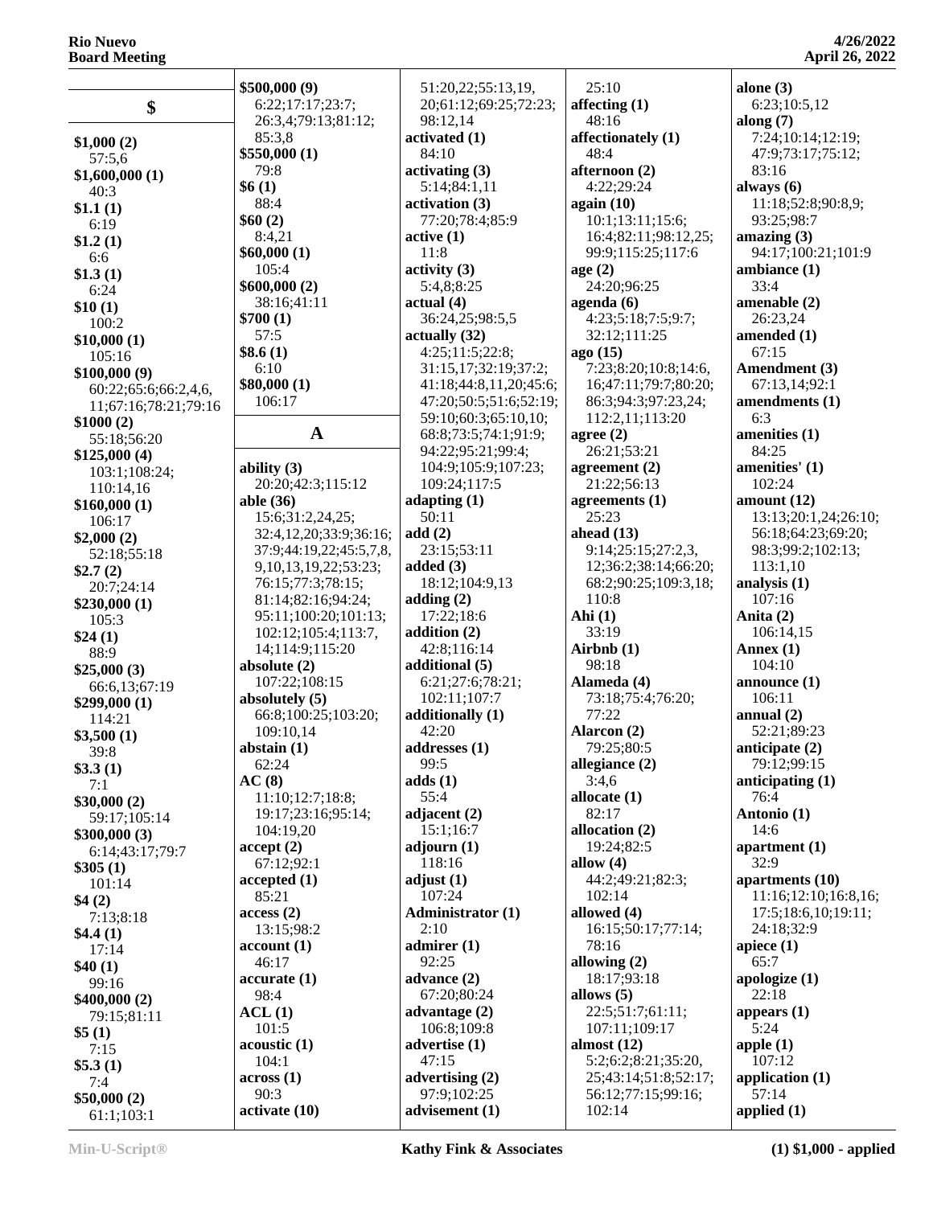## $

**$1,000 (2)**
57:5,6
**$1,600,000 (1)**
40:3
**$1.1 (1)**
6:19
**$1.2 (1)**
6:6
**$1.3 (1)**
6:24
**$10 (1)**
100:2
**$10,000 (1)**
105:16
**$100,000 (9)**
60:22;65:6;66:2,4,6,
11;67:16;78:21;79:16
**$1000 (2)**
55:18;56:20
**$125,000 (4)**
103:1;108:24;
110:14,16
**$160,000 (1)**
106:17
**$2,000 (2)**
52:18;55:18
**$2.7 (2)**
20:7;24:14
**$230,000 (1)**
105:3
**$24 (1)**
88:9
**$25,000 (3)**
66:6,13;67:19
**$299,000 (1)**
114:21
**$3,500 (1)**
39:8
**$3.3 (1)**
7:1
**$30,000 (2)**
59:17;105:14
**$300,000 (3)**
6:14;43:17;79:7
**$305 (1)**
101:14
**$4 (2)**
7:13;8:18
**$4.4 (1)**
17:14
**$40 (1)**
99:16
**$400,000 (2)**
79:15;81:11
**$5 (1)**
7:15
**$5.3 (1)**
7:4
**$50,000 (2)**
61:1;103:1
**$500,000 (9)**
6:22;17:17;23:7;
26:3,4;79:13;81:12;
85:3,8
**$550,000 (1)**
79:8
**$6 (1)**
88:4
**$60 (2)**
8:4,21
**$60,000 (1)**
105:4
**$600,000 (2)**
38:16;41:11
**$700 (1)**
57:5
**$8.6 (1)**
6:10
**$80,000 (1)**
106:17

## A

**ability (3)**
20:20;42:3;115:12
**able (36)**
15:6;31:2,24,25;
32:4,12,20;33:9;36:16;
37:9;44:19,22;45:5,7,8,
9,10,13,19,22;53:23;
76:15;77:3;78:15;
81:14;82:16;94:24;
95:11;100:20;101:13;
102:12;105:4;113:7,
14;114:9;115:20
**absolute (2)**
107:22;108:15
**absolutely (5)**
66:8;100:25;103:20;
109:10,14
**abstain (1)**
62:24
**AC (8)**
11:10;12:7;18:8;
19:17;23:16;95:14;
104:19,20
**accept (2)**
67:12;92:1
**accepted (1)**
85:21
**access (2)**
13:15;98:2
**account (1)**
46:17
**accurate (1)**
98:4
**ACL (1)**
101:5
**acoustic (1)**
104:1
**across (1)**
90:3
**activate (10)**
51:20,22;55:13,19,
20;61:12;69:25;72:23;
98:12,14
**activated (1)**
84:10
**activating (3)**
5:14;84:1,11
**activation (3)**
77:20;78:4;85:9
**active (1)**
11:8
**activity (3)**
5:4,8;8:25
**actual (4)**
36:24,25;98:5,5
**actually (32)**
4:25;11:5;22:8;
31:15,17;32:19;37:2;
41:18;44:8,11,20;45:6;
47:20;50:5;51:6;52:19;
59:10;60:3;65:10,10;
68:8;73:5;74:1;91:9;
94:22;95:21;99:4;
104:9;105:9;107:23;
109:24;117:5
**adapting (1)**
50:11
**add (2)**
23:15;53:11
**added (3)**
18:12;104:9,13
**adding (2)**
17:22;18:6
**addition (2)**
42:8;116:14
**additional (5)**
6:21;27:6;78:21;
102:11;107:7
**additionally (1)**
42:20
**addresses (1)**
99:5
**adds (1)**
55:4
**adjacent (2)**
15:1;16:7
**adjourn (1)**
118:16
**adjust (1)**
107:24
**Administrator (1)**
2:10
**admirer (1)**
92:25
**advance (2)**
67:20;80:24
**advantage (2)**
106:8;109:8
**advertise (1)**
47:15
**advertising (2)**
97:9;102:25
**advisement (1)**
25:10
**affecting (1)**
48:16
**affectionately (1)**
48:4
**afternoon (2)**
4:22;29:24
**again (10)**
10:1;13:11;15:6;
16:4;82:11;98:12,25;
99:9;115:25;117:6
**age (2)**
24:20;96:25
**agenda (6)**
4:23;5:18;7:5;9:7;
32:12;111:25
**ago (15)**
7:23;8:20;10:8;14:6,
16;47:11;79:7;80:20;
86:3;94:3;97:23,24;
112:2,11;113:20
**agree (2)**
26:21;53:21
**agreement (2)**
21:22;56:13
**agreements (1)**
25:23
**ahead (13)**
9:14;25:15;27:2,3,
12;36:2;38:14;66:20;
68:2;90:25;109:3,18;
110:8
**Ahi (1)**
33:19
**Airbnb (1)**
98:18
**Alameda (4)**
73:18;75:4;76:20;
77:22
**Alarcon (2)**
79:25;80:5
**allegiance (2)**
3:4,6
**allocate (1)**
82:17
**allocation (2)**
19:24;82:5
**allow (4)**
44:2;49:21;82:3;
102:14
**allowed (4)**
16:15;50:17;77:14;
78:16
**allowing (2)**
18:17;93:18
**allows (5)**
22:5;51:7;61:11;
107:11;109:17
**almost (12)**
5:2;6:2;8:21;35:20,
25;43:14;51:8;52:17;
56:12;77:15;99:16;
102:14
**alone (3)**
6:23;10:5,12
**along (7)**
7:24;10:14;12:19;
47:9;73:17;75:12;
83:16
**always (6)**
11:18;52:8;90:8,9;
93:25;98:7
**amazing (3)**
94:17;100:21;101:9
**ambiance (1)**
33:4
**amenable (2)**
26:23,24
**amended (1)**
67:15
**Amendment (3)**
67:13,14;92:1
**amendments (1)**
6:3
**amenities (1)**
84:25
**amenities' (1)**
102:24
**amount (12)**
13:13;20:1,24;26:10;
56:18;64:23;69:20;
98:3;99:2;102:13;
113:1,10
**analysis (1)**
107:16
**Anita (2)**
106:14,15
**Annex (1)**
104:10
**announce (1)**
106:11
**annual (2)**
52:21;89:23
**anticipate (2)**
79:12;99:15
**anticipating (1)**
76:4
**Antonio (1)**
14:6
**apartment (1)**
32:9
**apartments (10)**
11:16;12:10;16:8,16;
17:5;18:6,10;19:11;
24:18;32:9
**apiece (1)**
65:7
**apologize (1)**
22:18
**appears (1)**
5:24
**apple (1)**
107:12
**application (1)**
57:14
**applied (1)**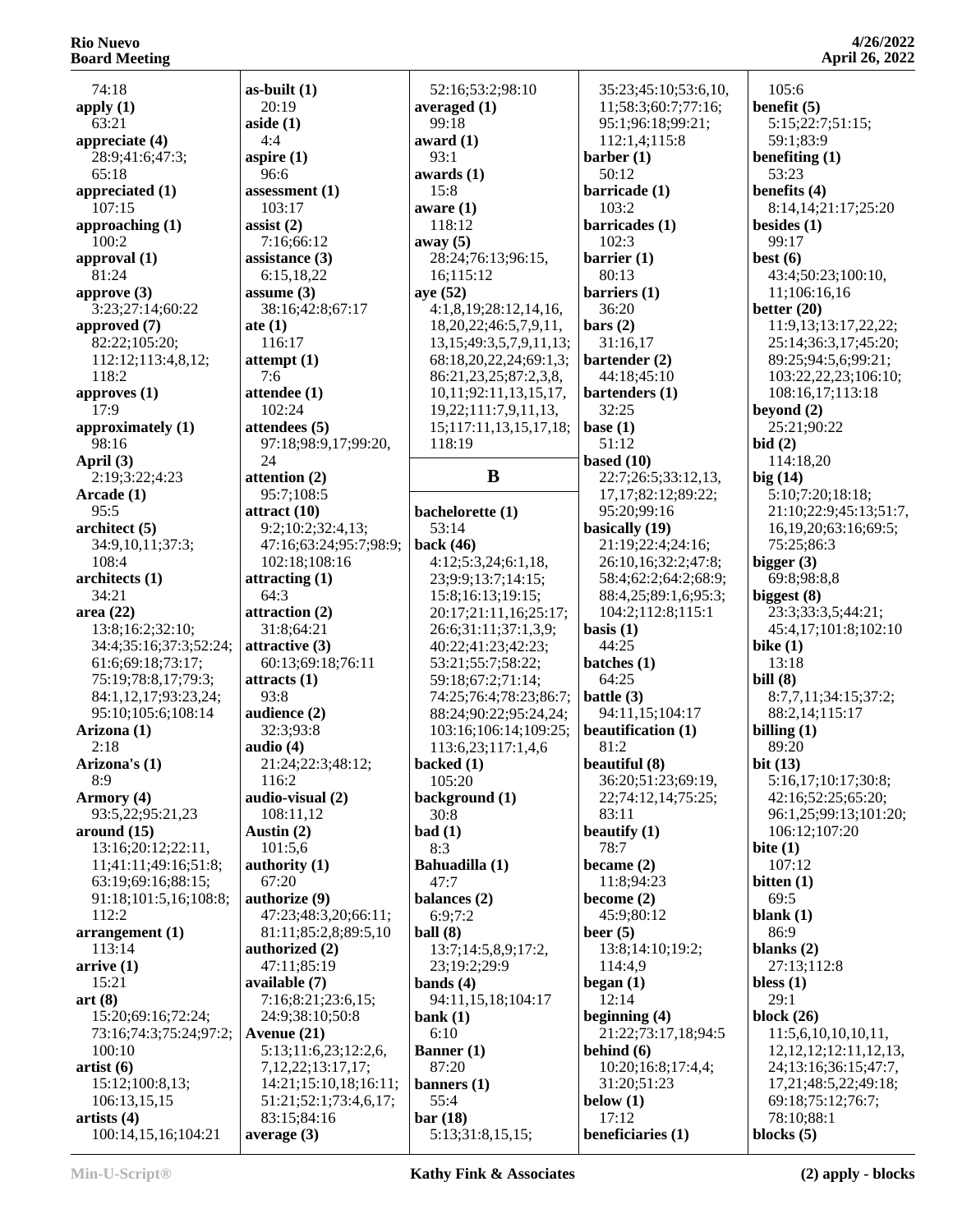74:18
**apply (1)**
63:21
**appreciate (4)**
28:9;41:6;47:3;
65:18
**appreciated (1)**
107:15
**approaching (1)**
100:2
**approval (1)**
81:24
**approve (3)**
3:23;27:14;60:22
**approved (7)**
82:22;105:20;
112:12;113:4,8,12;
118:2
**approves (1)**
17:9
**approximately (1)**
98:16
**April (3)**
2:19;3:22;4:23
**Arcade (1)**
95:5
**architect (5)**
34:9,10,11;37:3;
108:4
**architects (1)**
34:21
**area (22)**
13:8;16:2;32:10;
34:4;35:16;37:3;52:24;
61:6;69:18;73:17;
75:19;78:8,17;79:3;
84:1,12,17;93:23,24;
95:10;105:6;108:14
**Arizona (1)**
2:18
**Arizona's (1)**
8:9
**Armory (4)**
93:5,22;95:21,23
**around (15)**
13:16;20:12;22:11,
11;41:11;49:16;51:8;
63:19;69:16;88:15;
91:18;101:5,16;108:8;
112:2
**arrangement (1)**
113:14
**arrive (1)**
15:21
**art (8)**
15:20;69:16;72:24;
73:16;74:3;75:24;97:2;
100:10
**artist (6)**
15:12;100:8,13;
106:13,15,15
**artists (4)**
100:14,15,16;104:21

**as-built (1)**
20:19
**aside (1)**
4:4
**aspire (1)**
96:6
**assessment (1)**
103:17
**assist (2)**
7:16;66:12
**assistance (3)**
6:15,18,22
**assume (3)**
38:16;42:8;67:17
**ate (1)**
116:17
**attempt (1)**
7:6
**attendee (1)**
102:24
**attendees (5)**
97:18;98:9,17;99:20,
24
**attention (2)**
95:7;108:5
**attract (10)**
9:2;10:2;32:4,13;
47:16;63:24;95:7;98:9;
102:18;108:16
**attracting (1)**
64:3
**attraction (2)**
31:8;64:21
**attractive (3)**
60:13;69:18;76:11
**attracts (1)**
93:8
**audience (2)**
32:3;93:8
**audio (4)**
21:24;22:3;48:12;
116:2
**audio-visual (2)**
108:11,12
**Austin (2)**
101:5,6
**authority (1)**
67:20
**authorize (9)**
47:23;48:3,20;66:11;
81:11;85:2,8;89:5,10
**authorized (2)**
47:11;85:19
**available (7)**
7:16;8:21;23:6,15;
24:9;38:10;50:8
**Avenue (21)**
5:13;11:6,23;12:2,6,
7,12,22;13:17,17;
14:21;15:10,18;16:11;
51:21;52:1;73:4,6,17;
83:15;84:16
**average (3)**

52:16;53:2;98:10
**averaged (1)**
99:18
**award (1)**
93:1
**awards (1)**
15:8
**aware (1)**
118:12
**away (5)**
28:24;76:13;96:15,
16;115:12
**aye (52)**
4:1,8,19;28:12,14,16,
18,20,22;46:5,7,9,11,
13,15;49:3,5,7,9,11,13;
68:18,20,22,24;69:1,3;
86:21,23,25;87:2,3,8,
10,11;92:11,13,15,17,
19,22;111:7,9,11,13,
15;117:11,13,15,17,18;
118:19

## B

**bachelorette (1)**
53:14
**back (46)**
4:12;5:3,24;6:1,18,
23;9:9;13:7;14:15;
15:8;16:13;19:15;
20:17;21:11,16;25:17;
26:6;31:11;37:1,3,9;
40:22;41:23;42:23;
53:21;55:7;58:22;
59:18;67:2;71:14;
74:25;76:4;78:23;86:7;
88:24;90:22;95:24,24;
103:16;106:14;109:25;
113:6,23;117:1,4,6
**backed (1)**
105:20
**background (1)**
30:8
**bad (1)**
8:3
**Bahuadilla (1)**
47:7
**balances (2)**
6:9;7:2
**ball (8)**
13:7;14:5,8,9;17:2,
23;19:2;29:9
**bands (4)**
94:11,15,18;104:17
**bank (1)**
6:10
**Banner (1)**
87:20
**banners (1)**
55:4
**bar (18)**
5:13;31:8,15,15;

35:23;45:10;53:6,10,
11;58:3;60:7;77:16;
95:1;96:18;99:21;
112:1,4;115:8
**barber (1)**
50:12
**barricade (1)**
103:2
**barricades (1)**
102:3
**barrier (1)**
80:13
**barriers (1)**
36:20
**bars (2)**
31:16,17
**bartender (2)**
44:18;45:10
**bartenders (1)**
32:25
**base (1)**
51:12
**based (10)**
22:7;26:5;33:12,13,
17,17;82:12;89:22;
95:20;99:16
**basically (19)**
21:19;22:4;24:16;
26:10,16;32:2;47:8;
58:4;62:2;64:2;68:9;
88:4,25;89:1,6;95:3;
104:2;112:8;115:1
**basis (1)**
44:25
**batches (1)**
64:25
**battle (3)**
94:11,15;104:17
**beautification (1)**
81:2
**beautiful (8)**
36:20;51:23;69:19,
22;74:12,14;75:25;
83:11
**beautify (1)**
78:7
**became (2)**
11:8;94:23
**become (2)**
45:9;80:12
**beer (5)**
13:8;14:10;19:2;
114:4,9
**began (1)**
12:14
**beginning (4)**
21:22;73:17,18;94:5
**behind (6)**
10:20;16:8;17:4,4;
31:20;51:23
**below (1)**
17:12
**beneficiaries (1)**

105:6
**benefit (5)**
5:15;22:7;51:15;
59:1;83:9
**benefiting (1)**
53:23
**benefits (4)**
8:14,14;21:17;25:20
**besides (1)**
99:17
**best (6)**
43:4;50:23;100:10,
11;106:16,16
**better (20)**
11:9,13;13:17,22,22;
25:14;36:3,17;45:20;
89:25;94:5,6;99:21;
103:22,22,23;106:10;
108:16,17;113:18
**beyond (2)**
25:21;90:22
**bid (2)**
114:18,20
**big (14)**
5:10;7:20;18:18;
21:10;22:9;45:13;51:7,
16,19,20;63:16;69:5;
75:25;86:3
**bigger (3)**
69:8;98:8,8
**biggest (8)**
23:3;33:3,5;44:21;
45:4,17;101:8;102:10
**bike (1)**
13:18
**bill (8)**
8:7,7,11;34:15;37:2;
88:2,14;115:17
**billing (1)**
89:20
**bit (13)**
5:16,17;10:17;30:8;
42:16;52:25;65:20;
96:1,25;99:13;101:20;
106:12;107:20
**bite (1)**
107:12
**bitten (1)**
69:5
**blank (1)**
86:9
**blanks (2)**
27:13;112:8
**bless (1)**
29:1
**block (26)**
11:5,6,10,10,10,11,
12,12,12;12:11,12,13,
24;13:16;36:15;47:7,
17,21;48:5,22;49:18;
69:18;75:12;76:7;
78:10;88:1
**blocks (5)**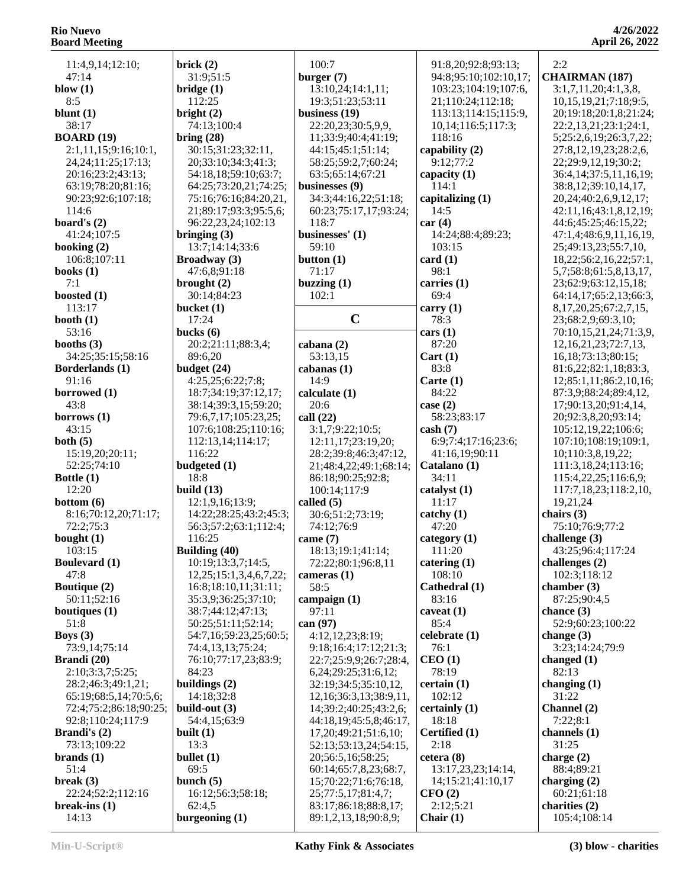11:4,9,14;12:10;
47:14
**blow (1)**
8:5
**blunt (1)**
38:17
**BOARD (19)**
2:1,11,15;9:16;10:1,
24,24;11:25;17:13;
20:16;23:2;43:13;
63:19;78:20;81:16;
90:23;92:6;107:18;
114:6
**board's (2)**
41:24;107:5
**booking (2)**
106:8;107:11
**books (1)**
7:1
**boosted (1)**
113:17
**booth (1)**
53:16
**booths (3)**
34:25;35:15;58:16
**Borderlands (1)**
91:16
**borrowed (1)**
43:8
**borrows (1)**
43:15
**both (5)**
15:19,20;20:11;
52:25;74:10
**Bottle (1)**
12:20
**bottom (6)**
8:16;70:12,20;71:17;
72:2;75:3
**bought (1)**
103:15
**Boulevard (1)**
47:8
**Boutique (2)**
50:11;52:16
**boutiques (1)**
51:8
**Boys (3)**
73:9,14;75:14
**Brandi (20)**
2:10;3:3,7;5:25;
28:2;46:3;49:1,21;
65:19;68:5,14;70:5,6;
72:4;75:2;86:18;90:25;
92:8;110:24;117:9
**Brandi's (2)**
73:13;109:22
**brands (1)**
51:4
**break (3)**
22:24;52:2;112:16
**break-ins (1)**
14:13
**brick (2)**
31:9;51:5
**bridge (1)**
112:25
**bright (2)**
74:13;100:4
**bring (28)**
30:15;31:23;32:11,
20;33:10;34:3;41:3;
54:18,18;59:10;63:7;
64:25;73:20,21;74:25;
75:16;76:16;84:20,21,
21;89:17;93:3;95:5,6;
96:22,23,24;102:13
**bringing (3)**
13:7;14:14;33:6
**Broadway (3)**
47:6,8;91:18
**brought (2)**
30:14;84:23
**bucket (1)**
17:24
**bucks (6)**
20:2;21:11;88:3,4;
89:6,20
**budget (24)**
4:25,25;6:22;7:8;
18:7;34:19;37:12,17;
38:14;39:3,15;59:20;
79:6,7,17;105:23,25;
107:6;108:25;110:16;
112:13,14;114:17;
116:22
**budgeted (1)**
18:8
**build (13)**
12:1,9,16;13:9;
14:22;28:25;43:2;45:3;
56:3;57:2;63:1;112:4;
116:25
**Building (40)**
10:19;13:3,7;14:5,
12,25;15:1,3,4,6,7,22;
16:8;18:10,11;31:11;
35:3,9;36:25;37:10;
38:7;44:12;47:13;
50:25;51:11;52:14;
54:7,16;59:23,25;60:5;
74:4,13,13;75:24;
76:10;77:17,23;83:9;
84:23
**buildings (2)**
14:18;32:8
**build-out (3)**
54:4,15;63:9
**built (1)**
13:3
**bullet (1)**
69:5
**bunch (5)**
16:12;56:3;58:18;
62:4,5
**burgeoning (1)**
100:7
**burger (7)**
13:10,24;14:1,11;
19:3;51:23;53:11
**business (19)**
22:20,23;30:5,9,9,
11;33:9;40:4;41:19;
44:15;45:1;51:14;
58:25;59:2,7;60:24;
63:5;65:14;67:21
**businesses (9)**
34:3;44:16,22;51:18;
60:23;75:17,17;93:24;
118:7
**businesses' (1)**
59:10
**button (1)**
71:17
**buzzing (1)**
102:1

## C

**cabana (2)**
53:13,15
**cabanas (1)**
14:9
**calculate (1)**
20:6
**call (22)**
3:1,7;9:22;10:5;
12:11,17;23:19,20;
28:2;39:8;46:3;47:12,
21;48:4,22;49:1;68:14;
86:18;90:25;92:8;
100:14;117:9
**called (5)**
30:6;51:2;73:19;
74:12;76:9
**came (7)**
18:13;19:1;41:14;
72:22;80:1;96:8,11
**cameras (1)**
58:5
**campaign (1)**
97:11
**can (97)**
4:12,12,23;8:19;
9:18;16:4;17:12;21:3;
22:7;25:9,9;26:7;28:4,
6,24;29:25;31:6,12;
32:19;34:5;35:10,12,
12,16;36:3,13;38:9,11,
14;39:2;40:25;43:2,6;
44:18,19;45:5,8;46:17,
17,20;49:21;51:6,10;
52:13;53:13,24;54:15,
20;56:5,16;58:25;
60:14;65:7,8,23;68:7,
15;70:22;71:6;76:18,
25;77:5,17;81:4,7;
83:17;86:18;88:8,17;
89:1,2,13,18;90:8,9;
91:8,20;92:8;93:13;
94:8;95:10;102:10,17;
103:23;104:19;107:6,
21;110:24;112:18;
113:13;114:15;115:9,
10,14;116:5;117:3;
118:16
**capability (2)**
9:12;77:2
**capacity (1)**
114:1
**capitalizing (1)**
14:5
**car (4)**
14:24;88:4;89:23;
103:15
**card (1)**
98:1
**carries (1)**
69:4
**carry (1)**
78:3
**cars (1)**
87:20
**Cart (1)**
83:8
**Carte (1)**
84:22
**case (2)**
58:23;83:17
**cash (7)**
6:9;7:4;17:16;23:6;
41:16,19;90:11
**Catalano (1)**
34:11
**catalyst (1)**
11:17
**catchy (1)**
47:20
**category (1)**
111:20
**catering (1)**
108:10
**Cathedral (1)**
83:16
**caveat (1)**
85:4
**celebrate (1)**
76:1
**CEO (1)**
78:19
**certain (1)**
102:12
**certainly (1)**
18:18
**Certified (1)**
2:18
**cetera (8)**
13:17,23,23;14:14,
14;15:21;41:10,17
**CFO (2)**
2:12;5:21
**Chair (1)**
2:2
**CHAIRMAN (187)**
3:1,7,11,20;4:1,3,8,
10,15,19,21;7:18;9:5,
20;19:18;20:1,8;21:24;
22:2,13,21;23:1;24:1,
5;25:2,6,19;26:3,7,22;
27:8,12,19,23;28:2,6,
22;29:9,12,19;30:2;
36:4,14;37:5,11,16,19;
38:8,12;39:10,14,17,
20,24;40:2,6,9,12,17;
42:11,16;43:1,8,12,19;
44:6;45:25;46:15,22;
47:1,4;48:6,9,11,16,19,
25;49:13,23;55:7,10,
18,22;56:2,16,22;57:1,
5,7;58:8;61:5,8,13,17,
23;62:9;63:12,15,18;
64:14,17;65:2,13;66:3,
8,17,20,25;67:2,7,15,
23;68:2,9;69:3,10;
70:10,15,21,24;71:3,9,
12,16,21,23;72:7,13,
16,18;73:13;80:15;
81:6,22;82:1,18;83:3,
12;85:1,11;86:2,10,16;
87:3,9;88:24;89:4,12,
17;90:13,20;91:4,14,
20;92:3,8,20;93:14;
105:12,19,22;106:6;
107:10;108:19;109:1,
10;110:3,8,19,22;
111:3,18,24;113:16;
115:4,22,25;116:6,9;
117:7,18,23;118:2,10,
19,21,24
**chairs (3)**
75:10;76:9;77:2
**challenge (3)**
43:25;96:4;117:24
**challenges (2)**
102:3;118:12
**chamber (3)**
87:25;90:4,5
**chance (3)**
52:9;60:23;100:22
**change (3)**
3:23;14:24;79:9
**changed (1)**
82:13
**changing (1)**
31:22
**Channel (2)**
7:22;8:1
**channels (1)**
31:25
**charge (2)**
88:4;89:21
**charging (2)**
60:21;61:18
**charities (2)**
105:4;108:14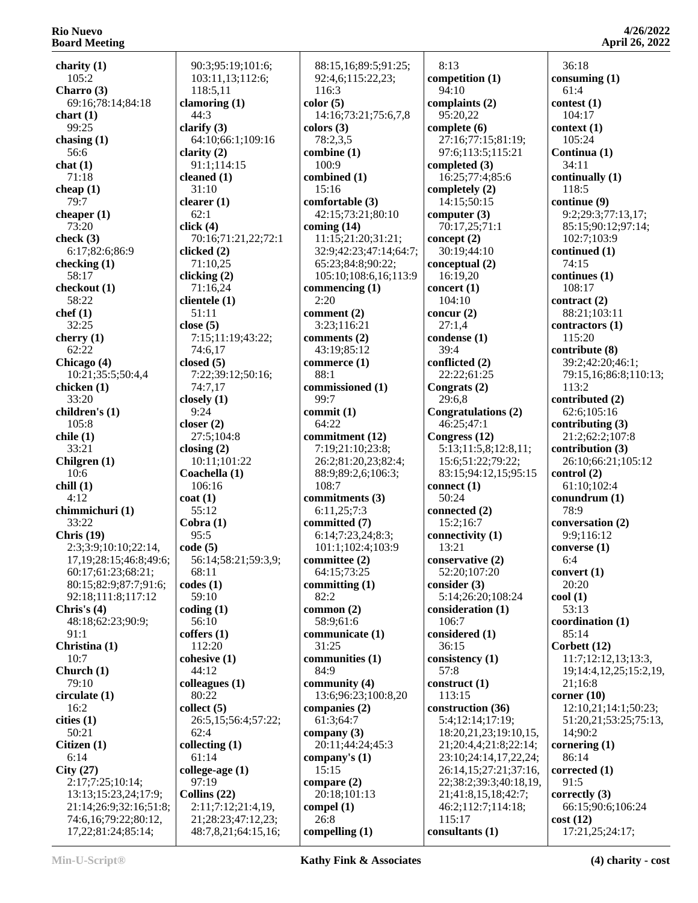**charity (1)**
105:2
**Charro (3)**
69:16;78:14;84:18
**chart (1)**
99:25
**chasing (1)**
56:6
**chat (1)**
71:18
**cheap (1)**
79:7
**cheaper (1)**
73:20
**check (3)**
6:17;82:6;86:9
**checking (1)**
58:17
**checkout (1)**
58:22
**chef (1)**
32:25
**cherry (1)**
62:22
**Chicago (4)**
10:21;35:5;50:4,4
**chicken (1)**
33:20
**children's (1)**
105:8
**chile (1)**
33:21
**Chilgren (1)**
10:6
**chill (1)**
4:12
**chimmichuri (1)**
33:22
**Chris (19)**
2:3;3:9;10:10;22:14,17,19;28:15;46:8;49:6;60:17;61:23;68:21;80:15;82:9;87:7;91:6;92:18;111:8;117:12
**Chris's (4)**
48:18;62:23;90:9;91:1
**Christina (1)**
10:7
**Church (1)**
79:10
**circulate (1)**
16:2
**cities (1)**
50:21
**Citizen (1)**
6:14
**City (27)**
2:17;7:25;10:14;13:13;15:23,24;17:9;21:14;26:9;32:16;51:8;74:6,16;79:22;80:12,17,22;81:24;85:14;90:3;95:19;101:6;103:11,13;112:6;118:5,11
**clamoring (1)**
44:3
**clarify (3)**
64:10;66:1;109:16
**clarity (2)**
91:1;114:15
**cleaned (1)**
31:10
**clearer (1)**
62:1
**click (4)**
70:16;71:21,22;72:1
**clicked (2)**
71:10,25
**clicking (2)**
71:16,24
**clientele (1)**
51:11
**close (5)**
7:15;11:19;43:22;74:6,17
**closed (5)**
7:22;39:12;50:16;74:7,17
**closely (1)**
9:24
**closer (2)**
27:5;104:8
**closing (2)**
10:11;101:22
**Coachella (1)**
106:16
**coat (1)**
55:12
**Cobra (1)**
95:5
**code (5)**
56:14;58:21;59:3,9;68:11
**codes (1)**
59:10
**coding (1)**
56:10
**coffers (1)**
112:20
**cohesive (1)**
44:12
**colleagues (1)**
80:22
**collect (5)**
26:5,15;56:4;57:22;62:4
**collecting (1)**
61:14
**college-age (1)**
97:19
**Collins (22)**
2:11;7:12;21:4,19,21;28:23;47:12,23;48:7,8,21;64:15,16;88:15,16;89:5;91:25;92:4,6;115:22,23;116:3
**color (5)**
14:16;73:21;75:6,7,8
**colors (3)**
78:2,3,5
**combine (1)**
100:9
**combined (1)**
15:16
**comfortable (3)**
42:15;73:21;80:10
**coming (14)**
11:15;21:20;31:21;32:9;42:23;47:14;64:7;65:23;84:8;90:22;105:10;108:6,16;113:9
**commencing (1)**
2:20
**comment (2)**
3:23;116:21
**comments (2)**
43:19;85:12
**commerce (1)**
88:1
**commissioned (1)**
99:7
**commit (1)**
64:22
**commitment (12)**
7:19;21:10;23:8;26:2;81:20,23;82:4;88:9;89:2,6;106:3;108:7
**commitments (3)**
6:11,25;7:3
**committed (7)**
6:14;7:23,24;8:3;101:1;102:4;103:9
**committee (2)**
64:15;73:25
**committing (1)**
82:2
**common (2)**
58:9;61:6
**communicate (1)**
31:25
**communities (1)**
84:9
**community (4)**
13:6;96:23;100:8,20
**companies (2)**
61:3;64:7
**company (3)**
20:11;44:24;45:3
**company's (1)**
15:15
**compare (2)**
20:18;101:13
**compel (1)**
26:8
**compelling (1)**
8:13
**competition (1)**
94:10
**complaints (2)**
95:20,22
**complete (6)**
27:16;77:15;81:19;97:6;113:5;115:21
**completed (3)**
16:25;77:4;85:6
**completely (2)**
14:15;50:15
**computer (3)**
70:17,25;71:1
**concept (2)**
30:19;44:10
**conceptual (2)**
16:19,20
**concert (1)**
104:10
**concur (2)**
27:1,4
**condense (1)**
39:4
**conflicted (2)**
22:22;61:25
**Congrats (2)**
29:6,8
**Congratulations (2)**
46:25;47:1
**Congress (12)**
5:13;11:5,8;12:8,11;15:6;51:22;79:22;83:15;94:12,15;95:15
**connect (1)**
50:24
**connected (2)**
15:2;16:7
**connectivity (1)**
13:21
**conservative (2)**
52:20;107:20
**consider (3)**
5:14;26:20;108:24
**consideration (1)**
106:7
**considered (1)**
36:15
**consistency (1)**
57:8
**construct (1)**
113:15
**construction (36)**
5:4;12:14;17:19;18:20,21,23;19:10,15,21;20:4,4;21:8;22:14;23:10;24:14,17,22,24;26:14,15;27:21;37:16,22;38:2;39:3;40:18,19,21;41:8,15,18;42:7;46:2;112:7;114:18;115:17
**consultants (1)**
36:18
**consuming (1)**
61:4
**contest (1)**
104:17
**context (1)**
105:24
**Continua (1)**
34:11
**continually (1)**
118:5
**continue (9)**
9:2;29:3;77:13,17;85:15;90:12;97:14;102:7;103:9
**continued (1)**
74:15
**continues (1)**
108:17
**contract (2)**
88:21;103:11
**contractors (1)**
115:20
**contribute (8)**
39:2;42:20;46:1;79:15,16;86:8;110:13;113:2
**contributed (2)**
62:6;105:16
**contributing (3)**
21:2;62:2;107:8
**contribution (3)**
26:10;66:21;105:12
**control (2)**
61:10;102:4
**conundrum (1)**
78:9
**conversation (2)**
9:9;116:12
**converse (1)**
6:4
**convert (1)**
20:20
**cool (1)**
53:13
**coordination (1)**
85:14
**Corbett (12)**
11:7;12:12,13;13:3,19;14:4,12,25;15:2,19,21;16:8
**corner (10)**
12:10,21;14:1;50:23;51:20,21;53:25;75:13,14;90:2
**cornering (1)**
86:14
**corrected (1)**
91:5
**correctly (3)**
66:15;90:6;106:24
**cost (12)**
17:21,25;24:17;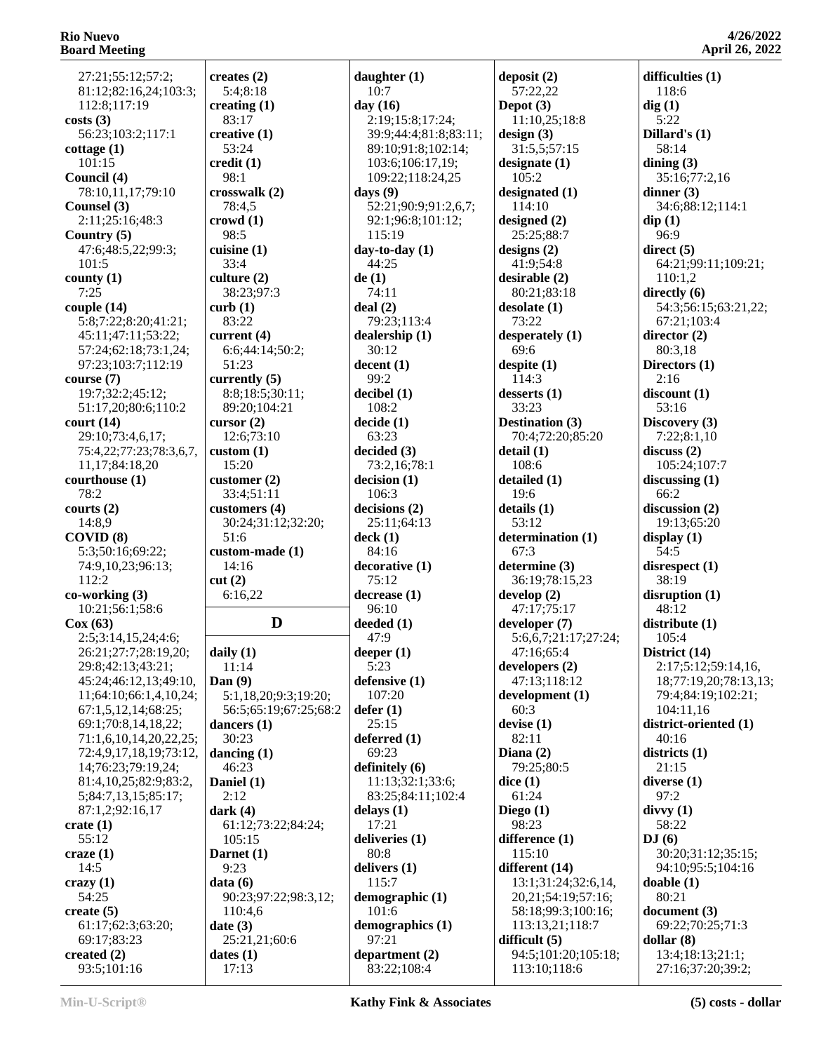27:21;55:12;57:2;
81:12;82:16,24;103:3;
112:8;117:19

**costs (3)**
56:23;103:2;117:1

**cottage (1)**
101:15

**Council (4)**
78:10,11,17;79:10

**Counsel (3)**
2:11;25:16;48:3

**Country (5)**
47:6;48:5,22;99:3;
101:5

**county (1)**
7:25

**couple (14)**
5:8;7:22;8:20;41:21;
45:11;47:11;53:22;
57:24;62:18;73:1,24;
97:23;103:7;112:19

**course (7)**
19:7;32:2;45:12;
51:17,20;80:6;110:2

**court (14)**
29:10;73:4,6,17;
75:4,22;77:23;78:3,6,7,
11,17;84:18,20

**courthouse (1)**
78:2

**courts (2)**
14:8,9

**COVID (8)**
5:3;50:16;69:22;
74:9,10,23;96:13;
112:2

**co-working (3)**
10:21;56:1;58:6

**Cox (63)**
2:5;3:14,15,24;4:6;
26:21;27:7;28:19,20;
29:8;42:13;43:21;
45:24;46:12,13;49:10,
11;64:10;66:1,4,10,24;
67:1,5,12,14;68:25;
69:1;70:8,14,18,22;
71:1,6,10,14,20,22,25;
72:4,9,17,18,19;73:12,
14;76:23;79:19,24;
81:4,10,25;82:9;83:2,
5;84:7,13,15;85:17;
87:1,2;92:16,17

**crate (1)**
55:12

**craze (1)**
14:5

**crazy (1)**
54:25

**create (5)**
61:17;62:3;63:20;
69:17;83:23

**created (2)**
93:5;101:16

**creates (2)**
5:4;8:18

**creating (1)**
83:17

**creative (1)**
53:24

**credit (1)**
98:1

**crosswalk (2)**
78:4,5

**crowd (1)**
98:5

**cuisine (1)**
33:4

**culture (2)**
38:23;97:3

**curb (1)**
83:22

**current (4)**
6:6;44:14;50:2;
51:23

**currently (5)**
8:8;18:5;30:11;
89:20;104:21

**cursor (2)**
12:6;73:10

**custom (1)**
15:20

**customer (2)**
33:4;51:11

**customers (4)**
30:24;31:12;32:20;
51:6

**custom-made (1)**
14:16

**cut (2)**
6:16,22

## D

**daily (1)**
11:14

**Dan (9)**
5:1,18,20;9:3;19:20;
56:5;65:19;67:25;68:2

**dancers (1)**
30:23

**dancing (1)**
46:23

**Daniel (1)**
2:12

**dark (4)**
61:12;73:22;84:24;
105:15

**Darnet (1)**
9:23

**data (6)**
90:23;97:22;98:3,12;
110:4,6

**date (3)**
25:21,21;60:6

**dates (1)**
17:13

**daughter (1)**
10:7

**day (16)**
2:19;15:8;17:24;
39:9;44:4;81:8;83:11;
89:10;91:8;102:14;
103:6;106:17,19;
109:22;118:24,25

**days (9)**
52:21;90:9;91:2,6,7;
92:1;96:8;101:12;
115:19

**day-to-day (1)**
44:25

**de (1)**
74:11

**deal (2)**
79:23;113:4

**dealership (1)**
30:12

**decent (1)**
99:2

**decibel (1)**
108:2

**decide (1)**
63:23

**decided (3)**
73:2,16;78:1

**decision (1)**
106:3

**decisions (2)**
25:11;64:13

**deck (1)**
84:16

**decorative (1)**
75:12

**decrease (1)**
96:10

**deeded (1)**
47:9

**deeper (1)**
5:23

**defensive (1)**
107:20

**defer (1)**
25:15

**deferred (1)**
69:23

**definitely (6)**
11:13;32:1;33:6;
83:25;84:11;102:4

**delays (1)**
17:21

**deliveries (1)**
80:8

**delivers (1)**
115:7

**demographic (1)**
101:6

**demographics (1)**
97:21

**department (2)**
83:22;108:4

**deposit (2)**
57:22,22

**Depot (3)**
11:10,25;18:8

**design (3)**
31:5,5;57:15

**designate (1)**
105:2

**designated (1)**
114:10

**designed (2)**
25:25;88:7

**designs (2)**
41:9;54:8

**desirable (2)**
80:21;83:18

**desolate (1)**
73:22

**desperately (1)**
69:6

**despite (1)**
114:3

**desserts (1)**
33:23

**Destination (3)**
70:4;72:20;85:20

**detail (1)**
108:6

**detailed (1)**
19:6

**details (1)**
53:12

**determination (1)**
67:3

**determine (3)**
36:19;78:15,23

**develop (2)**
47:17;75:17

**developer (7)**
5:6,6,7;21:17;27:24;
47:16;65:4

**developers (2)**
47:13;118:12

**development (1)**
60:3

**devise (1)**
82:11

**Diana (2)**
79:25;80:5

**dice (1)**
61:24

**Diego (1)**
98:23

**difference (1)**
115:10

**different (14)**
13:1;31:24;32:6,14,
20,21;54:19;57:16;
58:18;99:3;100:16;
113:13,21;118:7

**difficult (5)**
94:5;101:20;105:18;
113:10;118:6

**difficulties (1)**
118:6

**dig (1)**
5:22

**Dillard's (1)**
58:14

**dining (3)**
35:16;77:2,16

**dinner (3)**
34:6;88:12;114:1

**dip (1)**
96:9

**direct (5)**
64:21;99:11;109:21;
110:1,2

**directly (6)**
54:3;56:15;63:21,22;
67:21;103:4

**director (2)**
80:3,18

**Directors (1)**
2:16

**discount (1)**
53:16

**Discovery (3)**
7:22;8:1,10

**discuss (2)**
105:24;107:7

**discussing (1)**
66:2

**discussion (2)**
19:13;65:20

**display (1)**
54:5

**disrespect (1)**
38:19

**disruption (1)**
48:12

**distribute (1)**
105:4

**District (14)**
2:17;5:12;59:14,16,
18;77:19,20;78:13,13;
79:4;84:19;102:21;
104:11,16

**district-oriented (1)**
40:16

**districts (1)**
21:15

**diverse (1)**
97:2

**divvy (1)**
58:22

**DJ (6)**
30:20;31:12;35:15;
94:10;95:5;104:16

**doable (1)**
80:21

**document (3)**
69:22;70:25;71:3

**dollar (8)**
13:4;18:13;21:1;
27:16;37:20;39:2;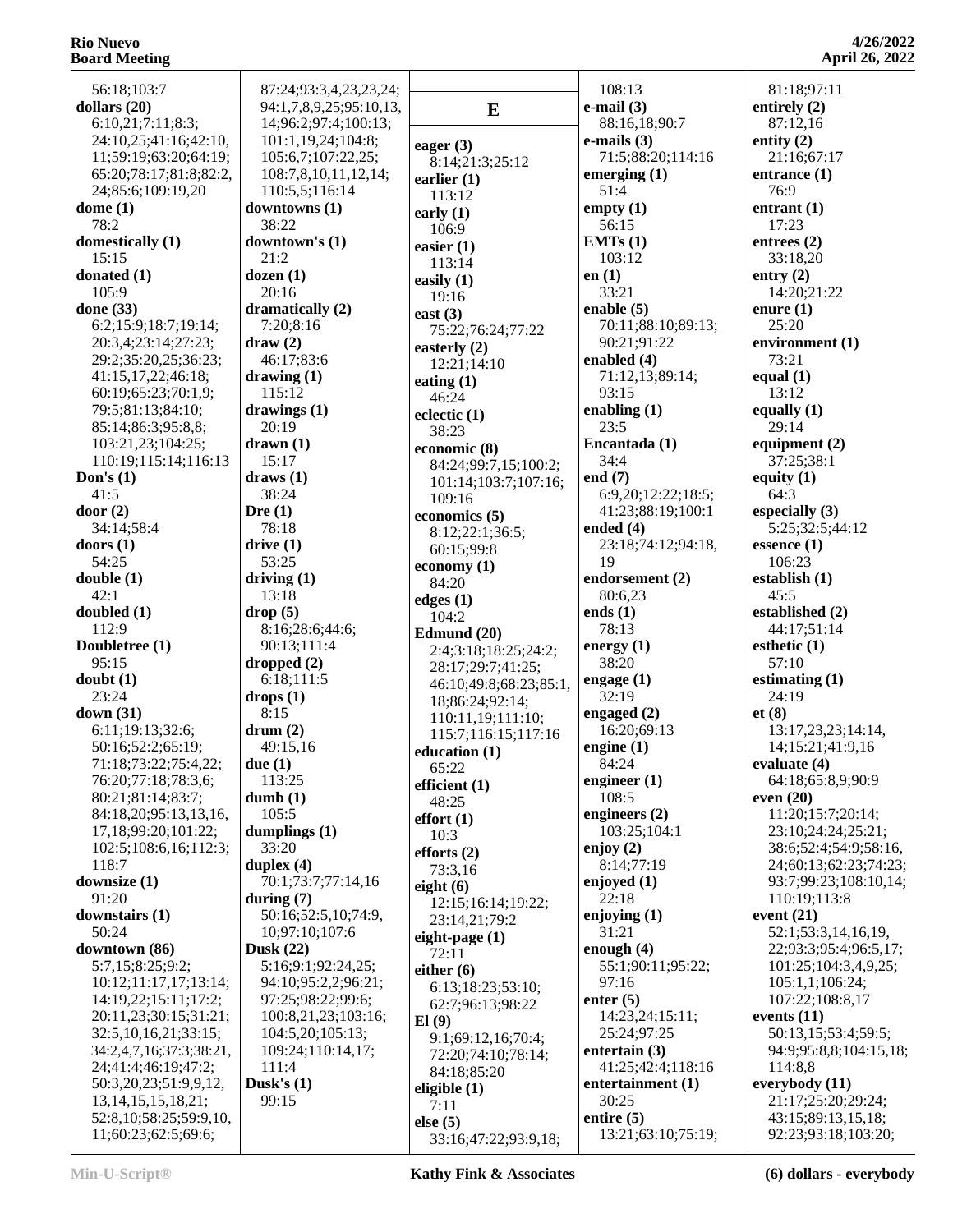56:18;103:7
**dollars (20)**
6:10,21;7:11;8:3;
24:10,25;41:16;42:10,
11;59:19;63:20;64:19;
65:20;78:17;81:8;82:2,
24;85:6;109:19,20
**dome (1)**
78:2
**domestically (1)**
15:15
**donated (1)**
105:9
**done (33)**
6:2;15:9;18:7;19:14;
20:3,4;23:14;27:23;
29:2;35:20,25;36:23;
41:15,17,22;46:18;
60:19;65:23;70:1,9;
79:5;81:13;84:10;
85:14;86:3;95:8,8;
103:21,23;104:25;
110:19;115:14;116:13
**Don's (1)**
41:5
**door (2)**
34:14;58:4
**doors (1)**
54:25
**double (1)**
42:1
**doubled (1)**
112:9
**Doubletree (1)**
95:15
**doubt (1)**
23:24
**down (31)**
6:11;19:13;32:6;
50:16;52:2;65:19;
71:18;73:22;75:4,22;
76:20;77:18;78:3,6;
80:21;81:14;83:7;
84:18,20;95:13,13,16,
17,18;99:20;101:22;
102:5;108:6,16;112:3;
118:7
**downsize (1)**
91:20
**downstairs (1)**
50:24
**downtown (86)**
5:7,15;8:25;9:2;
10:12;11:17,17;13:14;
14:19,22;15:11;17:2;
20:11,23;30:15;31:21;
32:5,10,16,21;33:15;
34:2,4,7,16;37:3;38:21,
24;41:4;46:19;47:2;
50:3,20,23;51:9,9,12,
13,14,15,15,18,21;
52:8,10;58:25;59:9,10,
11;60:23;62:5;69:6;
87:24;93:3,4,23,23,24;
94:1,7,8,9,25;95:10,13,
14;96:2;97:4;100:13;
101:1,19,24;104:8;
105:6,7;107:22,25;
108:7,8,10,11,12,14;
110:5,5;116:14
**downtowns (1)**
38:22
**downtown's (1)**
21:2
**dozen (1)**
20:16
**dramatically (2)**
7:20;8:16
**draw (2)**
46:17;83:6
**drawing (1)**
115:12
**drawings (1)**
20:19
**drawn (1)**
15:17
**draws (1)**
38:24
**Dre (1)**
78:18
**drive (1)**
53:25
**driving (1)**
13:18
**drop (5)**
8:16;28:6;44:6;
90:13;111:4
**dropped (2)**
6:18;111:5
**drops (1)**
8:15
**drum (2)**
49:15,16
**due (1)**
113:25
**dumb (1)**
105:5
**dumplings (1)**
33:20
**duplex (4)**
70:1;73:7;77:14,16
**during (7)**
50:16;52:5,10;74:9,
10;97:10;107:6
**Dusk (22)**
5:16;9:1;92:24,25;
94:10;95:2,2;96:21;
97:25;98:22;99:6;
100:8,21,23;103:16;
104:5,20;105:13;
109:24;110:14,17;
111:4
**Dusk's (1)**
99:15

## E

**eager (3)**
8:14;21:3;25:12
**earlier (1)**
113:12
**early (1)**
106:9
**easier (1)**
113:14
**easily (1)**
19:16
**east (3)**
75:22;76:24;77:22
**easterly (2)**
12:21;14:10
**eating (1)**
46:24
**eclectic (1)**
38:23
**economic (8)**
84:24;99:7,15;100:2;
101:14;103:7;107:16;
109:16
**economics (5)**
8:12;22:1;36:5;
60:15;99:8
**economy (1)**
84:20
**edges (1)**
104:2
**Edmund (20)**
2:4;3:18;18:25;24:2;
28:17;29:7;41:25;
46:10;49:8;68:23;85:1,
18;86:24;92:14;
110:11,19;111:10;
115:7;116:15;117:16
**education (1)**
65:22
**efficient (1)**
48:25
**effort (1)**
10:3
**efforts (2)**
73:3,16
**eight (6)**
12:15;16:14;19:22;
23:14,21;79:2
**eight-page (1)**
72:11
**either (6)**
6:13;18:23;53:10;
62:7;96:13;98:22
**El (9)**
9:1;69:12,16;70:4;
72:20;74:10;78:14;
84:18;85:20
**eligible (1)**
7:11
**else (5)**
33:16;47:22;93:9,18;
108:13
**e-mail (3)**
88:16,18;90:7
**e-mails (3)**
71:5;88:20;114:16
**emerging (1)**
51:4
**empty (1)**
56:15
**EMTs (1)**
103:12
**en (1)**
33:21
**enable (5)**
70:11;88:10;89:13;
90:21;91:22
**enabled (4)**
71:12,13;89:14;
93:15
**enabling (1)**
23:5
**Encantada (1)**
34:4
**end (7)**
6:9,20;12:22;18:5;
41:23;88:19;100:1
**ended (4)**
23:18;74:12;94:18,
19
**endorsement (2)**
80:6,23
**ends (1)**
78:13
**energy (1)**
38:20
**engage (1)**
32:19
**engaged (2)**
16:20;69:13
**engine (1)**
84:24
**engineer (1)**
108:5
**engineers (2)**
103:25;104:1
**enjoy (2)**
8:14;77:19
**enjoyed (1)**
22:18
**enjoying (1)**
31:21
**enough (4)**
55:1;90:11;95:22;
97:16
**enter (5)**
14:23,24;15:11;
25:24;97:25
**entertain (3)**
41:25;42:4;118:16
**entertainment (1)**
30:25
**entire (5)**
13:21;63:10;75:19;
81:18;97:11
**entirely (2)**
87:12,16
**entity (2)**
21:16;67:17
**entrance (1)**
76:9
**entrant (1)**
17:23
**entrees (2)**
33:18,20
**entry (2)**
14:20;21:22
**enure (1)**
25:20
**environment (1)**
73:21
**equal (1)**
13:12
**equally (1)**
29:14
**equipment (2)**
37:25;38:1
**equity (1)**
64:3
**especially (3)**
5:25;32:5;44:12
**essence (1)**
106:23
**establish (1)**
45:5
**established (2)**
44:17;51:14
**esthetic (1)**
57:10
**estimating (1)**
24:19
**et (8)**
13:17,23,23;14:14,
14;15:21;41:9,16
**evaluate (4)**
64:18;65:8,9;90:9
**even (20)**
11:20;15:7;20:14;
23:10;24:24;25:21;
38:6;52:4;54:9;58:16,
24;60:13;62:23;74:23;
93:7;99:23;108:10,14;
110:19;113:8
**event (21)**
52:1;53:3,14,16,19,
22;93:3;95:4;96:5,17;
101:25;104:3,4,9,25;
105:1,1;106:24;
107:22;108:8,17
**events (11)**
50:13,15;53:4;59:5;
94:9;95:8,8;104:15,18;
114:8,8
**everybody (11)**
21:17;25:20;29:24;
43:15;89:13,15,18;
92:23;93:18;103:20;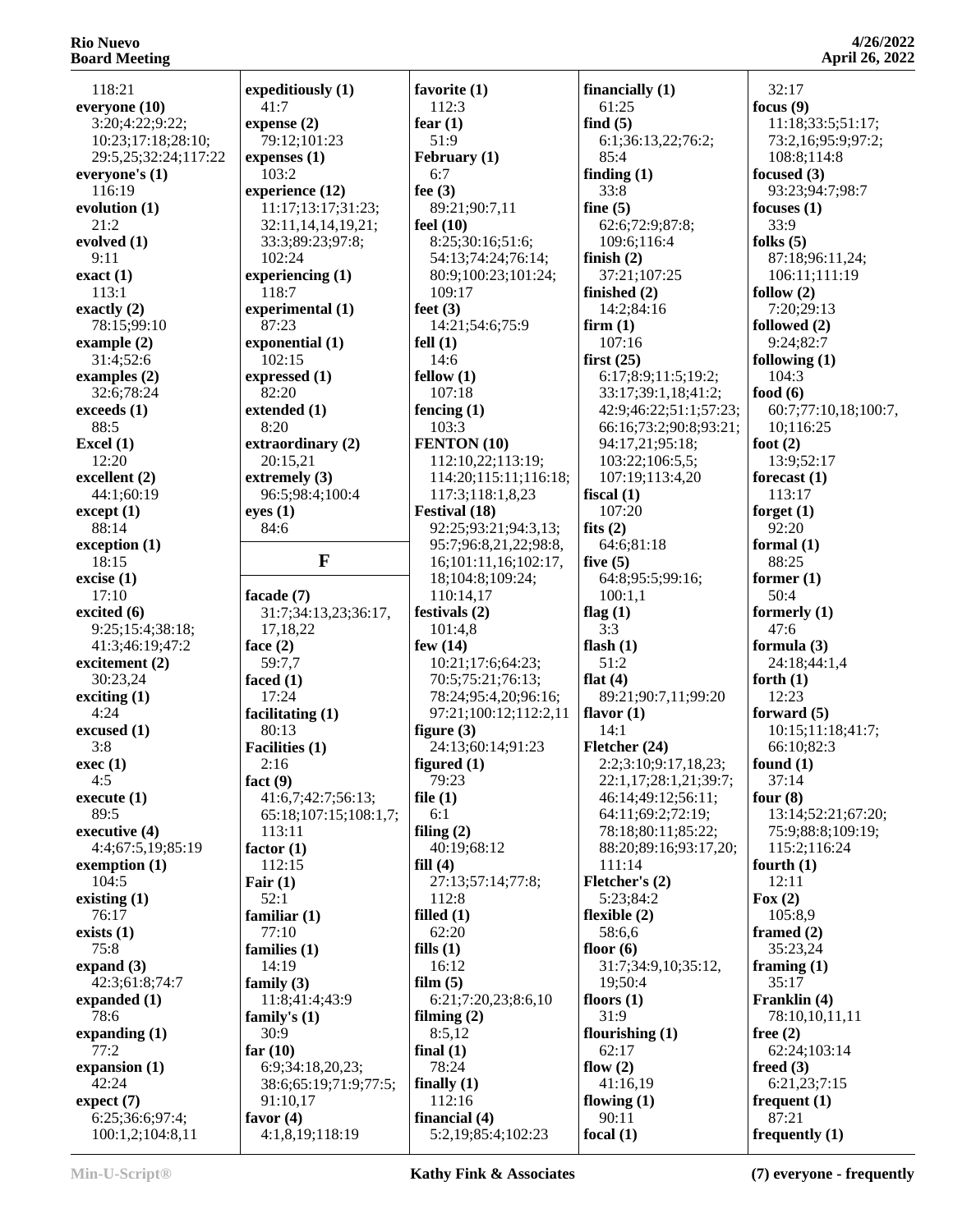118:21
**everyone (10)**
3:20;4:22;9:22;
10:23;17:18;28:10;
29:5,25;32:24;117:22
**everyone's (1)**
116:19
**evolution (1)**
21:2
**evolved (1)**
9:11
**exact (1)**
113:1
**exactly (2)**
78:15;99:10
**example (2)**
31:4;52:6
**examples (2)**
32:6;78:24
**exceeds (1)**
88:5
**Excel (1)**
12:20
**excellent (2)**
44:1;60:19
**except (1)**
88:14
**exception (1)**
18:15
**excise (1)**
17:10
**excited (6)**
9:25;15:4;38:18;
41:3;46:19;47:2
**excitement (2)**
30:23,24
**exciting (1)**
4:24
**excused (1)**
3:8
**exec (1)**
4:5
**execute (1)**
89:5
**executive (4)**
4:4;67:5,19;85:19
**exemption (1)**
104:5
**existing (1)**
76:17
**exists (1)**
75:8
**expand (3)**
42:3;61:8;74:7
**expanded (1)**
78:6
**expanding (1)**
77:2
**expansion (1)**
42:24
**expect (7)**
6:25;36:6;97:4;
100:1,2;104:8,11
**expeditiously (1)**
41:7
**expense (2)**
79:12;101:23
**expenses (1)**
103:2
**experience (12)**
11:17;13:17;31:23;
32:11,14,14,19,21;
33:3;89:23;97:8;
102:24
**experiencing (1)**
118:7
**experimental (1)**
87:23
**exponential (1)**
102:15
**expressed (1)**
82:20
**extended (1)**
8:20
**extraordinary (2)**
20:15,21
**extremely (3)**
96:5;98:4;100:4
**eyes (1)**
84:6

## F

**facade (7)**
31:7;34:13,23;36:17,
17,18,22
**face (2)**
59:7,7
**faced (1)**
17:24
**facilitating (1)**
80:13
**Facilities (1)**
2:16
**fact (9)**
41:6,7;42:7;56:13;
65:18;107:15;108:1,7;
113:11
**factor (1)**
112:15
**Fair (1)**
52:1
**familiar (1)**
77:10
**families (1)**
14:19
**family (3)**
11:8;41:4;43:9
**family's (1)**
30:9
**far (10)**
6:9;34:18,20,23;
38:6;65:19;71:9;77:5;
91:10,17
**favor (4)**
4:1,8,19;118:19
**favorite (1)**
112:3
**fear (1)**
51:9
**February (1)**
6:7
**fee (3)**
89:21;90:7,11
**feel (10)**
8:25;30:16;51:6;
54:13;74:24;76:14;
80:9;100:23;101:24;
109:17
**feet (3)**
14:21;54:6;75:9
**fell (1)**
14:6
**fellow (1)**
107:18
**fencing (1)**
103:3
**FENTON (10)**
112:10,22;113:19;
114:20;115:11;116:18;
117:3;118:1,8,23
**Festival (18)**
92:25;93:21;94:3,13;
95:7;96:8,21,22;98:8,
16;101:11,16;102:17,
18;104:8;109:24;
110:14,17
**festivals (2)**
101:4,8
**few (14)**
10:21;17:6;64:23;
70:5;75:21;76:13;
78:24;95:4,20;96:16;
97:21;100:12;112:2,11
**figure (3)**
24:13;60:14;91:23
**figured (1)**
79:23
**file (1)**
6:1
**filing (2)**
40:19;68:12
**fill (4)**
27:13;57:14;77:8;
112:8
**filled (1)**
62:20
**fills (1)**
16:12
**film (5)**
6:21;7:20,23;8:6,10
**filming (2)**
8:5,12
**final (1)**
78:24
**finally (1)**
112:16
**financial (4)**
5:2,19;85:4;102:23
**financially (1)**
61:25
**find (5)**
6:1;36:13,22;76:2;
85:4
**finding (1)**
33:8
**fine (5)**
62:6;72:9;87:8;
109:6;116:4
**finish (2)**
37:21;107:25
**finished (2)**
14:2;84:16
**firm (1)**
107:16
**first (25)**
6:17;8:9;11:5;19:2;
33:17;39:1,18;41:2;
42:9;46:22;51:1;57:23;
66:16;73:2;90:8;93:21;
94:17,21;95:18;
103:22;106:5,5;
107:19;113:4,20
**fiscal (1)**
107:20
**fits (2)**
64:6;81:18
**five (5)**
64:8;95:5;99:16;
100:1,1
**flag (1)**
3:3
**flash (1)**
51:2
**flat (4)**
89:21;90:7,11;99:20
**flavor (1)**
14:1
**Fletcher (24)**
2:2;3:10;9:17,18,23;
22:1,17;28:1,21;39:7;
46:14;49:12;56:11;
64:11;69:2;72:19;
78:18;80:11;85:22;
88:20;89:16;93:17,20;
111:14
**Fletcher's (2)**
5:23;84:2
**flexible (2)**
58:6,6
**floor (6)**
31:7;34:9,10;35:12,
19;50:4
**floors (1)**
31:9
**flourishing (1)**
62:17
**flow (2)**
41:16,19
**flowing (1)**
90:11
**focal (1)**
32:17
**focus (9)**
11:18;33:5;51:17;
73:2,16;95:9;97:2;
108:8;114:8
**focused (3)**
93:23;94:7;98:7
**focuses (1)**
33:9
**folks (5)**
87:18;96:11,24;
106:11;111:19
**follow (2)**
7:20;29:13
**followed (2)**
9:24;82:7
**following (1)**
104:3
**food (6)**
60:7;77:10,18;100:7,
10;116:25
**foot (2)**
13:9;52:17
**forecast (1)**
113:17
**forget (1)**
92:20
**formal (1)**
88:25
**former (1)**
50:4
**formerly (1)**
47:6
**formula (3)**
24:18;44:1,4
**forth (1)**
12:23
**forward (5)**
10:15;11:18;41:7;
66:10;82:3
**found (1)**
37:14
**four (8)**
13:14;52:21;67:20;
75:9;88:8;109:19;
115:2;116:24
**fourth (1)**
12:11
**Fox (2)**
105:8,9
**framed (2)**
35:23,24
**framing (1)**
35:17
**Franklin (4)**
78:10,10,11,11
**free (2)**
62:24;103:14
**freed (3)**
6:21,23;7:15
**frequent (1)**
87:21
**frequently (1)**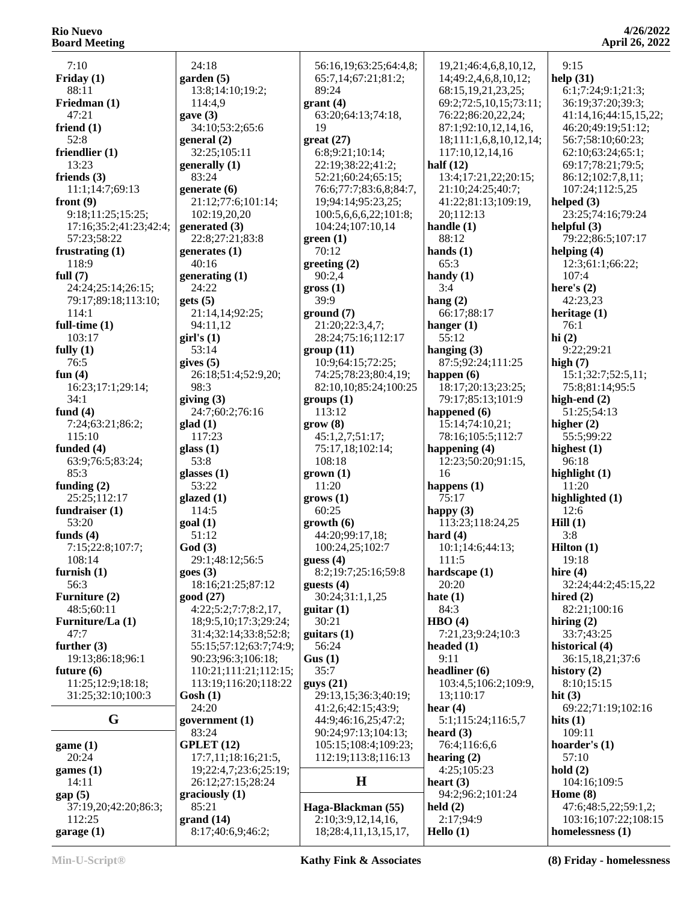7:10
**Friday (1)**
88:11
**Friedman (1)**
47:21
**friend (1)**
52:8
**friendlier (1)**
13:23
**friends (3)**
11:1;14:7;69:13
**front (9)**
9:18;11:25;15:25;
17:16;35:2;41:23;42:4;
57:23;58:22
**frustrating (1)**
118:9
**full (7)**
24:24;25:14;26:15;
79:17;89:18;113:10;
114:1
**full-time (1)**
103:17
**fully (1)**
76:5
**fun (4)**
16:23;17:1;29:14;
34:1
**fund (4)**
7:24;63:21;86:2;
115:10
**funded (4)**
63:9;76:5;83:24;
85:3
**funding (2)**
25:25;112:17
**fundraiser (1)**
53:20
**funds (4)**
7:15;22:8;107:7;
108:14
**furnish (1)**
56:3
**Furniture (2)**
48:5;60:11
**Furniture/La (1)**
47:7
**further (3)**
19:13;86:18;96:1
**future (6)**
11:25;12:9;18:18;
31:25;32:10;100:3

## G

**game (1)**
20:24
**games (1)**
14:11
**gap (5)**
37:19,20;42:20;86:3;
112:25
**garage (1)**
24:18
**garden (5)**
13:8;14:10;19:2;
114:4,9
**gave (3)**
34:10;53:2;65:6
**general (2)**
32:25;105:11
**generally (1)**
83:24
**generate (6)**
21:12;77:6;101:14;
102:19,20,20
**generated (3)**
22:8;27:21;83:8
**generates (1)**
40:16
**generating (1)**
24:22
**gets (5)**
21:14,14;92:25;
94:11,12
**girl's (1)**
53:14
**gives (5)**
26:18;51:4;52:9,20;
98:3
**giving (3)**
24:7;60:2;76:16
**glad (1)**
117:23
**glass (1)**
53:8
**glasses (1)**
53:22
**glazed (1)**
114:5
**goal (1)**
51:12
**God (3)**
29:1;48:12;56:5
**goes (3)**
18:16;21:25;87:12
**good (27)**
4:22;5:2;7:7;8:2,17,
18;9:5,10;17:3;29:24;
31:4;32:14;33:8;52:8;
55:15;57:12;63:7;74:9;
90:23;96:3;106:18;
110:21;111:21;112:15;
113:19;116:20;118:22
**Gosh (1)**
24:20
**government (1)**
83:24
**GPLET (12)**
17:7,11;18:16;21:5,
19;22:4,7;23:6;25:19;
26:12;27:15;28:24
**graciously (1)**
85:21
**grand (14)**
8:17;40:6,9;46:2;
56:16,19;63:25;64:4,8;
65:7,14;67:21;81:2;
89:24
**grant (4)**
63:20;64:13;74:18,
19
**great (27)**
6:8;9:21;10:14;
22:19;38:22;41:2;
52:21;60:24;65:15;
76:6;77:7;83:6,8;84:7,
19;94:14;95:23,25;
100:5,6,6,6,22;101:8;
104:24;107:10,14
**green (1)**
70:12
**greeting (2)**
90:2,4
**gross (1)**
39:9
**ground (7)**
21:20;22:3,4,7;
28:24;75:16;112:17
**group (11)**
10:9;64:15;72:25;
74:25;78:23;80:4,19;
82:10,10;85:24;100:25
**groups (1)**
113:12
**grow (8)**
45:1,2,7;51:17;
75:17,18;102:14;
108:18
**grown (1)**
11:20
**grows (1)**
60:25
**growth (6)**
44:20;99:17,18;
100:24,25;102:7
**guess (4)**
8:2;19:7;25:16;59:8
**guests (4)**
30:24;31:1,1,25
**guitar (1)**
30:21
**guitars (1)**
56:24
**Gus (1)**
35:7
**guys (21)**
29:13,15;36:3;40:19;
41:2,6;42:15;43:9;
44:9;46:16,25;47:2;
90:24;97:13;104:13;
105:15;108:4;109:23;
112:19;113:8;116:13

## H

**Haga-Blackman (55)**
2:10;3:9,12,14,16,
18;28:4,11,13,15,17,
19,21;46:4,6,8,10,12,
14;49:2,4,6,8,10,12;
68:15,19,21,23,25;
69:2;72:5,10,15;73:11;
76:22;86:20,22,24;
87:1;92:10,12,14,16,
18;111:1,6,8,10,12,14;
117:10,12,14,16
**half (12)**
13:4;17:21,22;20:15;
21:10;24:25;40:7;
41:22;81:13;109:19,
20;112:13
**handle (1)**
88:12
**hands (1)**
65:3
**handy (1)**
3:4
**hang (2)**
66:17;88:17
**hanger (1)**
55:12
**hanging (3)**
87:5;92:24;111:25
**happen (6)**
18:17;20:13;23:25;
79:17;85:13;101:9
**happened (6)**
15:14;74:10,21;
78:16;105:5;112:7
**happening (4)**
12:23;50:20;91:15,
16
**happens (1)**
75:17
**happy (3)**
113:23;118:24,25
**hard (4)**
10:1;14:6;44:13;
111:5
**hardscape (1)**
20:20
**hate (1)**
84:3
**HBO (4)**
7:21,23;9:24;10:3
**headed (1)**
9:11
**headliner (6)**
103:4,5;106:2;109:9,
13;110:17
**hear (4)**
5:1;115:24;116:5,7
**heard (3)**
76:4;116:6,6
**hearing (2)**
4:25;105:23
**heart (3)**
94:2;96:2;101:24
**held (2)**
2:17;94:9
**Hello (1)**
9:15
**help (31)**
6:1;7:24;9:1;21:3;
36:19;37:20;39:3;
41:14,16;44:15,15,22;
46:20;49:19;51:12;
56:7;58:10;60:23;
62:10;63:24;65:1;
69:17;78:21;79:5;
86:12;102:7,8,11;
107:24;112:5,25
**helped (3)**
23:25;74:16;79:24
**helpful (3)**
79:22;86:5;107:17
**helping (4)**
12:3;61:1;66:22;
107:4
**here's (2)**
42:23,23
**heritage (1)**
76:1
**hi (2)**
9:22;29:21
**high (7)**
15:1;32:7;52:5,11;
75:8;81:14;95:5
**high-end (2)**
51:25;54:13
**higher (2)**
55:5;99:22
**highest (1)**
96:18
**highlight (1)**
11:20
**highlighted (1)**
12:6
**Hill (1)**
3:8
**Hilton (1)**
19:18
**hire (4)**
32:24;44:2;45:15,22
**hired (2)**
82:21;100:16
**hiring (2)**
33:7;43:25
**historical (4)**
36:15,18,21;37:6
**history (2)**
8:10;15:15
**hit (3)**
69:22;71:19;102:16
**hits (1)**
109:11
**hoarder's (1)**
57:10
**hold (2)**
104:16;109:5
**Home (8)**
47:6;48:5,22;59:1,2;
103:16;107:22;108:15
**homelessness (1)**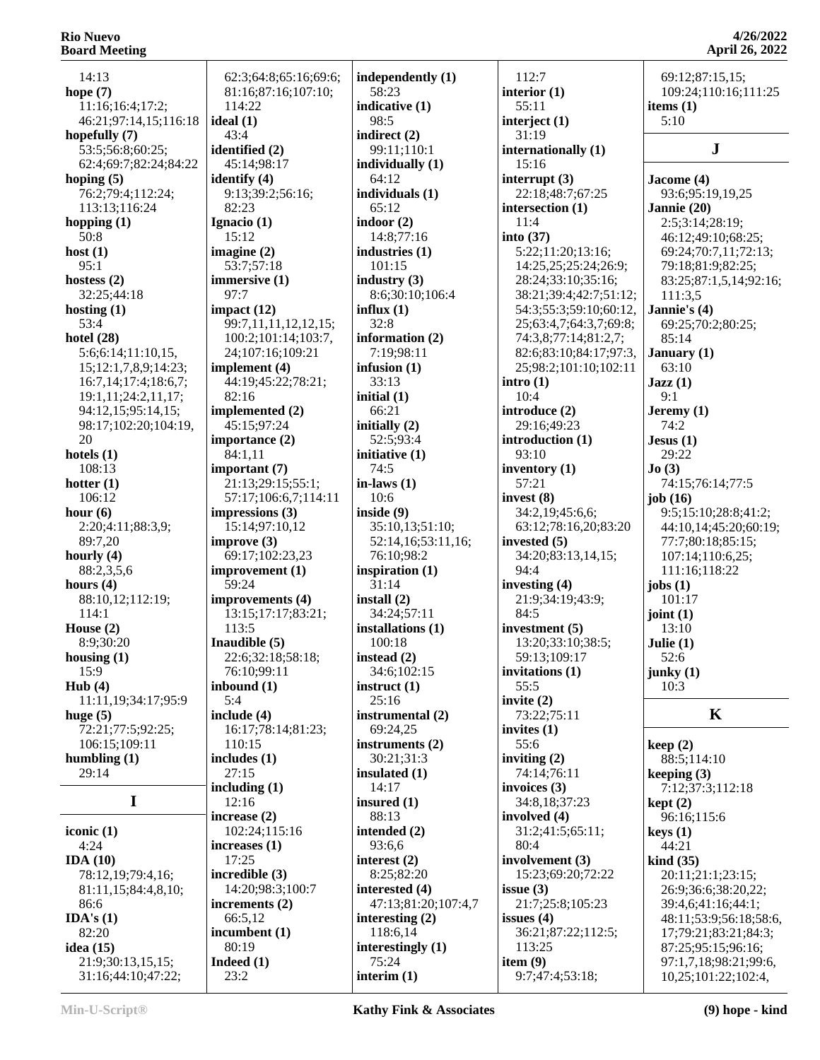14:13
**hope (7)**
11:16;16:4;17:2;
46:21;97:14,15;116:18
**hopefully (7)**
53:5;56:8;60:25;
62:4;69:7;82:24;84:22
**hoping (5)**
76:2;79:4;112:24;
113:13;116:24
**hopping (1)**
50:8
**host (1)**
95:1
**hostess (2)**
32:25;44:18
**hosting (1)**
53:4
**hotel (28)**
5:6;6:14;11:10,15,
15;12:1,7,8,9;14:23;
16:7,14;17:4;18:6,7;
19:1,11;24:2,11,17;
94:12,15;95:14,15;
98:17;102:20;104:19,
20
**hotels (1)**
108:13
**hotter (1)**
106:12
**hour (6)**
2:20;4:11;88:3,9;
89:7,20
**hourly (4)**
88:2,3,5,6
**hours (4)**
88:10,12;112:19;
114:1
**House (2)**
8:9;30:20
**housing (1)**
15:9
**Hub (4)**
11:11,19;34:17;95:9
**huge (5)**
72:21;77:5;92:25;
106:15;109:11
**humbling (1)**
29:14

## I

**iconic (1)**
4:24
**IDA (10)**
78:12,19;79:4,16;
81:11,15;84:4,8,10;
86:6
**IDA's (1)**
82:20
**idea (15)**
21:9;30:13,15,15;
31:16;44:10;47:22;
62:3;64:8;65:16;69:6;
81:16;87:16;107:10;
114:22
**ideal (1)**
43:4
**identified (2)**
45:14;98:17
**identify (4)**
9:13;39:2;56:16;
82:23
**Ignacio (1)**
15:12
**imagine (2)**
53:7;57:18
**immersive (1)**
97:7
**impact (12)**
99:7,11,11,12,12,15;
100:2;101:14;103:7,
24;107:16;109:21
**implement (4)**
44:19;45:22;78:21;
82:16
**implemented (2)**
45:15;97:24
**importance (2)**
84:1,11
**important (7)**
21:13;29:15;55:1;
57:17;106:6,7;114:11
**impressions (3)**
15:14;97:10,12
**improve (3)**
69:17;102:23,23
**improvement (1)**
59:24
**improvements (4)**
13:15;17:17;83:21;
113:5
**Inaudible (5)**
22:6;32:18;58:18;
76:10;99:11
**inbound (1)**
5:4
**include (4)**
16:17;78:14;81:23;
110:15
**includes (1)**
27:15
**including (1)**
12:16
**increase (2)**
102:24;115:16
**increases (1)**
17:25
**incredible (3)**
14:20;98:3;100:7
**increments (2)**
66:5,12
**incumbent (1)**
80:19
**Indeed (1)**
23:2
**independently (1)**
58:23
**indicative (1)**
98:5
**indirect (2)**
99:11;110:1
**individually (1)**
64:12
**individuals (1)**
65:12
**indoor (2)**
14:8;77:16
**industries (1)**
101:15
**industry (3)**
8:6;30:10;106:4
**influx (1)**
32:8
**information (2)**
7:19;98:11
**infusion (1)**
33:13
**initial (1)**
66:21
**initially (2)**
52:5;93:4
**initiative (1)**
74:5
**in-laws (1)**
10:6
**inside (9)**
35:10,13;51:10;
52:14,16;53:11,16;
76:10;98:2
**inspiration (1)**
31:14
**install (2)**
34:24;57:11
**installations (1)**
100:18
**instead (2)**
34:6;102:15
**instruct (1)**
25:16
**instrumental (2)**
69:24,25
**instruments (2)**
30:21;31:3
**insulated (1)**
14:17
**insured (1)**
88:13
**intended (2)**
93:6,6
**interest (2)**
8:25;82:20
**interested (4)**
47:13;81:20;107:4,7
**interesting (2)**
118:6,14
**interestingly (1)**
75:24
**interim (1)**
112:7
**interior (1)**
55:11
**interject (1)**
31:19
**internationally (1)**
15:16
**interrupt (3)**
22:18;48:7;67:25
**intersection (1)**
11:4
**into (37)**
5:22;11:20;13:16;
14:25,25;25:24;26:9;
28:24;33:10;35:16;
38:21;39:4;42:7;51:12;
54:3;55:3;59:10;60:12,
25;63:4,7;64:3,7;69:8;
74:3,8;77:14;81:2,7;
82:6;83:10;84:17;97:3,
25;98:2;101:10;102:11
**intro (1)**
10:4
**introduce (2)**
29:16;49:23
**introduction (1)**
93:10
**inventory (1)**
57:21
**invest (8)**
34:2,19;45:6,6;
63:12;78:16,20;83:20
**invested (5)**
34:20;83:13,14,15;
94:4
**investing (4)**
21:9;34:19;43:9;
84:5
**investment (5)**
13:20;33:10;38:5;
59:13;109:17
**invitations (1)**
55:5
**invite (2)**
73:22;75:11
**invites (1)**
55:6
**inviting (2)**
74:14;76:11
**invoices (3)**
34:8,18;37:23
**involved (4)**
31:2;41:5;65:11;
80:4
**involvement (3)**
15:23;69:20;72:22
**issue (3)**
21:7;25:8;105:23
**issues (4)**
36:21;87:22;112:5;
113:25
**item (9)**
9:7;47:4;53:18;
69:12;87:15,15;
109:24;110:16;111:25
**items (1)**
5:10

## J

**Jacome (4)**
93:6;95:19,19,25
**Jannie (20)**
2:5;3:14;28:19;
46:12;49:10;68:25;
69:24;70:7,11;72:13;
79:18;81:9;82:25;
83:25;87:1,5,14;92:16;
111:3,5
**Jannie's (4)**
69:25;70:2;80:25;
85:14
**January (1)**
63:10
**Jazz (1)**
9:1
**Jeremy (1)**
74:2
**Jesus (1)**
29:22
**Jo (3)**
74:15;76:14;77:5
**job (16)**
9:5;15:10;28:8;41:2;
44:10,14;45:20;60:19;
77:7;80:18;85:15;
107:14;110:6,25;
111:16;118:22
**jobs (1)**
101:17
**joint (1)**
13:10
**Julie (1)**
52:6
**junky (1)**
10:3

## K

**keep (2)**
88:5;114:10
**keeping (3)**
7:12;37:3;112:18
**kept (2)**
96:16;115:6
**keys (1)**
44:21
**kind (35)**
20:11;21:1;23:15;
26:9;36:6;38:20,22;
39:4,6;41:16;44:1;
48:11;53:9;56:18;58:6,
17;79:21;83:21;84:3;
87:25;95:15;96:16;
97:1,7,18;98:21;99:6,
10,25;101:22;102:4,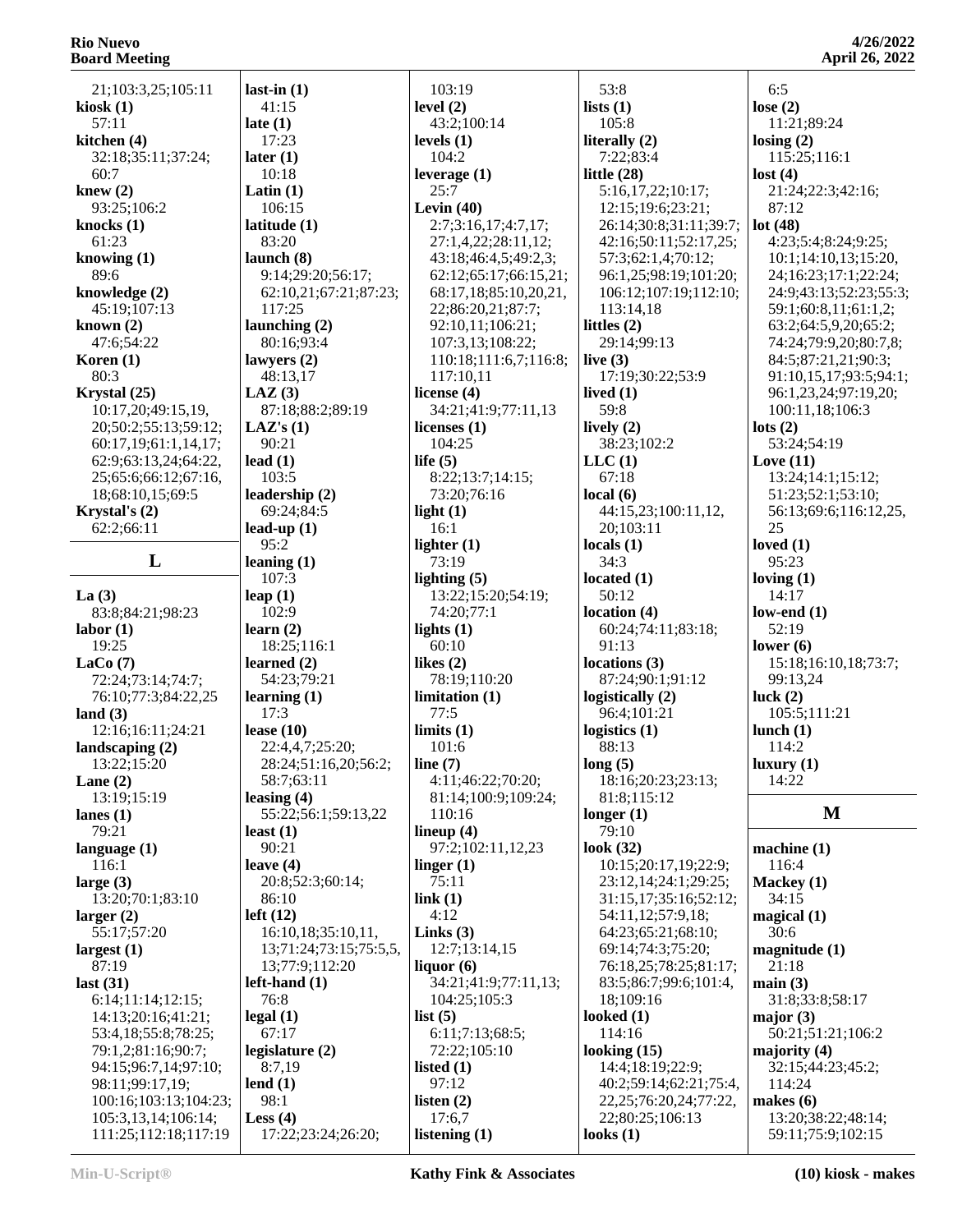21;103:3,25;105:11
**kiosk (1)**
57:11
**kitchen (4)**
32:18;35:11;37:24;
60:7
**knew (2)**
93:25;106:2
**knocks (1)**
61:23
**knowing (1)**
89:6
**knowledge (2)**
45:19;107:13
**known (2)**
47:6;54:22
**Koren (1)**
80:3
**Krystal (25)**
10:17,20;49:15,19,
20;50:2;55:13;59:12;
60:17,19;61:1,14,17;
62:9;63:13,24;64:22,
25;65:6;66:12;67:16,
18;68:10,15;69:5
**Krystal's (2)**
62:2;66:11

## L

**La (3)**
83:8;84:21;98:23
**labor (1)**
19:25
**LaCo (7)**
72:24;73:14;74:7;
76:10;77:3;84:22,25
**land (3)**
12:16;16:11;24:21
**landscaping (2)**
13:22;15:20
**Lane (2)**
13:19;15:19
**lanes (1)**
79:21
**language (1)**
116:1
**large (3)**
13:20;70:1;83:10
**larger (2)**
55:17;57:20
**largest (1)**
87:19
**last (31)**
6:14;11:14;12:15;
14:13;20:16;41:21;
53:4,18;55:8;78:25;
79:1,2;81:16;90:7;
94:15;96:7,14;97:10;
98:11;99:17,19;
100:16;103:13;104:23;
105:3,13,14;106:14;
111:25;112:18;117:19
**last-in (1)**
41:15
**late (1)**
17:23
**later (1)**
10:18
**Latin (1)**
106:15
**latitude (1)**
83:20
**launch (8)**
9:14;29:20;56:17;
62:10,21;67:21;87:23;
117:25
**launching (2)**
80:16;93:4
**lawyers (2)**
48:13,17
**LAZ (3)**
87:18;88:2;89:19
**LAZ's (1)**
90:21
**lead (1)**
103:5
**leadership (2)**
69:24;84:5
**lead-up (1)**
95:2
**leaning (1)**
107:3
**leap (1)**
102:9
**learn (2)**
18:25;116:1
**learned (2)**
54:23;79:21
**learning (1)**
17:3
**lease (10)**
22:4,4,7;25:20;
28:24;51:16,20;56:2;
58:7;63:11
**leasing (4)**
55:22;56:1;59:13,22
**least (1)**
90:21
**leave (4)**
20:8;52:3;60:14;
86:10
**left (12)**
16:10,18;35:10,11,
13;71:24;73:15;75:5,5,
13;77:9;112:20
**left-hand (1)**
76:8
**legal (1)**
67:17
**legislature (2)**
8:7,19
**lend (1)**
98:1
**Less (4)**
17:22;23:24;26:20;
103:19
**level (2)**
43:2;100:14
**levels (1)**
104:2
**leverage (1)**
25:7
**Levin (40)**
2:7;3:16,17;4:7,17;
27:1,4,22;28:11,12;
43:18;46:4,5;49:2,3;
62:12;65:17;66:15,21;
68:17,18;85:10,20,21,
22;86:20,21;87:7;
92:10,11;106:21;
107:3,13;108:22;
110:18;111:6,7;116:8;
117:10,11
**license (4)**
34:21;41:9;77:11,13
**licenses (1)**
104:25
**life (5)**
8:22;13:7;14:15;
73:20;76:16
**light (1)**
16:1
**lighter (1)**
73:19
**lighting (5)**
13:22;15:20;54:19;
74:20;77:1
**lights (1)**
60:10
**likes (2)**
78:19;110:20
**limitation (1)**
77:5
**limits (1)**
101:6
**line (7)**
4:11;46:22;70:20;
81:14;100:9;109:24;
110:16
**lineup (4)**
97:2;102:11,12,23
**linger (1)**
75:11
**link (1)**
4:12
**Links (3)**
12:7;13:14,15
**liquor (6)**
34:21;41:9;77:11,13;
104:25;105:3
**list (5)**
6:11;7:13;68:5;
72:22;105:10
**listed (1)**
97:12
**listen (2)**
17:6,7
**listening (1)**
53:8
**lists (1)**
105:8
**literally (2)**
7:22;83:4
**little (28)**
5:16,17,22;10:17;
12:15;19:6;23:21;
26:14;30:8;31:11;39:7;
42:16;50:11;52:17,25;
57:3;62:1,4;70:12;
96:1,25;98:19;101:20;
106:12;107:19;112:10;
113:14,18
**littles (2)**
29:14;99:13
**live (3)**
17:19;30:22;53:9
**lived (1)**
59:8
**lively (2)**
38:23;102:2
**LLC (1)**
67:18
**local (6)**
44:15,23;100:11,12,
20;103:11
**locals (1)**
34:3
**located (1)**
50:12
**location (4)**
60:24;74:11;83:18;
91:13
**locations (3)**
87:24;90:1;91:12
**logistically (2)**
96:4;101:21
**logistics (1)**
88:13
**long (5)**
18:16;20:23;23:13;
81:8;115:12
**longer (1)**
79:10
**look (32)**
10:15;20:17,19;22:9;
23:12,14;24:1;29:25;
31:15,17;35:16;52:12;
54:11,12;57:9,18;
64:23;65:21;68:10;
69:14;74:3;75:20;
76:18,25;78:25;81:17;
83:5;86:7;99:6;101:4,
18;109:16
**looked (1)**
114:16
**looking (15)**
14:4;18:19;22:9;
40:2;59:14;62:21;75:4,
22,25;76:20,24;77:22,
22;80:25;106:13
**looks (1)**
6:5
**lose (2)**
11:21;89:24
**losing (2)**
115:25;116:1
**lost (4)**
21:24;22:3;42:16;
87:12
**lot (48)**
4:23;5:4;8:24;9:25;
10:1;14:10,13;15:20,
24;16:23;17:1;22:24;
24:9;43:13;52:23;55:3;
59:1;60:8,11;61:1,2;
63:2;64:5,9,20;65:2;
74:24;79:9,20;80:7,8;
84:5;87:21,21;90:3;
91:10,15,17;93:5;94:1;
96:1,23,24;97:19,20;
100:11,18;106:3
**lots (2)**
53:24;54:19
**Love (11)**
13:24;14:1;15:12;
51:23;52:1;53:10;
56:13;69:6;116:12,25,
25
**loved (1)**
95:23
**loving (1)**
14:17
**low-end (1)**
52:19
**lower (6)**
15:18;16:10,18;73:7;
99:13,24
**luck (2)**
105:5;111:21
**lunch (1)**
114:2
**luxury (1)**
14:22

## M

**machine (1)**
116:4
**Mackey (1)**
34:15
**magical (1)**
30:6
**magnitude (1)**
21:18
**main (3)**
31:8;33:8;58:17
**major (3)**
50:21;51:21;106:2
**majority (4)**
32:15;44:23;45:2;
114:24
**makes (6)**
13:20;38:22;48:14;
59:11;75:9;102:15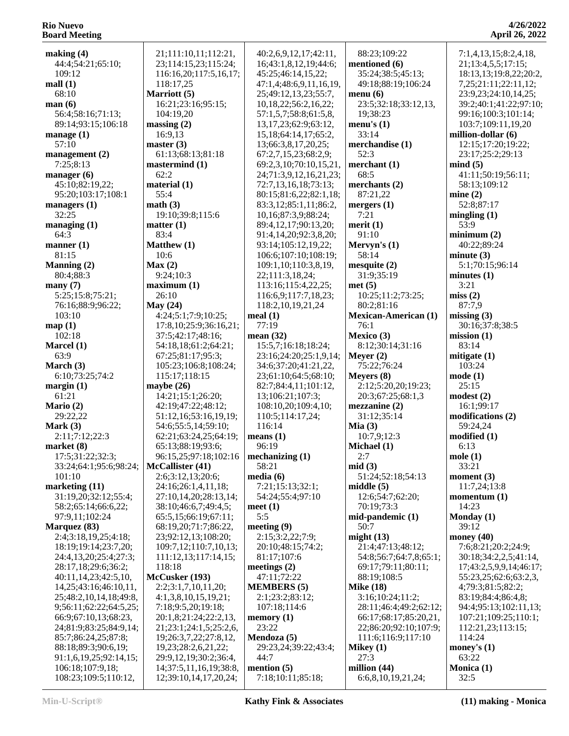**making (4)**
44:4;54:21;65:10;
109:12
**mall (1)**
68:10
**man (6)**
56:4;58:16;71:13;
89:14;93:15;106:18
**manage (1)**
57:10
**management (2)**
7:25;8:13
**manager (6)**
45:10;82:19,22;
95:20;103:17;108:1
**managers (1)**
32:25
**managing (1)**
64:3
**manner (1)**
81:15
**Manning (2)**
80:4;88:3
**many (7)**
5:25;15:8;75:21;
76:16;88:9;96:22;
103:10
**map (1)**
102:18
**Marcel (1)**
63:9
**March (3)**
6:10;73:25;74:2
**margin (1)**
61:21
**Mario (2)**
29:22,22
**Mark (3)**
2:11;7:12;22:3
**market (8)**
17:5;31:22;32:3;
33:24;64:1;95:6;98:24;
101:10
**marketing (11)**
31:19,20;32:12;55:4;
58:2;65:14;66:6,22;
97:9,11;102:24
**Marquez (83)**
2:4;3:18,19,25;4:18;
18:19;19:14;23:7,20;
24:4,13,20;25:4;27:3;
28:17,18;29:6;36:2;
40:11,14,23;42:5,10,
14,25;43:16;46:10,11,
25;48:2,10,14,18;49:8,
9;56:11;62:22;64:5,25;
66:9;67:10,13;68:23,
24;81:9;83:25;84:9,14;
85:7;86:24,25;87:8;
88:18;89:3;90:6,19;
91:1,6,19,25;92:14,15;
106:18;107:9,18;
108:23;109:5;110:12,
21;111:10,11;112:21,
23;114:15,23;115:24;
116:16,20;117:5,16,17;
118:17,25
**Marriott (5)**
16:21;23:16;95:15;
104:19,20
**massing (2)**
16:9,13
**master (3)**
61:13;68:13;81:18
**mastermind (1)**
62:2
**material (1)**
55:4
**math (3)**
19:10;39:8;115:6
**matter (1)**
83:4
**Matthew (1)**
10:6
**Max (2)**
9:24;10:3
**maximum (1)**
26:10
**May (24)**
4:24;5:1;7:9;10:25;
17:8,10;25:9;36:16,21;
37:5;42:17;48:16;
54:18,18;61:2;64:21;
67:25;81:17;95:3;
105:23;106:8;108:24;
115:17;118:15
**maybe (26)**
14:21;15:1;26:20;
42:19;47:22;48:12;
51:12,16;53:16,19,19;
54:6;55:5,14;59:10;
62:21;63:24,25;64:19;
65:13;88:19;93:6;
96:15,25;97:18;102:16
**McCallister (41)**
2:6;3:12,13;20:6;
24:16;26:1,4,11,18;
27:10,14,20;28:13,14;
38:10;46:6,7;49:4,5;
65:5,15;66:19;67:11;
68:19,20;71:7;86:22,
23;92:12,13;108:20;
109:7,12;110:7,10,13;
111:12,13;117:14,15;
118:18
**McCusker (193)**
2:2;3:1,7,10,11,20;
4:1,3,8,10,15,19,21;
7:18;9:5,20;19:18;
20:1,8;21:24;22:2,13,
21;23:1;24:1,5;25:2,6,
19;26:3,7,22;27:8,12,
19,23;28:2,6,21,22;
29:9,12,19;30:2;36:4,
14;37:5,11,16,19;38:8,
12;39:10,14,17,20,24;
40:2,6,9,12,17;42:11,
16;43:1,8,12,19;44:6;
45:25;46:14,15,22;
47:1,4;48:6,9,11,16,19,
25;49:12,13,23;55:7,
10,18,22;56:2,16,22;
57:1,5,7;58:8;61:5,8,
13,17,23;62:9;63:12,
15,18;64:14,17;65:2,
13;66:3,8,17,20,25;
67:2,7,15,23;68:2,9;
69:2,3,10;70:10,15,21,
24;71:3,9,12,16,21,23;
72:7,13,16,18;73:13;
80:15;81:6,22;82:1,18;
83:3,12;85:1,11;86:2,
10,16;87:3,9;88:24;
89:4,12,17;90:13,20;
91:4,14,20;92:3,8,20;
93:14;105:12,19,22;
106:6;107:10;108:19;
109:1,10;110:3,8,19,
22;111:3,18,24;
113:16;115:4,22,25;
116:6,9;117:7,18,23;
118:2,10,19,21,24
**meal (1)**
77:19
**mean (32)**
15:5,7;16:18;18:24;
23:16;24:20;25:1,9,14;
34:6;37:20;41:21,22,
23;61:10;64:5;68:10;
82:7;84:4,11;101:12,
13;106:21;107:3;
108:10,20;109:4,10;
110:5;114:17,24;
116:14
**means (1)**
96:19
**mechanizing (1)**
58:21
**media (6)**
7:21;15:13;32:1;
54:24;55:4;97:10
**meet (1)**
5:5
**meeting (9)**
2:15;3:2,22;7:9;
20:10;48:15;74:2;
81:17;107:6
**meetings (2)**
47:11;72:22
**MEMBERS (5)**
2:1;23:2;83:12;
107:18;114:6
**memory (1)**
23:22
**Mendoza (5)**
29:23,24;39:22;43:4;
44:7
**mention (5)**
7:18;10:11;85:18;
88:23;109:22
**mentioned (6)**
35:24;38:5;45:13;
49:18;88:19;106:24
**menu (6)**
23:5;32:18;33:12,13,
19;38:23
**menu's (1)**
33:14
**merchandise (1)**
52:3
**merchant (1)**
68:5
**merchants (2)**
87:21,22
**mergers (1)**
7:21
**merit (1)**
91:10
**Mervyn's (1)**
58:14
**mesquite (2)**
31:9;35:19
**met (5)**
10:25;11:2;73:25;
80:2;81:16
**Mexican-American (1)**
76:1
**Mexico (3)**
8:12;30:14;31:16
**Meyer (2)**
75:22;76:24
**Meyers (8)**
2:12;5:20,20;19:23;
20:3;67:25;68:1,3
**mezzanine (2)**
31:12;35:14
**Mia (3)**
10:7,9;12:3
**Michael (1)**
2:7
**mid (3)**
51:24;52:18;54:13
**middle (5)**
12:6;54:7;62:20;
70:19;73:3
**mid-pandemic (1)**
50:7
**might (13)**
21:4;47:13;48:12;
54:8;56:7;64:7,8;65:1;
69:17;79:11;80:11;
88:19;108:5
**Mike (18)**
3:16;10:24;11:2;
28:11;46:4;49:2;62:12;
66:17;68:17;85:20,21,
22;86:20;92:10;107:9;
111:6;116:9;117:10
**Mikey (1)**
27:3
**million (44)**
6:6,8,10,19,21,24;
7:1,4,13,15;8:2,4,18,
21;13:4,5,5;17:15;
18:13,13;19:8,22;20:2,
7,25;21:11;22:11,12;
23:9,23;24:10,14,25;
39:2;40:1;41:22;97:10;
99:16;100:3;101:14;
103:7;109:11,19,20
**million-dollar (6)**
12:15;17:20;19:22;
23:17;25:2;29:13
**mind (5)**
41:11;50:19;56:11;
58:13;109:12
**mine (2)**
52:8;87:17
**mingling (1)**
53:9
**minimum (2)**
40:22;89:24
**minute (3)**
5:1;70:15;96:14
**minutes (1)**
3:21
**miss (2)**
87:7,9
**missing (3)**
30:16;37:8;38:5
**mission (1)**
83:14
**mitigate (1)**
103:24
**mode (1)**
25:15
**modest (2)**
16:1;99:17
**modifications (2)**
59:24,24
**modified (1)**
6:13
**mole (1)**
33:21
**moment (3)**
11:7,24;13:8
**momentum (1)**
14:23
**Monday (1)**
39:12
**money (40)**
7:6;8:21;20:2;24:9;
30:18;34:2,2,5;41:14,
17;43:2,5,9,9,14;46:17;
55:23,25;62:6;63:2,3,
4;79:3;81:5;82:2;
83:19;84:4;86:4,8;
94:4;95:13;102:11,13;
107:21;109:25;110:1;
112:21,23;113:15;
114:24
**money's (1)**
63:22
**Monica (1)**
32:5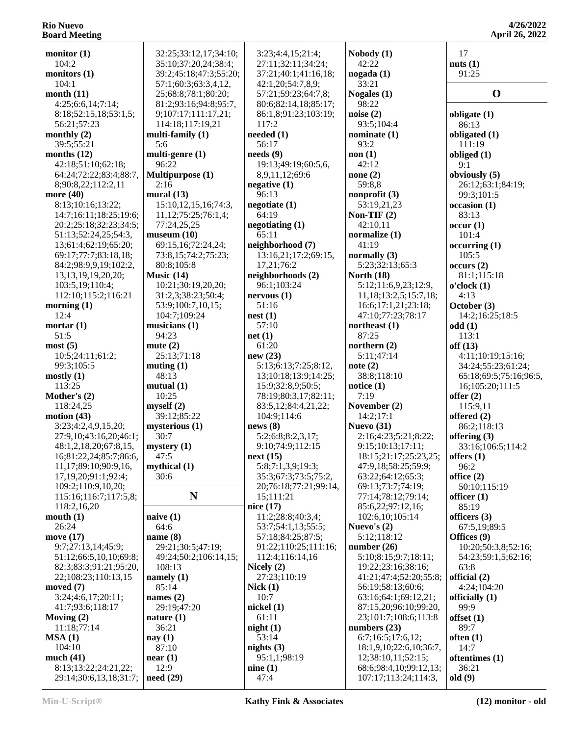**monitor (1)**
104:2
**monitors (1)**
104:1
**month (11)**
4:25;6:6,14;7:14;
8:18;52:15,18;53:1,5;
56:21;57:23
**monthly (2)**
39:5;55:21
**months (12)**
42:18;51:10;62:18;
64:24;72:22;83:4;88:7,
8;90:8,22;112:2,11
**more (40)**
8:13;10:16;13:22;
14:7;16:11;18:25;19:6;
20:2;25:18;32:23;34:5;
51:13;52:24,25;54:3,
13;61:4;62:19;65:20;
69:17;77:7;83:18,18;
84:2;98:9,9,19;102:2,
13,13,19,19,20,20;
103:5,19;110:4;
112:10;115:2;116:21
**morning (1)**
12:4
**mortar (1)**
51:5
**most (5)**
10:5;24:11;61:2;
99:3;105:5
**mostly (1)**
113:25
**Mother's (2)**
118:24,25
**motion (43)**
3:23;4:2,4,9,15,20;
27:9,10;43:16,20;46:1;
48:1,2,18,20;67:8,15,
16;81:22,24;85:7;86:6,
11,17;89:10;90:9,16,
17,19,20;91:1;92:4;
109:2;110:9,10,20;
115:16;116:7;117:5,8;
118:2,16,20
**mouth (1)**
26:24
**move (17)**
9:7;27:13,14;45:9;
51:12;66:5,10,10;69:8;
82:3;83:3;91:21;95:20,
22;108:23;110:13,15
**moved (7)**
3:24;4:6,17;20:11;
41:7;93:6;118:17
**Moving (2)**
11:18;77:14
**MSA (1)**
104:10
**much (41)**
8:13;13:22;24:21,22;
29:14;30:6,13,18;31:7;
32:25;33:12,17;34:10;
35:10;37:20,24;38:4;
39:2;45:18;47:3;55:20;
57:1;60:3;63:3,4,12,
25;68:8;78:1;80:20;
81:2;93:16;94:8;95:7,
9;107:17;111:17,21;
114:18;117:19,21
**multi-family (1)**
5:6
**multi-genre (1)**
96:22
**Multipurpose (1)**
2:16
**mural (13)**
15:10,12,15,16;74:3,
11,12;75:25;76:1,4;
77:24,25,25
**museum (10)**
69:15,16;72:24,24;
73:8,15;74:2;75:23;
80:8;105:8
**Music (14)**
10:21;30:19,20,20;
31:2,3;38:23;50:4;
53:9;100:7,10,15;
104:7;109:24
**musicians (1)**
94:23
**mute (2)**
25:13;71:18
**muting (1)**
48:13
**mutual (1)**
10:25
**myself (2)**
39:12;85:22
**mysterious (1)**
30:7
**mystery (1)**
47:5
**mythical (1)**
30:6

## N

**naive (1)**
64:6
**name (8)**
29:21;30:5;47:19;
49:24;50:2;106:14,15;
108:13
**namely (1)**
85:14
**names (2)**
29:19;47:20
**nature (1)**
36:21
**nay (1)**
87:10
**near (1)**
12:9
**need (29)**
3:23;4:4,15;21:4;
27:11;32:11;34:24;
37:21;40:1;41:16,18;
42:1,20;54:7,8,9;
57:21;59:23;64:7,8;
80:6;82:14,18;85:17;
86:1,8;91:23;103:19;
117:2
**needed (1)**
56:17
**needs (9)**
19:13;49:19;60:5,6,
8,9,11,12;69:6
**negative (1)**
96:13
**negotiate (1)**
64:19
**negotiating (1)**
65:11
**neighborhood (7)**
13:16,21;17:2;69:15,
17,21;76:2
**neighborhoods (2)**
96:1;103:24
**nervous (1)**
51:16
**nest (1)**
57:10
**net (1)**
61:20
**new (23)**
5:13;6:13;7:25;8:12,
13;10:18;13:9;14:25;
15:9;32:8,9;50:5;
78:19;80:3,17;82:11;
83:5,12;84:4,21,22;
104:9;114:6
**news (8)**
5:2;6:8;8:2,3,17;
9:10;74:9;112:15
**next (15)**
5:8;7:1,3,9;19:3;
35:3;67:3;73:5;75:2,
20;76:18;77:21;99:14,
15;111:21
**nice (17)**
11:2;28:8;40:3,4;
53:7;54:1,13;55:5;
57:18;84:25;87:5;
91:22;110:25;111:16;
112:4;116:14,16
**Nicely (2)**
27:23;110:19
**Nick (1)**
10:7
**nickel (1)**
61:11
**night (1)**
53:14
**nights (3)**
95:1,1;98:19
**nine (1)**
47:4
**Nobody (1)**
42:22
**nogada (1)**
33:21
**Nogales (1)**
98:22
**noise (2)**
93:5;104:4
**nominate (1)**
93:2
**non (1)**
42:12
**none (2)**
59:8,8
**nonprofit (3)**
53:19,21,23
**Non-TIF (2)**
42:10,11
**normalize (1)**
41:19
**normally (3)**
5:23;32:13;65:3
**North (18)**
5:12;11:6,9,23;12:9,
11,18;13:2,5;15:7,18;
16:6;17:1,21;23:18;
47:10;77:23;78:17
**northeast (1)**
87:25
**northern (2)**
5:11;47:14
**note (2)**
38:8;118:10
**notice (1)**
7:19
**November (2)**
14:2;17:1
**Nuevo (31)**
2:16;4:23;5:21;8:22;
9:15;10:13;17:11;
18:15;21:17;25:23,25;
47:9,18;58:25;59:9;
63:22;64:12;65:3;
69:13;73:7;74:19;
77:14;78:12;79:14;
85:6,22;97:12,16;
102:6,10;105:14
**Nuevo's (2)**
5:12;118:12
**number (26)**
5:10;8:15;9:7;18:11;
19:22;23:16;38:16;
41:21;47:4;52:20;55:8;
56:19;58:13;60:6;
63:16;64:1;69:12,21;
87:15,20;96:10;99:20,
23;101:7;108:6;113:8
**numbers (23)**
6:7;16:5;17:6,12;
18:1,9,10;22:6,10;36:7,
12;38:10,11;52:15;
68:6;98:4,10;99:12,13;
107:17;113:24;114:3,
17
**nuts (1)**
91:25

## O

**obligate (1)**
86:13
**obligated (1)**
111:19
**obliged (1)**
9:1
**obviously (5)**
26:12;63:1;84:19;
99:3;101:5
**occasion (1)**
83:13
**occur (1)**
101:4
**occurring (1)**
105:5
**occurs (2)**
81:1;115:18
**o'clock (1)**
4:13
**October (3)**
14:2;16:25;18:5
**odd (1)**
113:1
**off (13)**
4:11;10:19;15:16;
34:24;55:23;61:24;
65:18;69:5;75:16;96:5,
16;105:20;111:5
**offer (2)**
115:9,11
**offered (2)**
86:2;118:13
**offering (3)**
33:16;106:5;114:2
**offers (1)**
96:2
**office (2)**
50:10;115:19
**officer (1)**
85:19
**officers (3)**
67:5,19;89:5
**Offices (9)**
10:20;50:3,8;52:16;
54:23;59:1,5;62:16;
63:8
**official (2)**
4:24;104:20
**officially (1)**
99:9
**offset (1)**
89:7
**often (1)**
14:7
**oftentimes (1)**
36:21
**old (9)**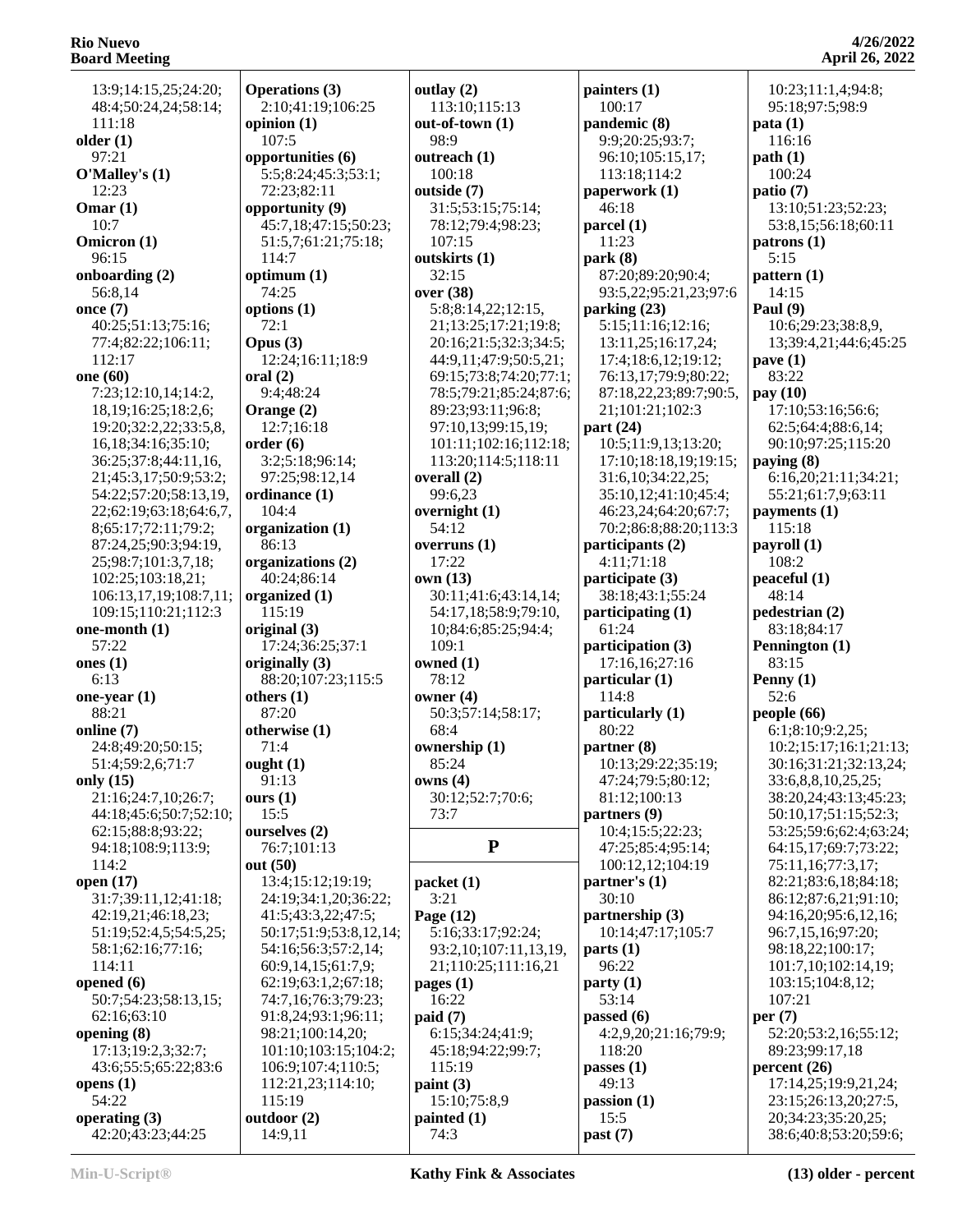13:9;14:15,25;24:20;48:4;50:24,24;58:14;111:18

**older (1)**
97:21

**O'Malley's (1)**
12:23

**Omar (1)**
10:7

**Omicron (1)**
96:15

**onboarding (2)**
56:8,14

**once (7)**
40:25;51:13;75:16;77:4;82:22;106:11;112:17

**one (60)**
7:23;12:10,14;14:2,18,19;16:25;18:2,6;19:20;32:2,22;33:5,8,16,18;34:16;35:10;36:25;37:8;44:11,16,21;45:3,17;50:9;53:2;54:22;57:20;58:13,19,22;62:19;63:18;64:6,7,8;65:17;72:11;79:2;87:24,25;90:3;94:19,25;98:7;101:3,7,18;102:25;103:18,21;106:13,17,19;108:7,11;109:15;110:21;112:3

**one-month (1)**
57:22

**ones (1)**
6:13

**one-year (1)**
88:21

**online (7)**
24:8;49:20;50:15;51:4;59:2,6;71:7

**only (15)**
21:16;24:7,10;26:7;44:18;45:6;50:7;52:10;62:15;88:8;93:22;94:18;108:9;113:9;114:2

**open (17)**
31:7;39:11,12;41:18;42:19,21;46:18,23;51:19;52:4,5;54:5,25;58:1;62:16;77:16;114:11

**opened (6)**
50:7;54:23;58:13,15;62:16;63:10

**opening (8)**
17:13;19:2,3;32:7;43:6;55:5;65:22;83:6

**opens (1)**
54:22

**operating (3)**
42:20;43:23;44:25

**Operations (3)**
2:10;41:19;106:25

**opinion (1)**
107:5

**opportunities (6)**
5:5;8:24;45:3;53:1;72:23;82:11

**opportunity (9)**
45:7,18;47:15;50:23;51:5,7;61:21;75:18;114:7

**optimum (1)**
74:25

**options (1)**
72:1

**Opus (3)**
12:24;16:11;18:9

**oral (2)**
9:4;48:24

**Orange (2)**
12:7;16:18

**order (6)**
3:2;5:18;96:14;97:25;98:12,14

**ordinance (1)**
104:4

**organization (1)**
86:13

**organizations (2)**
40:24;86:14

**organized (1)**
115:19

**original (3)**
17:24;36:25;37:1

**originally (3)**
88:20;107:23;115:5

**others (1)**
87:20

**otherwise (1)**
71:4

**ought (1)**
91:13

**ours (1)**
15:5

**ourselves (2)**
76:7;101:13

**out (50)**
13:4;15:12;19:19;24:19;34:1,20;36:22;41:5;43:3,22;47:5;50:17;51:9;53:8,12,14;54:16;56:3;57:2,14;60:9,14,15;61:7,9;62:19;63:1,2;67:18;74:7,16;76:3;79:23;91:8,24;93:1;96:11;98:21;100:14,20;101:10;103:15;104:2;106:9;107:4;110:5;112:21,23;114:10;115:19

**outdoor (2)**
14:9,11

**outlay (2)**
113:10;115:13

**out-of-town (1)**
98:9

**outreach (1)**
100:18

**outside (7)**
31:5;53:15;75:14;78:12;79:4;98:23;107:15

**outskirts (1)**
32:15

**over (38)**
5:8;8:14,22;12:15,21;13:25;17:21;19:8;20:16;21:5;32:3;34:5;44:9,11;47:9;50:5,21;69:15;73:8;74:20;77:1;78:5;79:21;85:24;87:6;89:23;93:11;96:8;97:10,13;99:15,19;101:11;102:16;112:18;113:20;114:5;118:11

**overall (2)**
99:6,23

**overnight (1)**
54:12

**overruns (1)**
17:22

**own (13)**
30:11;41:6;43:14,14;54:17,18;58:9;79:10,10;84:6;85:25;94:4;109:1

**owned (1)**
78:12

**owner (4)**
50:3;57:14;58:17;68:4

**ownership (1)**
85:24

**owns (4)**
30:12;52:7;70:6;73:7

## P

**packet (1)**
3:21

**Page (12)**
5:16;33:17;92:24;93:2,10;107:11,13,19,21;110:25;111:16,21

**pages (1)**
16:22

**paid (7)**
6:15;34:24;41:9;45:18;94:22;99:7;115:19

**paint (3)**
15:10;75:8,9

**painted (1)**
74:3

**painters (1)**
100:17

**pandemic (8)**
9:9;20:25;93:7;96:10;105:15,17;113:18;114:2

**paperwork (1)**
46:18

**parcel (1)**
11:23

**park (8)**
87:20;89:20;90:4;93:5,22;95:21,23;97:6

**parking (23)**
5:15;11:16;12:16;13:11,25;16:17,24;17:4;18:6,12;19:12;76:13,17;79:9;80:22;87:18,22,23;89:7;90:5,21;101:21;102:3

**part (24)**
10:5;11:9,13;13:20;17:10;18:18,19;19:15;31:6,10;34:22,25;35:10,12;41:10;45:4;46:23,24;64:20;67:7;70:2;86:8;88:20;113:3

**participants (2)**
4:11;71:18

**participate (3)**
38:18;43:1;55:24

**participating (1)**
61:24

**participation (3)**
17:16,16;27:16

**particular (1)**
114:8

**particularly (1)**
80:22

**partner (8)**
10:13;29:22;35:19;47:24;79:5;80:12;81:12;100:13

**partners (9)**
10:4;15:5;22:23;47:25;85:4;95:14;100:12,12;104:19

**partner's (1)**
30:10

**partnership (3)**
10:14;47:17;105:7

**parts (1)**
96:22

**party (1)**
53:14

**passed (6)**
4:2,9,20;21:16;79:9;118:20

**passes (1)**
49:13

**passion (1)**
15:5

**past (7)**
10:23;11:1,4;94:8;95:18;97:5;98:9

**pata (1)**
116:16

**path (1)**
100:24

**patio (7)**
13:10;51:23;52:23;53:8,15;56:18;60:11

**patrons (1)**
5:15

**pattern (1)**
14:15

**Paul (9)**
10:6;29:23;38:8,9,13;39:4,21;44:6;45:25

**pave (1)**
83:22

**pay (10)**
17:10;53:16;56:6;62:5;64:4;88:6,14;90:10;97:25;115:20

**paying (8)**
6:16,20;21:11;34:21;55:21;61:7,9;63:11

**payments (1)**
115:18

**payroll (1)**
108:2

**peaceful (1)**
48:14

**pedestrian (2)**
83:18;84:17

**Pennington (1)**
83:15

**Penny (1)**
52:6

**people (66)**
6:1;8:10;9:2,25;10:2;15:17;16:1;21:13;30:16;31:21;32:13,24;33:6,8,8,10,25,25;38:20,24;43:13;45:23;50:10,17;51:15;52:3;53:25;59:6;62:4;63:24;64:15,17;69:7;73:22;75:11,16;77:3,17;82:21;83:6,18;84:18;86:12;87:6,21;91:10;94:16,20;95:6,12,16;96:7,15,16;97:20;98:18,22;100:17;101:7,10;102:14,19;103:15;104:8,12;107:21

**per (7)**
52:20;53:2,16;55:12;89:23;99:17,18

**percent (26)**
17:14,25;19:9,21,24;23:15;26:13,20;27:5,20;34:23;35:20,25;38:6;40:8;53:20;59:6;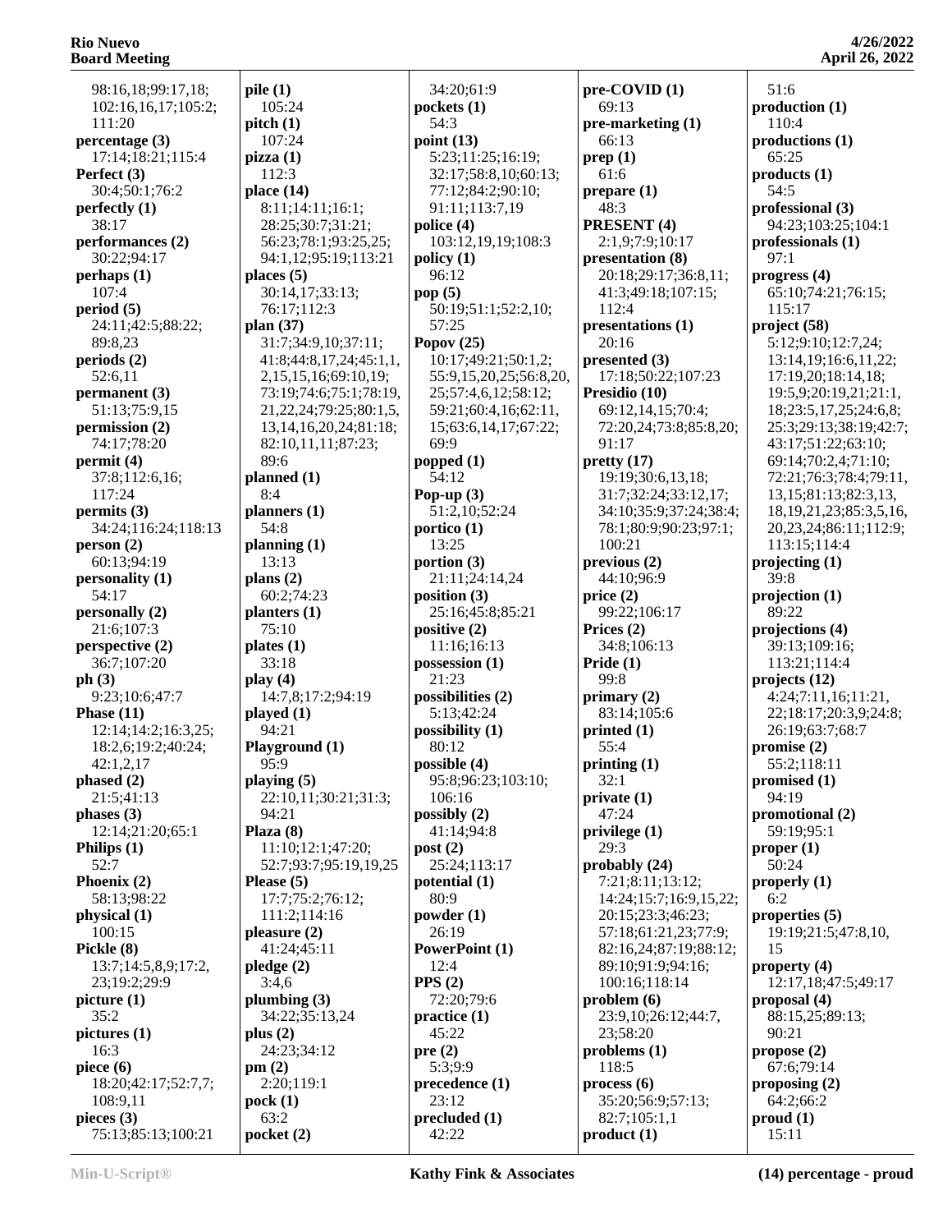98:16,18;99:17,18;
102:16,16,17;105:2;
111:20

**percentage (3)**
17:14;18:21;115:4

**Perfect (3)**
30:4;50:1;76:2

**perfectly (1)**
38:17

**performances (2)**
30:22;94:17

**perhaps (1)**
107:4

**period (5)**
24:11;42:5;88:22;
89:8,23

**periods (2)**
52:6,11

**permanent (3)**
51:13;75:9,15

**permission (2)**
74:17;78:20

**permit (4)**
37:8;112:6,16;
117:24

**permits (3)**
34:24;116:24;118:13

**person (2)**
60:13;94:19

**personality (1)**
54:17

**personally (2)**
21:6;107:3

**perspective (2)**
36:7;107:20

**ph (3)**
9:23;10:6;47:7

**Phase (11)**
12:14;14:2;16:3,25;
18:2,6;19:2;40:24;
42:1,2,17

**phased (2)**
21:5;41:13

**phases (3)**
12:14;21:20;65:1

**Philips (1)**
52:7

**Phoenix (2)**
58:13;98:22

**physical (1)**
100:15

**Pickle (8)**
13:7;14:5,8,9;17:2,
23;19:2;29:9

**picture (1)**
35:2

**pictures (1)**
16:3

**piece (6)**
18:20;42:17;52:7,7;
108:9,11

**pieces (3)**
75:13;85:13;100:21

**pile (1)**
105:24

**pitch (1)**
107:24

**pizza (1)**
112:3

**place (14)**
8:11;14:11;16:1;
28:25;30:7;31:21;
56:23;78:1;93:25,25;
94:1,12;95:19;113:21

**places (5)**
30:14,17;33:13;
76:17;112:3

**plan (37)**
31:7;34:9,10;37:11;
41:8;44:8,17,24;45:1,1,
2,15,15,16;69:10,19;
73:19;74:6;75:1;78:19,
21,22,24;79:25;80:1,5,
13,14,16,20,24;81:18;
82:10,11,11;87:23;
89:6

**planned (1)**
8:4

**planners (1)**
54:8

**planning (1)**
13:13

**plans (2)**
60:2;74:23

**planters (1)**
75:10

**plates (1)**
33:18

**play (4)**
14:7,8;17:2;94:19

**played (1)**
94:21

**Playground (1)**
95:9

**playing (5)**
22:10,11;30:21;31:3;
94:21

**Plaza (8)**
11:10;12:1;47:20;
52:7;93:7;95:19,19,25

**Please (5)**
17:7;75:2;76:12;
111:2;114:16

**pleasure (2)**
41:24;45:11

**pledge (2)**
3:4,6

**plumbing (3)**
34:22;35:13,24

**plus (2)**
24:23;34:12

**pm (2)**
2:20;119:1

**pock (1)**
63:2

**pocket (2)**
34:20;61:9

**pockets (1)**
54:3

**point (13)**
5:23;11:25;16:19;
32:17;58:8,10;60:13;
77:12;84:2;90:10;
91:11;113:7,19

**police (4)**
103:12,19,19;108:3

**policy (1)**
96:12

**pop (5)**
50:19;51:1;52:2,10;
57:25

**Popov (25)**
10:17;49:21;50:1,2;
55:9,15,20,25;56:8,20,
25;57:4,6,12;58:12;
59:21;60:4,16;62:11,
15;63:6,14,17;67:22;
69:9

**popped (1)**
54:12

**Pop-up (3)**
51:2,10;52:24

**portico (1)**
13:25

**portion (3)**
21:11;24:14,24

**position (3)**
25:16;45:8;85:21

**positive (2)**
11:16;16:13

**possession (1)**
21:23

**possibilities (2)**
5:13;42:24

**possibility (1)**
80:12

**possible (4)**
95:8;96:23;103:10;
106:16

**possibly (2)**
41:14;94:8

**post (2)**
25:24;113:17

**potential (1)**
80:9

**powder (1)**
26:19

**PowerPoint (1)**
12:4

**PPS (2)**
72:20;79:6

**practice (1)**
45:22

**pre (2)**
5:3;9:9

**precedence (1)**
23:12

**precluded (1)**
42:22

**pre-COVID (1)**
69:13

**pre-marketing (1)**
66:13

**prep (1)**
61:6

**prepare (1)**
48:3

**PRESENT (4)**
2:1,9;7:9;10:17

**presentation (8)**
20:18;29:17;36:8,11;
41:3;49:18;107:15;
112:4

**presentations (1)**
20:16

**presented (3)**
17:18;50:22;107:23

**Presidio (10)**
69:12,14,15;70:4;
72:20,24;73:8;85:8,20;
91:17

**pretty (17)**
19:19;30:6,13,18;
31:7;32:24;33:12,17;
34:10;35:9;37:24;38:4;
78:1;80:9;90:23;97:1;
100:21

**previous (2)**
44:10;96:9

**price (2)**
99:22;106:17

**Prices (2)**
34:8;106:13

**Pride (1)**
99:8

**primary (2)**
83:14;105:6

**printed (1)**
55:4

**printing (1)**
32:1

**private (1)**
47:24

**privilege (1)**
29:3

**probably (24)**
7:21;8:11;13:12;
14:24;15:7;16:9,15,22;
20:15;23:3;46:23;
57:18;61:21,23;77:9;
82:16,24;87:19;88:12;
89:10;91:9;94:16;
100:16;118:14

**problem (6)**
23:9,10;26:12;44:7,
23;58:20

**problems (1)**
118:5

**process (6)**
35:20;56:9;57:13;
82:7;105:1,1

**product (1)**
51:6

**production (1)**
110:4

**productions (1)**
65:25

**products (1)**
54:5

**professional (3)**
94:23;103:25;104:1

**professionals (1)**
97:1

**progress (4)**
65:10;74:21;76:15;
115:17

**project (58)**
5:12;9:10;12:7,24;
13:14,19;16:6,11,22;
17:19,20;18:14,18;
19:5,9;20:19,21;21:1,
18;23:5,17,25;24:6,8;
25:3;29:13;38:19;42:7;
43:17;51:22;63:10;
69:14;70:2,4;71:10;
72:21;76:3;78:4;79:11,
13,15;81:13;82:3,13,
18,19,21,23;85:3,5,16,
20,23,24;86:11;112:9;
113:15;114:4

**projecting (1)**
39:8

**projection (1)**
89:22

**projections (4)**
39:13;109:16;
113:21;114:4

**projects (12)**
4:24;7:11,16;11:21,
22;18:17;20:3,9;24:8;
26:19;63:7;68:7

**promise (2)**
55:2;118:11

**promised (1)**
94:19

**promotional (2)**
59:19;95:1

**proper (1)**
50:24

**properly (1)**
6:2

**properties (5)**
19:19;21:5;47:8,10,
15

**property (4)**
12:17,18;47:5;49:17

**proposal (4)**
88:15,25;89:13;
90:21

**propose (2)**
67:6;79:14

**proposing (2)**
64:2;66:2

**proud (1)**
15:11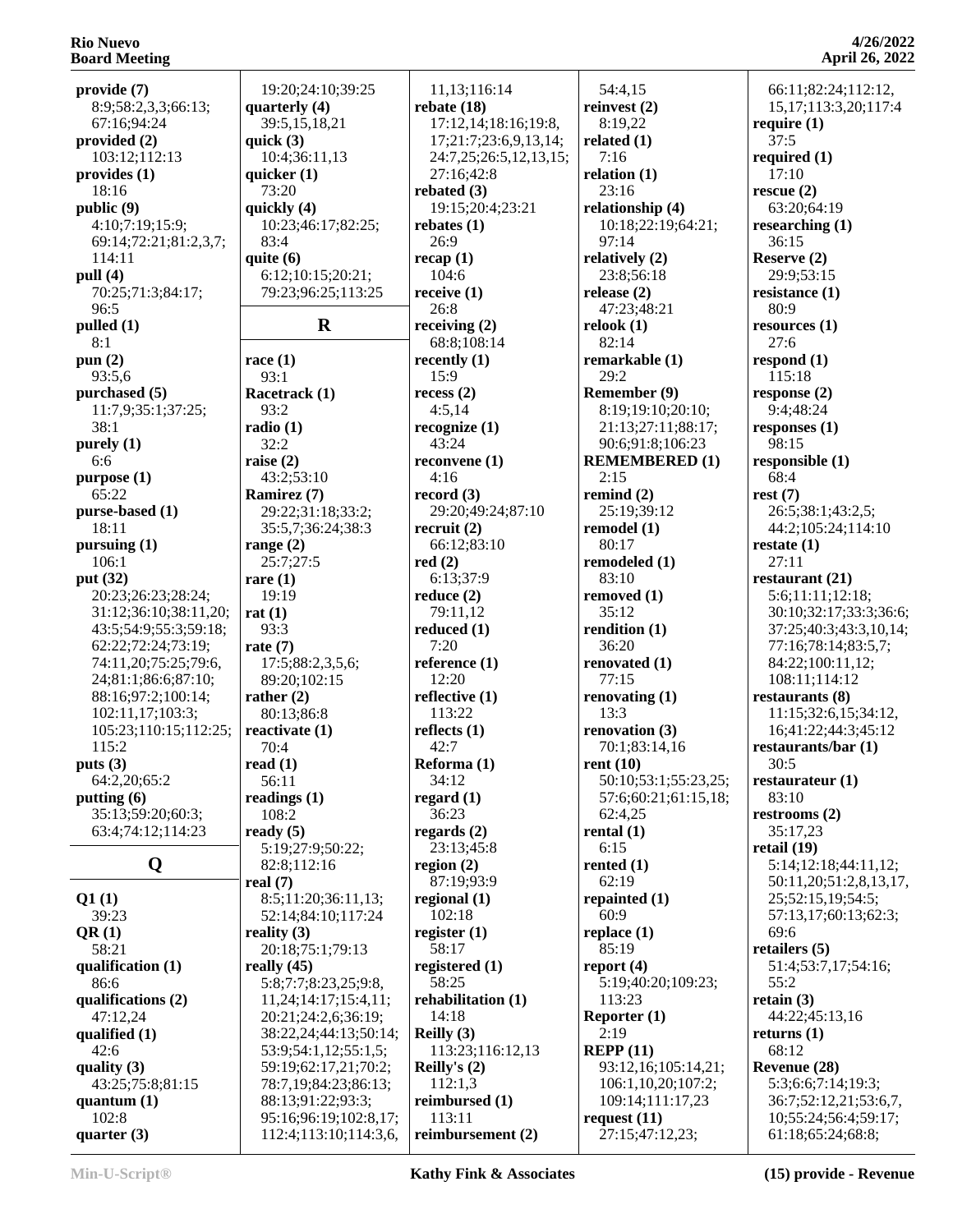**provide (7)**
8:9;58:2,3,3;66:13;
67:16;94:24
**provided (2)**
103:12;112:13
**provides (1)**
18:16
**public (9)**
4:10;7:19;15:9;
69:14;72:21;81:2,3,7;
114:11
**pull (4)**
70:25;71:3;84:17;
96:5
**pulled (1)**
8:1
**pun (2)**
93:5,6
**purchased (5)**
11:7,9;35:1;37:25;
38:1
**purely (1)**
6:6
**purpose (1)**
65:22
**purse-based (1)**
18:11
**pursuing (1)**
106:1
**put (32)**
20:23;26:23;28:24;
31:12;36:10;38:11,20;
43:5;54:9;55:3;59:18;
62:22;72:24;73:19;
74:11,20;75:25;79:6,
24;81:1;86:6;87:10;
88:16;97:2;100:14;
102:11,17;103:3;
105:23;110:15;112:25;
115:2
**puts (3)**
64:2,20;65:2
**putting (6)**
35:13;59:20;60:3;
63:4;74:12;114:23

## Q

**Q1 (1)**
39:23
**QR (1)**
58:21
**qualification (1)**
86:6
**qualifications (2)**
47:12,24
**qualified (1)**
42:6
**quality (3)**
43:25;75:8;81:15
**quantum (1)**
102:8
**quarter (3)**
19:20;24:10;39:25
**quarterly (4)**
39:5,15,18,21
**quick (3)**
10:4;36:11,13
**quicker (1)**
73:20
**quickly (4)**
10:23;46:17;82:25;
83:4
**quite (6)**
6:12;10:15;20:21;
79:23;96:25;113:25

## R

**race (1)**
93:1
**Racetrack (1)**
93:2
**radio (1)**
32:2
**raise (2)**
43:2;53:10
**Ramirez (7)**
29:22;31:18;33:2;
35:5,7;36:24;38:3
**range (2)**
25:7;27:5
**rare (1)**
19:19
**rat (1)**
93:3
**rate (7)**
17:5;88:2,3,5,6;
89:20;102:15
**rather (2)**
80:13;86:8
**reactivate (1)**
70:4
**read (1)**
56:11
**readings (1)**
108:2
**ready (5)**
5:19;27:9;50:22;
82:8;112:16
**real (7)**
8:5;11:20;36:11,13;
52:14;84:10;117:24
**reality (3)**
20:18;75:1;79:13
**really (45)**
5:8;7:7;8:23,25;9:8,
11,24;14:17;15:4,11;
20:21;24:2,6;36:19;
38:22,24;44:13;50:14;
53:9;54:1,12;55:1,5;
59:19;62:17,21;70:2;
78:7,19;84:23;86:13;
88:13;91:22;93:3;
95:16;96:19;102:8,17;
112:4;113:10;114:3,6,
11,13;116:14
**rebate (18)**
17:12,14;18:16;19:8,
17;21:7;23:6,9,13,14;
24:7,25;26:5,12,13,15;
27:16;42:8
**rebated (3)**
19:15;20:4;23:21
**rebates (1)**
26:9
**recap (1)**
104:6
**receive (1)**
26:8
**receiving (2)**
68:8;108:14
**recently (1)**
15:9
**recess (2)**
4:5,14
**recognize (1)**
43:24
**reconvene (1)**
4:16
**record (3)**
29:20;49:24;87:10
**recruit (2)**
66:12;83:10
**red (2)**
6:13;37:9
**reduce (2)**
79:11,12
**reduced (1)**
7:20
**reference (1)**
12:20
**reflective (1)**
113:22
**reflects (1)**
42:7
**Reforma (1)**
34:12
**regard (1)**
36:23
**regards (2)**
23:13;45:8
**region (2)**
87:19;93:9
**regional (1)**
102:18
**register (1)**
58:17
**registered (1)**
58:25
**rehabilitation (1)**
14:18
**Reilly (3)**
113:23;116:12,13
**Reilly's (2)**
112:1,3
**reimbursed (1)**
113:11
**reimbursement (2)**
54:4,15
**reinvest (2)**
8:19,22
**related (1)**
7:16
**relation (1)**
23:16
**relationship (4)**
10:18;22:19;64:21;
97:14
**relatively (2)**
23:8;56:18
**release (2)**
47:23;48:21
**relook (1)**
82:14
**remarkable (1)**
29:2
**Remember (9)**
8:19;19:10;20:10;
21:13;27:11;88:17;
90:6;91:8;106:23
**REMEMBERED (1)**
2:15
**remind (2)**
25:19;39:12
**remodel (1)**
80:17
**remodeled (1)**
83:10
**removed (1)**
35:12
**rendition (1)**
36:20
**renovated (1)**
77:15
**renovating (1)**
13:3
**renovation (3)**
70:1;83:14,16
**rent (10)**
50:10;53:1;55:23,25;
57:6;60:21;61:15,18;
62:4,25
**rental (1)**
6:15
**rented (1)**
62:19
**repainted (1)**
60:9
**replace (1)**
85:19
**report (4)**
5:19;40:20;109:23;
113:23
**Reporter (1)**
2:19
**REPP (11)**
93:12,16;105:14,21;
106:1,10,20;107:2;
109:14;111:17,23
**request (11)**
27:15;47:12,23;
66:11;82:24;112:12,
15,17;113:3,20;117:4
**require (1)**
37:5
**required (1)**
17:10
**rescue (2)**
63:20;64:19
**researching (1)**
36:15
**Reserve (2)**
29:9;53:15
**resistance (1)**
80:9
**resources (1)**
27:6
**respond (1)**
115:18
**response (2)**
9:4;48:24
**responses (1)**
98:15
**responsible (1)**
68:4
**rest (7)**
26:5;38:1;43:2,5;
44:2;105:24;114:10
**restate (1)**
27:11
**restaurant (21)**
5:6;11:11;12:18;
30:10;32:17;33:3;36:6;
37:25;40:3;43:3,10,14;
77:16;78:14;83:5,7;
84:22;100:11,12;
108:11;114:12
**restaurants (8)**
11:15;32:6,15;34:12,
16;41:22;44:3;45:12
**restaurants/bar (1)**
30:5
**restaurateur (1)**
83:10
**restrooms (2)**
35:17,23
**retail (19)**
5:14;12:18;44:11,12;
50:11,20;51:2,8,13,17,
25;52:15,19;54:5;
57:13,17;60:13;62:3;
69:6
**retailers (5)**
51:4;53:7,17;54:16;
55:2
**retain (3)**
44:22;45:13,16
**returns (1)**
68:12
**Revenue (28)**
5:3;6:6;7:14;19:3;
36:7;52:12,21;53:6,7,
10;55:24;56:4;59:17;
61:18;65:24;68:8;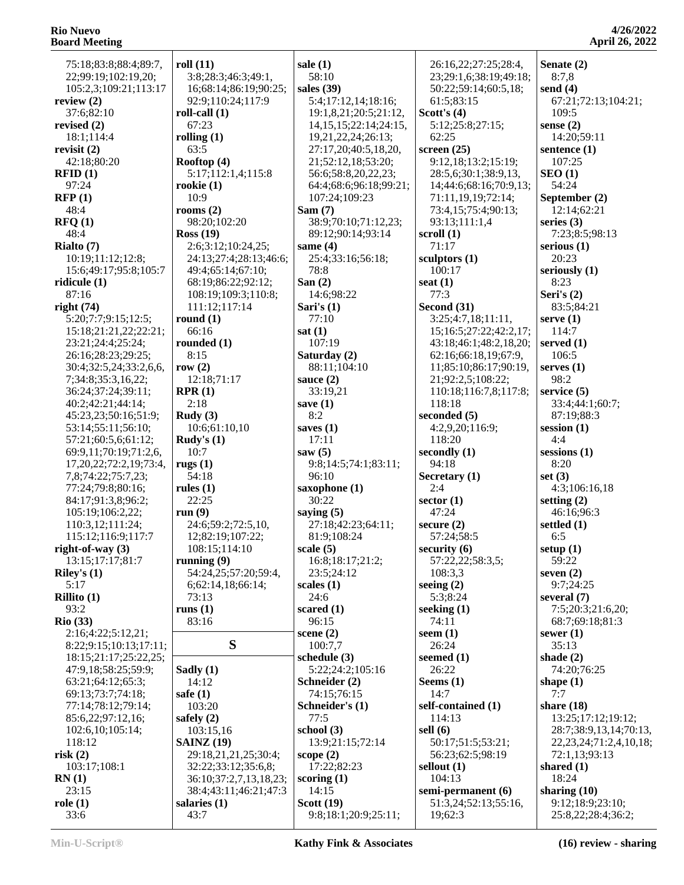75:18;83:8;88:4;89:7, 22;99:19;102:19,20; 105:2,3;109:21;113:17

**review (2)**
37:6;82:10

**revised (2)**
18:1;114:4

**revisit (2)**
42:18;80:20

**RFID (1)**
97:24

**RFP (1)**
48:4

**RFQ (1)**
48:4

**Rialto (7)**
10:19;11:12;12:8; 15:6;49:17;95:8;105:7

**ridicule (1)**
87:16

**right (74)**
5:20;7:7;9:15;12:5; 15:18;21:21,22;22:21; 23:21;24:4;25:24; 26:16;28:23;29:25; 30:4;32:5,24;33:2,6,6, 7;34:8;35:3,16,22; 36:24;37:24;39:11; 40:2;42:21;44:14; 45:23,23;50:16;51:9; 53:14;55:11;56:10; 57:21;60:5,6;61:12; 69:9,11;70:19;71:2,6, 17,20,22;72:2,19;73:4, 7,8;74:22;75:7,23; 77:24;79:8;80:16; 84:17;91:3,8;96:2; 105:19;106:2,22; 110:3,12;111:24; 115:12;116:9;117:7

**right-of-way (3)**
13:15;17:17;81:7

**Riley's (1)**
5:17

**Rillito (1)**
93:2

**Rio (33)**
2:16;4:22;5:12,21; 8:22;9:15;10:13;17:11; 18:15;21:17;25:22,25; 47:9,18;58:25;59:9; 63:21;64:12;65:3; 69:13;73:7;74:18; 77:14;78:12;79:14; 85:6,22;97:12,16; 102:6,10;105:14; 118:12

**risk (2)**
103:17;108:1

**RN (1)**
23:15

**role (1)**
33:6

**roll (11)**
3:8;28:3;46:3;49:1, 16;68:14;86:19;90:25; 92:9;110:24;117:9

**roll-call (1)**
67:23

**rolling (1)**
63:5

**Rooftop (4)**
5:17;112:1,4;115:8

**rookie (1)**
10:9

**rooms (2)**
98:20;102:20

**Ross (19)**
2:6;3:12;10:24,25; 24:13;27:4;28:13;46:6; 49:4;65:14;67:10; 68:19;86:22;92:12; 108:19;109:3;110:8; 111:12;117:14

**round (1)**
66:16

**rounded (1)**
8:15

**row (2)**
12:18;71:17

**RPR (1)**
2:18

**Rudy (3)**
10:6;61:10,10

**Rudy's (1)**
10:7

**rugs (1)**
54:18

**rules (1)**
22:25

**run (9)**
24:6;59:2;72:5,10, 12;82:19;107:22; 108:15;114:10

**running (9)**
54:24,25;57:20;59:4, 6;62:14,18;66:14; 73:13

**runs (1)**
83:16

## S

**Sadly (1)**
14:12

**safe (1)**
103:20

**safely (2)**
103:15,16

**SAINZ (19)**
29:18,21,21,25;30:4; 32:22;33:12;35:6,8; 36:10;37:2,7,13,18,23; 38:4;43:11;46:21;47:3

**salaries (1)**
43:7

**sale (1)**
58:10

**sales (39)**
5:4;17:12,14;18:16; 19:1,8,21;20:5;21:12, 14,15,15;22:14;24:15, 19,21,22,24;26:13; 27:17,20;40:5,18,20, 21;52:12,18;53:20; 56:6;58:8,20,22,23; 64:4;68:6;96:18;99:21; 107:24;109:23

**Sam (7)**
38:9;70:10;71:12,23; 89:12;90:14;93:14

**same (4)**
25:4;33:16;56:18; 78:8

**San (2)**
14:6;98:22

**Sari's (1)**
77:10

**sat (1)**
107:19

**Saturday (2)**
88:11;104:10

**sauce (2)**
33:19,21

**save (1)**
8:2

**saves (1)**
17:11

**saw (5)**
9:8;14:5;74:1;83:11; 96:10

**saxophone (1)**
30:22

**saying (5)**
27:18;42:23;64:11; 81:9;108:24

**scale (5)**
16:8;18:17;21:2; 23:5;24:12

**scales (1)**
24:6

**scared (1)**
96:15

**scene (2)**
100:7,7

**schedule (3)**
5:22;24:2;105:16

**Schneider (2)**
74:15;76:15

**Schneider's (1)**
77:5

**school (3)**
13:9;21:15;72:14

**scope (2)**
17:22;82:23

**scoring (1)**
14:15

**Scott (19)**
9:8;18:1;20:9;25:11; 26:16,22;27:25;28:4, 23;29:1,6;38:19;49:18; 50:22;59:14;60:5,18; 61:5;83:15

**Scott's (4)**
5:12;25:8;27:15; 62:25

**screen (25)**
9:12,18;13:2;15:19; 28:5,6;30:1;38:9,13, 14;44:6;68:16;70:9,13; 71:11,19,19;72:14; 73:4,15;75:4;90:13; 93:13;111:1,4

**scroll (1)**
71:17

**sculptors (1)**
100:17

**seat (1)**
77:3

**Second (31)**
3:25;4:7,18;11:11, 15;16:5;27:22;42:2,17; 43:18;46:1;48:2,18,20; 62:16;66:18,19;67:9, 11;85:10;86:17;90:19, 21;92:2,5;108:22; 110:18;116:7,8;117:8; 118:18

**seconded (5)**
4:2,9,20;116:9; 118:20

**secondly (1)**
94:18

**Secretary (1)**
2:4

**sector (1)**
47:24

**secure (2)**
57:24;58:5

**security (6)**
57:22,22;58:3,5; 108:3,3

**seeing (2)**
5:3;8:24

**seeking (1)**
74:11

**seem (1)**
26:24

**seemed (1)**
26:22

**Seems (1)**
14:7

**self-contained (1)**
114:13

**sell (6)**
50:17;51:5;53:21; 56:23;62:5;98:19

**sellout (1)**
104:13

**semi-permanent (6)**
51:3,24;52:13;55:16, 19;62:3

**Senate (2)**
8:7,8

**send (4)**
67:21;72:13;104:21; 109:5

**sense (2)**
14:20;59:11

**sentence (1)**
107:25

**SEO (1)**
54:24

**September (2)**
12:14;62:21

**series (3)**
7:23;8:5;98:13

**serious (1)**
20:23

**seriously (1)**
8:23

**Seri's (2)**
83:5;84:21

**serve (1)**
114:7

**served (1)**
106:5

**serves (1)**
98:2

**service (5)**
33:4;44:1;60:7; 87:19;88:3

**session (1)**
4:4

**sessions (1)**
8:20

**set (3)**
4:3;106:16,18

**setting (2)**
46:16;96:3

**settled (1)**
6:5

**setup (1)**
59:22

**seven (2)**
9:7;24:25

**several (7)**
7:5;20:3;21:6,20; 68:7;69:18;81:3

**sewer (1)**
35:13

**shade (2)**
74:20;76:25

**shape (1)**
7:7

**share (18)**
13:25;17:12;19:12; 28:7;38:9,13,14;70:13, 22,23,24;71:2,4,10,18; 72:1,13;93:13

**shared (1)**
18:24

**sharing (10)**
9:12;18:9;23:10; 25:8,22;28:4;36:2;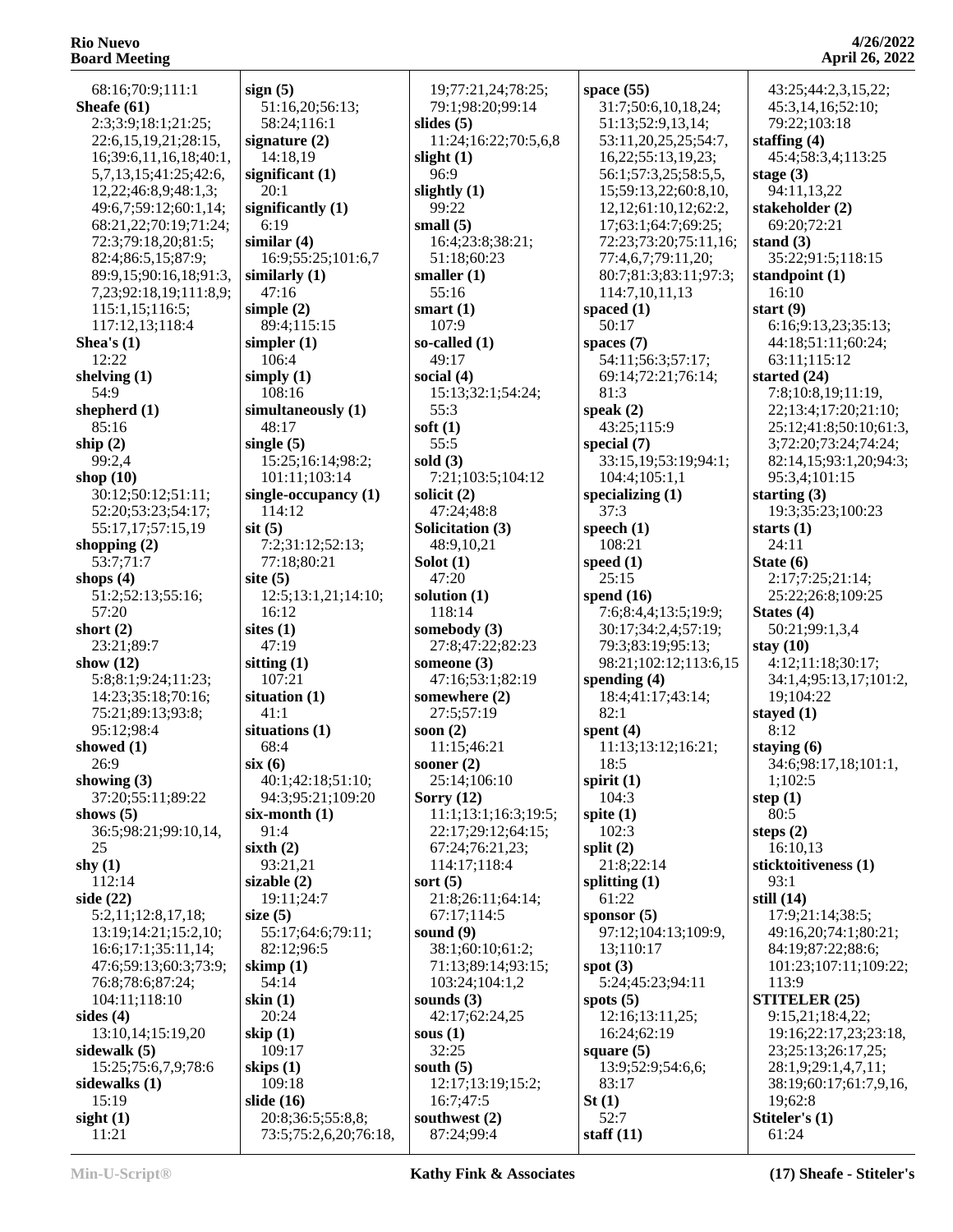68:16;70:9;111:1
**Sheafe (61)**
2:3;3:9;18:1;21:25;
22:6,15,19,21;28:15,
16;39:6,11,16,18;40:1,
5,7,13,15;41:25;42:6,
12,22;46:8,9;48:1,3;
49:6,7;59:12;60:1,14;
68:21,22;70:19;71:24;
72:3;79:18,20;81:5;
82:4;86:5,15;87:9;
89:9,15;90:16,18;91:3,
7,23;92:18,19;111:8,9;
115:1,15;116:5;
117:12,13;118:4
**Shea's (1)**
12:22
**shelving (1)**
54:9
**shepherd (1)**
85:16
**ship (2)**
99:2,4
**shop (10)**
30:12;50:12;51:11;
52:20;53:23;54:17;
55:17,17;57:15,19
**shopping (2)**
53:7;71:7
**shops (4)**
51:2;52:13;55:16;
57:20
**short (2)**
23:21;89:7
**show (12)**
5:8;8:1;9:24;11:23;
14:23;35:18;70:16;
75:21;89:13;93:8;
95:12;98:4
**showed (1)**
26:9
**showing (3)**
37:20;55:11;89:22
**shows (5)**
36:5;98:21;99:10,14,
25
**shy (1)**
112:14
**side (22)**
5:2,11;12:8,17,18;
13:19;14:21;15:2,10;
16:6;17:1;35:11,14;
47:6;59:13;60:3;73:9;
76:8;78:6;87:24;
104:11;118:10
**sides (4)**
13:10,14;15:19,20
**sidewalk (5)**
15:25;75:6,7,9;78:6
**sidewalks (1)**
15:19
**sight (1)**
11:21
**sign (5)**
51:16,20;56:13;
58:24;116:1
**signature (2)**
14:18,19
**significant (1)**
20:1
**significantly (1)**
6:19
**similar (4)**
16:9;55:25;101:6,7
**similarly (1)**
47:16
**simple (2)**
89:4;115:15
**simpler (1)**
106:4
**simply (1)**
108:16
**simultaneously (1)**
48:17
**single (5)**
15:25;16:14;98:2;
101:11;103:14
**single-occupancy (1)**
114:12
**sit (5)**
7:2;31:12;52:13;
77:18;80:21
**site (5)**
12:5;13:1,21;14:10;
16:12
**sites (1)**
47:19
**sitting (1)**
107:21
**situation (1)**
41:1
**situations (1)**
68:4
**six (6)**
40:1;42:18;51:10;
94:3;95:21;109:20
**six-month (1)**
91:4
**sixth (2)**
93:21,21
**sizable (2)**
19:11;24:7
**size (5)**
55:17;64:6;79:11;
82:12;96:5
**skimp (1)**
54:14
**skin (1)**
20:24
**skip (1)**
109:17
**skips (1)**
109:18
**slide (16)**
20:8;36:5;55:8,8;
73:5;75:2,6,20;76:18,
19;77:21,24;78:25;
79:1;98:20;99:14
**slides (5)**
11:24;16:22;70:5,6,8
**slight (1)**
96:9
**slightly (1)**
99:22
**small (5)**
16:4;23:8;38:21;
51:18;60:23
**smaller (1)**
55:16
**smart (1)**
107:9
**so-called (1)**
49:17
**social (4)**
15:13;32:1;54:24;
55:3
**soft (1)**
55:5
**sold (3)**
7:21;103:5;104:12
**solicit (2)**
47:24;48:8
**Solicitation (3)**
48:9,10,21
**Solot (1)**
47:20
**solution (1)**
118:14
**somebody (3)**
27:8;47:22;82:23
**someone (3)**
47:16;53:1;82:19
**somewhere (2)**
27:5;57:19
**soon (2)**
11:15;46:21
**sooner (2)**
25:14;106:10
**Sorry (12)**
11:1;13:1;16:3;19:5;
22:17;29:12;64:15;
67:24;76:21,23;
114:17;118:4
**sort (5)**
21:8;26:11;64:14;
67:17;114:5
**sound (9)**
38:1;60:10;61:2;
71:13;89:14;93:15;
103:24;104:1,2
**sounds (3)**
42:17;62:24,25
**sous (1)**
32:25
**south (5)**
12:17;13:19;15:2;
16:7;47:5
**southwest (2)**
87:24;99:4
**space (55)**
31:7;50:6,10,18,24;
51:13;52:9,13,14;
53:11,20,25,25;54:7,
16,22;55:13,19,23;
56:1;57:3,25;58:5,5,
15;59:13,22;60:8,10,
12,12;61:10,12;62:2,
17;63:1;64:7;69:25;
72:23;73:20;75:11,16;
77:4,6,7;79:11,20;
80:7;81:3;83:11;97:3;
114:7,10,11,13
**spaced (1)**
50:17
**spaces (7)**
54:11;56:3;57:17;
69:14;72:21;76:14;
81:3
**speak (2)**
43:25;115:9
**special (7)**
33:15,19;53:19;94:1;
104:4;105:1,1
**specializing (1)**
37:3
**speech (1)**
108:21
**speed (1)**
25:15
**spend (16)**
7:6;8:4,4;13:5;19:9;
30:17;34:2,4;57:19;
79:3;83:19;95:13;
98:21;102:12;113:6,15
**spending (4)**
18:4;41:17;43:14;
82:1
**spent (4)**
11:13;13:12;16:21;
18:5
**spirit (1)**
104:3
**spite (1)**
102:3
**split (2)**
21:8;22:14
**splitting (1)**
61:22
**sponsor (5)**
97:12;104:13;109:9,
13;110:17
**spot (3)**
5:24;45:23;94:11
**spots (5)**
12:16;13:11,25;
16:24;62:19
**square (5)**
13:9;52:9;54:6,6;
83:17
**St (1)**
52:7
**staff (11)**
43:25;44:2,3,15,22;
45:3,14,16;52:10;
79:22;103:18
**staffing (4)**
45:4;58:3,4;113:25
**stage (3)**
94:11,13,22
**stakeholder (2)**
69:20;72:21
**stand (3)**
35:22;91:5;118:15
**standpoint (1)**
16:10
**start (9)**
6:16;9:13,23;35:13;
44:18;51:11;60:24;
63:11;115:12
**started (24)**
7:8;10:8,19;11:19,
22;13:4;17:20;21:10;
25:12;41:8;50:10;61:3,
3;72:20;73:24;74:24;
82:14,15;93:1,20;94:3;
95:3,4;101:15
**starting (3)**
19:3;35:23;100:23
**starts (1)**
24:11
**State (6)**
2:17;7:25;21:14;
25:22;26:8;109:25
**States (4)**
50:21;99:1,3,4
**stay (10)**
4:12;11:18;30:17;
34:1,4;95:13,17;101:2,
19;104:22
**stayed (1)**
8:12
**staying (6)**
34:6;98:17,18;101:1,
1;102:5
**step (1)**
80:5
**steps (2)**
16:10,13
**sticktoitiveness (1)**
93:1
**still (14)**
17:9;21:14;38:5;
49:16,20;74:1;80:21;
84:19;87:22;88:6;
101:23;107:11;109:22;
113:9
**STITELER (25)**
9:15,21;18:4,22;
19:16;22:17,23;23:18,
23;25:13;26:17,25;
28:1,9;29:1,4,7,11;
38:19;60:17;61:7,9,16,
19;62:8
**Stiteler's (1)**
61:24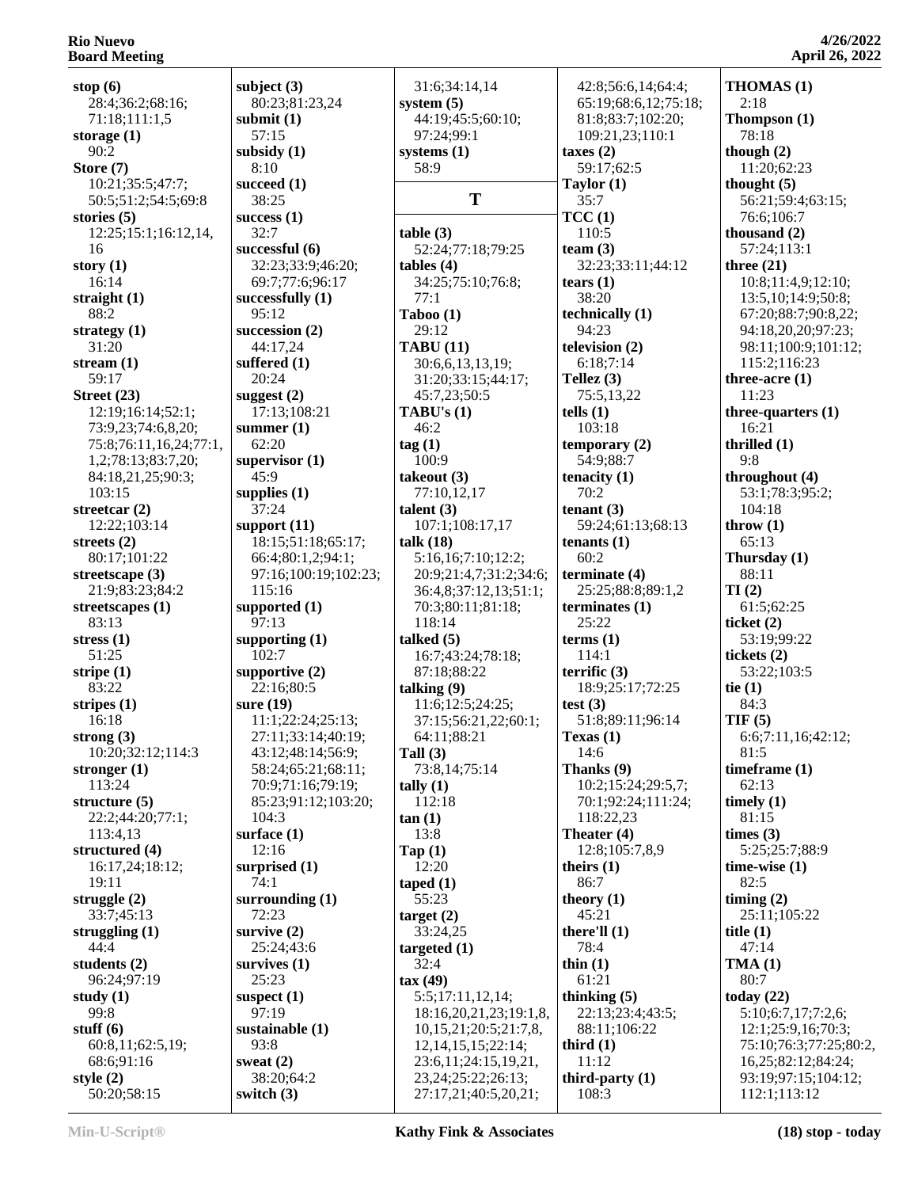**stop (6)**
28:4;36:2;68:16;
71:18;111:1,5
**storage (1)**
90:2
**Store (7)**
10:21;35:5;47:7;
50:5;51:2;54:5;69:8
**stories (5)**
12:25;15:1;16:12,14,
16
**story (1)**
16:14
**straight (1)**
88:2
**strategy (1)**
31:20
**stream (1)**
59:17
**Street (23)**
12:19;16:14;52:1;
73:9,23;74:6,8,20;
75:8;76:11,16,24;77:1,
1,2;78:13;83:7,20;
84:18,21,25;90:3;
103:15
**streetcar (2)**
12:22;103:14
**streets (2)**
80:17;101:22
**streetscape (3)**
21:9;83:23;84:2
**streetscapes (1)**
83:13
**stress (1)**
51:25
**stripe (1)**
83:22
**stripes (1)**
16:18
**strong (3)**
10:20;32:12;114:3
**stronger (1)**
113:24
**structure (5)**
22:2;44:20;77:1;
113:4,13
**structured (4)**
16:17,24;18:12;
19:11
**struggle (2)**
33:7;45:13
**struggling (1)**
44:4
**students (2)**
96:24;97:19
**study (1)**
99:8
**stuff (6)**
60:8,11;62:5,19;
68:6;91:16
**style (2)**
50:20;58:15

**subject (3)**
80:23;81:23,24
**submit (1)**
57:15
**subsidy (1)**
8:10
**succeed (1)**
38:25
**success (1)**
32:7
**successful (6)**
32:23;33:9;46:20;
69:7;77:6;96:17
**successfully (1)**
95:12
**succession (2)**
44:17,24
**suffered (1)**
20:24
**suggest (2)**
17:13;108:21
**summer (1)**
62:20
**supervisor (1)**
45:9
**supplies (1)**
37:24
**support (11)**
18:15;51:18;65:17;
66:4;80:1,2;94:1;
97:16;100:19;102:23;
115:16
**supported (1)**
97:13
**supporting (1)**
102:7
**supportive (2)**
22:16;80:5
**sure (19)**
11:1;22:24;25:13;
27:11;33:14;40:19;
43:12;48:14;56:9;
58:24;65:21;68:11;
70:9;71:16;79:19;
85:23;91:12;103:20;
104:3
**surface (1)**
12:16
**surprised (1)**
74:1
**surrounding (1)**
72:23
**survive (2)**
25:24;43:6
**survives (1)**
25:23
**suspect (1)**
97:19
**sustainable (1)**
93:8
**sweat (2)**
38:20;64:2
**switch (3)**

31:6;34:14,14
**system (5)**
44:19;45:5;60:10;
97:24;99:1
**systems (1)**
58:9

## T

**table (3)**
52:24;77:18;79:25
**tables (4)**
34:25;75:10;76:8;
77:1
**Taboo (1)**
29:12
**TABU (11)**
30:6,6,13,13,19;
31:20;33:15;44:17;
45:7,23;50:5
**TABU's (1)**
46:2
**tag (1)**
100:9
**takeout (3)**
77:10,12,17
**talent (3)**
107:1;108:17,17
**talk (18)**
5:16,16;7:10;12:2;
20:9;21:4,7;31:2;34:6;
36:4,8;37:12,13;51:1;
70:3;80:11;81:18;
118:14
**talked (5)**
16:7;43:24;78:18;
87:18;88:22
**talking (9)**
11:6;12:5;24:25;
37:15;56:21,22;60:1;
64:11;88:21
**Tall (3)**
73:8,14;75:14
**tally (1)**
112:18
**tan (1)**
13:8
**Tap (1)**
12:20
**taped (1)**
55:23
**target (2)**
33:24,25
**targeted (1)**
32:4
**tax (49)**
5:5;17:11,12,14;
18:16,20,21,23;19:1,8,
10,15,21;20:5;21:7,8,
12,14,15,15;22:14;
23:6,11;24:15,19,21,
23,24;25:22;26:13;
27:17,21;40:5,20,21;

42:8;56:6,14;64:4;
65:19;68:6,12;75:18;
81:8;83:7;102:20;
109:21,23;110:1
**taxes (2)**
59:17;62:5
**Taylor (1)**
35:7
**TCC (1)**
110:5
**team (3)**
32:23;33:11;44:12
**tears (1)**
38:20
**technically (1)**
94:23
**television (2)**
6:18;7:14
**Tellez (3)**
75:5,13,22
**tells (1)**
103:18
**temporary (2)**
54:9;88:7
**tenacity (1)**
70:2
**tenant (3)**
59:24;61:13;68:13
**tenants (1)**
60:2
**terminate (4)**
25:25;88:8;89:1,2
**terminates (1)**
25:22
**terms (1)**
114:1
**terrific (3)**
18:9;25:17;72:25
**test (3)**
51:8;89:11;96:14
**Texas (1)**
14:6
**Thanks (9)**
10:2;15:24;29:5,7;
70:1;92:24;111:24;
118:22,23
**Theater (4)**
12:8;105:7,8,9
**theirs (1)**
86:7
**theory (1)**
45:21
**there'll (1)**
78:4
**thin (1)**
61:21
**thinking (5)**
22:13;23:4;43:5;
88:11;106:22
**third (1)**
11:12
**third-party (1)**
108:3

**THOMAS (1)**
2:18
**Thompson (1)**
78:18
**though (2)**
11:20;62:23
**thought (5)**
56:21;59:4;63:15;
76:6;106:7
**thousand (2)**
57:24;113:1
**three (21)**
10:8;11:4,9;12:10;
13:5,10;14:9;50:8;
67:20;88:7;90:8,22;
94:18,20,20;97:23;
98:11;100:9;101:12;
115:2;116:23
**three-acre (1)**
11:23
**three-quarters (1)**
16:21
**thrilled (1)**
9:8
**throughout (4)**
53:1;78:3;95:2;
104:18
**throw (1)**
65:13
**Thursday (1)**
88:11
**TI (2)**
61:5;62:25
**ticket (2)**
53:19;99:22
**tickets (2)**
53:22;103:5
**tie (1)**
84:3
**TIF (5)**
6:6;7:11,16;42:12;
81:5
**timeframe (1)**
62:13
**timely (1)**
81:15
**times (3)**
5:25;25:7;88:9
**time-wise (1)**
82:5
**timing (2)**
25:11;105:22
**title (1)**
47:14
**TMA (1)**
80:7
**today (22)**
5:10;6:7,17;7:2,6;
12:1;25:9,16;70:3;
75:10;76:3;77:25;80:2,
16,25;82:12;84:24;
93:19;97:15;104:12;
112:1;113:12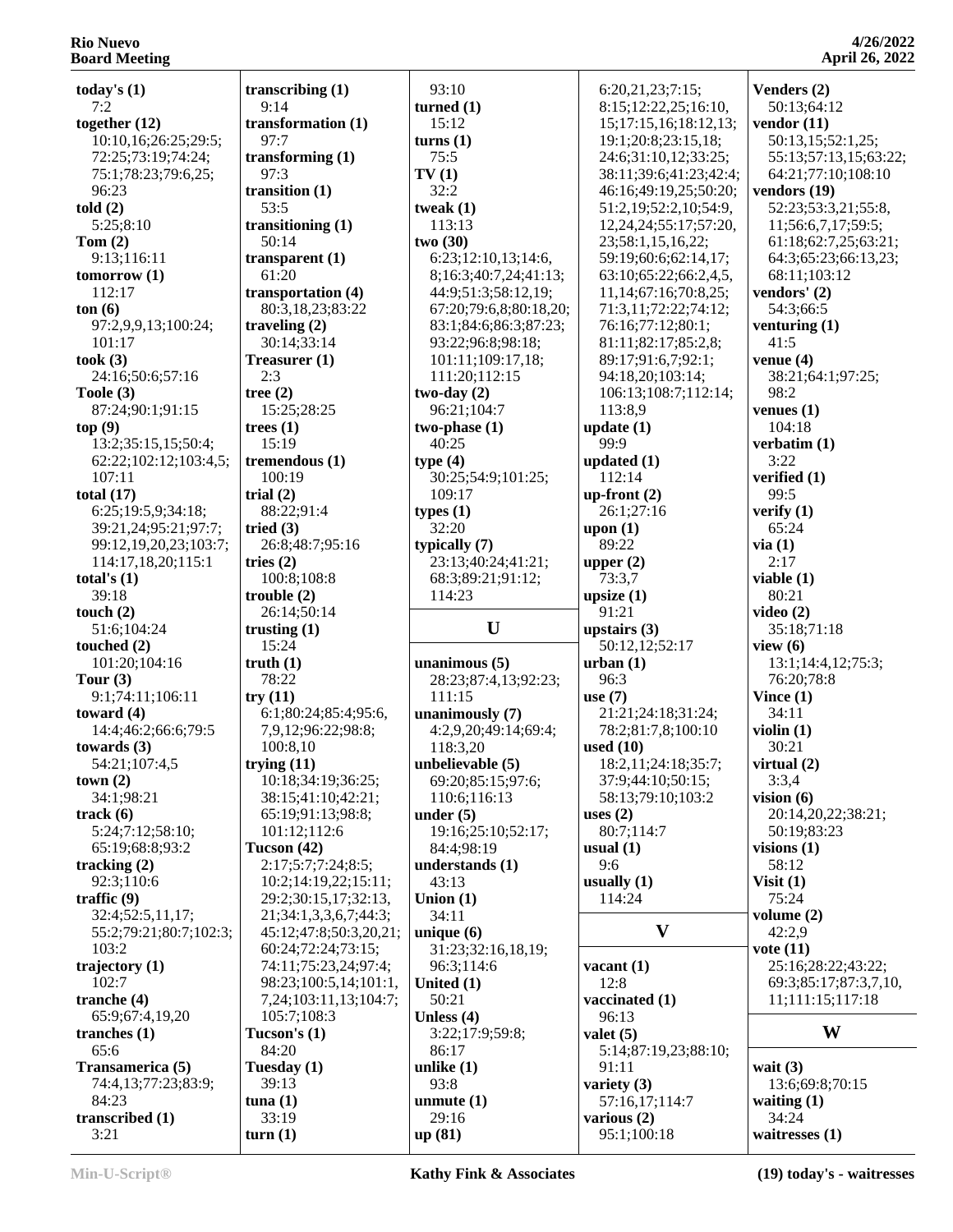**today's (1)**
7:2
**together (12)**
10:10,16;26:25;29:5;
72:25;73:19;74:24;
75:1;78:23;79:6,25;
96:23
**told (2)**
5:25;8:10
**Tom (2)**
9:13;116:11
**tomorrow (1)**
112:17
**ton (6)**
97:2,9,9,13;100:24;
101:17
**took (3)**
24:16;50:6;57:16
**Toole (3)**
87:24;90:1;91:15
**top (9)**
13:2;35:15,15;50:4;
62:22;102:12;103:4,5;
107:11
**total (17)**
6:25;19:5,9;34:18;
39:21,24;95:21;97:7;
99:12,19,20,23;103:7;
114:17,18,20;115:1
**total's (1)**
39:18
**touch (2)**
51:6;104:24
**touched (2)**
101:20;104:16
**Tour (3)**
9:1;74:11;106:11
**toward (4)**
14:4;46:2;66:6;79:5
**towards (3)**
54:21;107:4,5
**town (2)**
34:1;98:21
**track (6)**
5:24;7:12;58:10;
65:19;68:8;93:2
**tracking (2)**
92:3;110:6
**traffic (9)**
32:4;52:5,11,17;
55:2;79:21;80:7;102:3;
103:2
**trajectory (1)**
102:7
**tranche (4)**
65:9;67:4,19,20
**tranches (1)**
65:6
**Transamerica (5)**
74:4,13;77:23;83:9;
84:23
**transcribed (1)**
3:21
**transcribing (1)**
9:14
**transformation (1)**
97:7
**transforming (1)**
97:3
**transition (1)**
53:5
**transitioning (1)**
50:14
**transparent (1)**
61:20
**transportation (4)**
80:3,18,23;83:22
**traveling (2)**
30:14;33:14
**Treasurer (1)**
2:3
**tree (2)**
15:25;28:25
**trees (1)**
15:19
**tremendous (1)**
100:19
**trial (2)**
88:22;91:4
**tried (3)**
26:8;48:7;95:16
**tries (2)**
100:8;108:8
**trouble (2)**
26:14;50:14
**trusting (1)**
15:24
**truth (1)**
78:22
**try (11)**
6:1;80:24;85:4;95:6,
7,9,12;96:22;98:8;
100:8,10
**trying (11)**
10:18;34:19;36:25;
38:15;41:10;42:21;
65:19;91:13;98:8;
101:12;112:6
**Tucson (42)**
2:17;5:7;7:24;8:5;
10:2;14:19,22;15:11;
29:2;30:15,17;32:13,
21;34:1,3,3,6,7;44:3;
45:12;47:8;50:3,20,21;
60:24;72:24;73:15;
74:11;75:23,24;97:4;
98:23;100:5,14;101:1,
7,24;103:11,13;104:7;
105:7;108:3
**Tucson's (1)**
84:20
**Tuesday (1)**
39:13
**tuna (1)**
33:19
**turn (1)**
93:10
**turned (1)**
15:12
**turns (1)**
75:5
**TV (1)**
32:2
**tweak (1)**
113:13
**two (30)**
6:23;12:10,13;14:6,
8;16:3;40:7,24;41:13;
44:9;51:3;58:12,19;
67:20;79:6,8;80:18,20;
83:1;84:6;86:3;87:23;
93:22;96:8;98:18;
101:11;109:17,18;
111:20;112:15
**two-day (2)**
96:21;104:7
**two-phase (1)**
40:25
**type (4)**
30:25;54:9;101:25;
109:17
**types (1)**
32:20
**typically (7)**
23:13;40:24;41:21;
68:3;89:21;91:12;
114:23

## U

**unanimous (5)**
28:23;87:4,13;92:23;
111:15
**unanimously (7)**
4:2,9,20;49:14;69:4;
118:3,20
**unbelievable (5)**
69:20;85:15;97:6;
110:6;116:13
**under (5)**
19:16;25:10;52:17;
84:4;98:19
**understands (1)**
43:13
**Union (1)**
34:11
**unique (6)**
31:23;32:16,18,19;
96:3;114:6
**United (1)**
50:21
**Unless (4)**
3:22;17:9;59:8;
86:17
**unlike (1)**
93:8
**unmute (1)**
29:16
**up (81)**
6:20,21,23;7:15;
8:15;12:22,25;16:10,
15;17:15,16;18:12,13;
19:1;20:8;23:15,18;
24:6;31:10,12;33:25;
38:11;39:6;41:23;42:4;
46:16;49:19,25;50:20;
51:2,19;52:2,10;54:9,
12,24,24;55:17;57:20,
23;58:1,15,16,22;
59:19;60:6;62:14,17;
63:10;65:22;66:2,4,5,
11,14;67:16;70:8,25;
71:3,11;72:22;74:12;
76:16;77:12;80:1;
81:11;82:17;85:2,8;
89:17;91:6,7;92:1;
94:18,20;103:14;
106:13;108:7;112:14;
113:8,9
**update (1)**
99:9
**updated (1)**
112:14
**up-front (2)**
26:1;27:16
**upon (1)**
89:22
**upper (2)**
73:3,7
**upsize (1)**
91:21
**upstairs (3)**
50:12,12;52:17
**urban (1)**
96:3
**use (7)**
21:21;24:18;31:24;
78:2;81:7,8;100:10
**used (10)**
18:2,11;24:18;35:7;
37:9;44:10;50:15;
58:13;79:10;103:2
**uses (2)**
80:7;114:7
**usual (1)**
9:6
**usually (1)**
114:24

## V

**vacant (1)**
12:8
**vaccinated (1)**
96:13
**valet (5)**
5:14;87:19,23;88:10;
91:11
**variety (3)**
57:16,17;114:7
**various (2)**
95:1;100:18
**Venders (2)**
50:13;64:12
**vendor (11)**
50:13,15;52:1,25;
55:13;57:13,15;63:22;
64:21;77:10;108:10
**vendors (19)**
52:23;53:3,21;55:8,
11;56:6,7,17;59:5;
61:18;62:7,25;63:21;
64:3;65:23;66:13,23;
68:11;103:12
**vendors' (2)**
54:3;66:5
**venturing (1)**
41:5
**venue (4)**
38:21;64:1;97:25;
98:2
**venues (1)**
104:18
**verbatim (1)**
3:22
**verified (1)**
99:5
**verify (1)**
65:24
**via (1)**
2:17
**viable (1)**
80:21
**video (2)**
35:18;71:18
**view (6)**
13:1;14:4,12;75:3;
76:20;78:8
**Vince (1)**
34:11
**violin (1)**
30:21
**virtual (2)**
3:3,4
**vision (6)**
20:14,20,22;38:21;
50:19;83:23
**visions (1)**
58:12
**Visit (1)**
75:24
**volume (2)**
42:2,9
**vote (11)**
25:16;28:22;43:22;
69:3;85:17;87:3,7,10,
11;111:15;117:18

## W

**wait (3)**
13:6;69:8;70:15
**waiting (1)**
34:24
**waitresses (1)**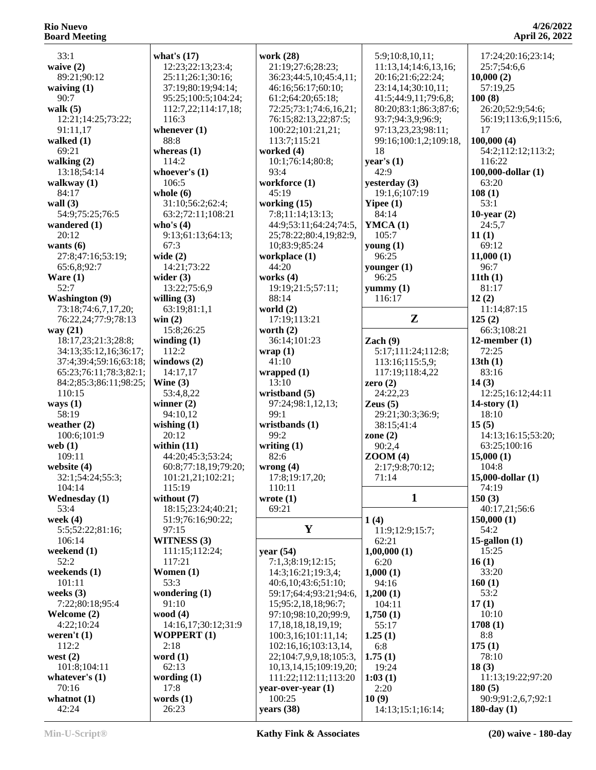33:1
**waive (2)**
89:21;90:12
**waiving (1)**
90:7
**walk (5)**
12:21;14:25;73:22;
91:11,17
**walked (1)**
69:21
**walking (2)**
13:18;54:14
**walkway (1)**
84:17
**wall (3)**
54:9;75:25;76:5
**wandered (1)**
20:12
**wants (6)**
27:8;47:16;53:19;
65:6,8;92:7
**Ware (1)**
52:7
**Washington (9)**
73:18;74:6,7,17,20;
76:22,24;77:9;78:13
**way (21)**
18:17,23;21:3;28:8;
34:13;35:12,16;36:17;
37:4;39:4;59:16;63:18;
65:23;76:11;78:3;82:1;
84:2;85:3;86:11;98:25;
110:15
**ways (1)**
58:19
**weather (2)**
100:6;101:9
**web (1)**
109:11
**website (4)**
32:1;54:24;55:3;
104:14
**Wednesday (1)**
53:4
**week (4)**
5:5;52:22;81:16;
106:14
**weekend (1)**
52:2
**weekends (1)**
101:11
**weeks (3)**
7:22;80:18;95:4
**Welcome (2)**
4:22;10:24
**weren't (1)**
112:2
**west (2)**
101:8;104:11
**whatever's (1)**
70:16
**whatnot (1)**
42:24

**what's (17)**
12:23;22:13;23:4;
25:11;26:1;30:16;
37:19;80:19;94:14;
95:25;100:5;104:24;
112:7,22;114:17,18;
116:3
**whenever (1)**
88:8
**whereas (1)**
114:2
**whoever's (1)**
106:5
**whole (6)**
31:10;56:2;62:4;
63:2;72:11;108:21
**who's (4)**
9:13;61:13;64:13;
67:3
**wide (2)**
14:21;73:22
**wider (3)**
13:22;75:6,9
**willing (3)**
63:19;81:1,1
**win (2)**
15:8;26:25
**winding (1)**
112:2
**windows (2)**
14:17,17
**Wine (3)**
53:4,8,22
**winner (2)**
94:10,12
**wishing (1)**
20:12
**within (11)**
44:20;45:3;53:24;
60:8;77:18,19;79:20;
101:21,21;102:21;
115:19
**without (7)**
18:15;23:24;40:21;
51:9;76:16;90:22;
97:15
**WITNESS (3)**
111:15;112:24;
117:21
**Women (1)**
53:3
**wondering (1)**
91:10
**wood (4)**
14:16,17;30:12;31:9
**WOPPERT (1)**
2:18
**word (1)**
62:13
**wording (1)**
17:8
**words (1)**
26:23

**work (28)**
21:19;27:6;28:23;
36:23;44:5,10;45:4,11;
46:16;56:17;60:10;
61:2;64:20;65:18;
72:25;73:1;74:6,16,21;
76:15;82:13,22;87:5;
100:22;101:21,21;
113:7;115:21
**worked (4)**
10:1;76:14;80:8;
93:4
**workforce (1)**
45:19
**working (15)**
7:8;11:14;13:13;
44:9;53:11;64:24;74:5,
25;78:22;80:4,19;82:9,
10;83:9;85:24
**workplace (1)**
44:20
**works (4)**
19:19;21:5;57:11;
88:14
**world (2)**
17:19;113:21
**worth (2)**
36:14;101:23
**wrap (1)**
41:10
**wrapped (1)**
13:10
**wristband (5)**
97:24;98:1,12,13;
99:1
**wristbands (1)**
99:2
**writing (1)**
82:6
**wrong (4)**
17:8;19:17,20;
110:11
**wrote (1)**
69:21

## Y

**year (54)**
7:1,3;8:19;12:15;
14:3;16:21;19:3,4;
40:6,10;43:6;51:10;
59:17;64:4;93:21;94:6,
15;95:2,18,18;96:7;
97:10;98:10,20;99:9,
17,18,18,18,19,19;
100:3,16;101:11,14;
102:16,16;103:13,14,
22;104:7,9,9,18;105:3,
10,13,14,15;109:19,20;
111:22;112:11;113:20
**year-over-year (1)**
100:25
**years (38)**

5:9;10:8,10,11;
11:13,14;14:6,13,16;
20:16;21:6;22:24;
23:14,14;30:10,11;
41:5;44:9,11;79:6,8;
80:20;83:1;86:3;87:6;
93:7;94:3,9;96:9;
97:13,23,23;98:11;
99:16;100:1,2;109:18,
18
**year's (1)**
42:9
**yesterday (3)**
19:1,6;107:19
**Yipee (1)**
84:14
**YMCA (1)**
105:7
**young (1)**
96:25
**younger (1)**
96:25
**yummy (1)**
116:17

## Z

**Zach (9)**
5:17;111:24;112:8;
113:16;115:5,9;
117:19;118:4,22
**zero (2)**
24:22,23
**Zeus (5)**
29:21;30:3;36:9;
38:15;41:4
**zone (2)**
90:2,4
**ZOOM (4)**
2:17;9:8;70:12;
71:14

## 1

**1 (4)**
11:9;12:9;15:7;
62:21
**1,00,000 (1)**
6:20
**1,000 (1)**
94:16
**1,200 (1)**
104:11
**1,750 (1)**
55:17
**1.25 (1)**
6:8
**1.75 (1)**
19:24
**1:03 (1)**
2:20
**10 (9)**
14:13;15:1;16:14;

17:24;20:16;23:14;
25:7;54:6,6
**10,000 (2)**
57:19,25
**100 (8)**
26:20;52:9;54:6;
56:19;113:6,9;115:6,
17
**100,000 (4)**
54:2;112:12;113:2;
116:22
**100,000-dollar (1)**
63:20
**108 (1)**
53:1
**10-year (2)**
24:5,7
**11 (1)**
69:12
**11,000 (1)**
96:7
**11th (1)**
81:17
**12 (2)**
11:14;87:15
**125 (2)**
66:3;108:21
**12-member (1)**
72:25
**13th (1)**
83:16
**14 (3)**
12:25;16:12;44:11
**14-story (1)**
18:10
**15 (5)**
14:13;16:15;53:20;
63:25;100:16
**15,000 (1)**
104:8
**15,000-dollar (1)**
74:19
**150 (3)**
40:17,21;56:6
**150,000 (1)**
54:2
**15-gallon (1)**
15:25
**16 (1)**
33:20
**160 (1)**
53:2
**17 (1)**
10:10
**1708 (1)**
8:8
**175 (1)**
78:10
**18 (3)**
11:13;19:22;97:20
**180 (5)**
90:9;91:2,6,7;92:1
**180-day (1)**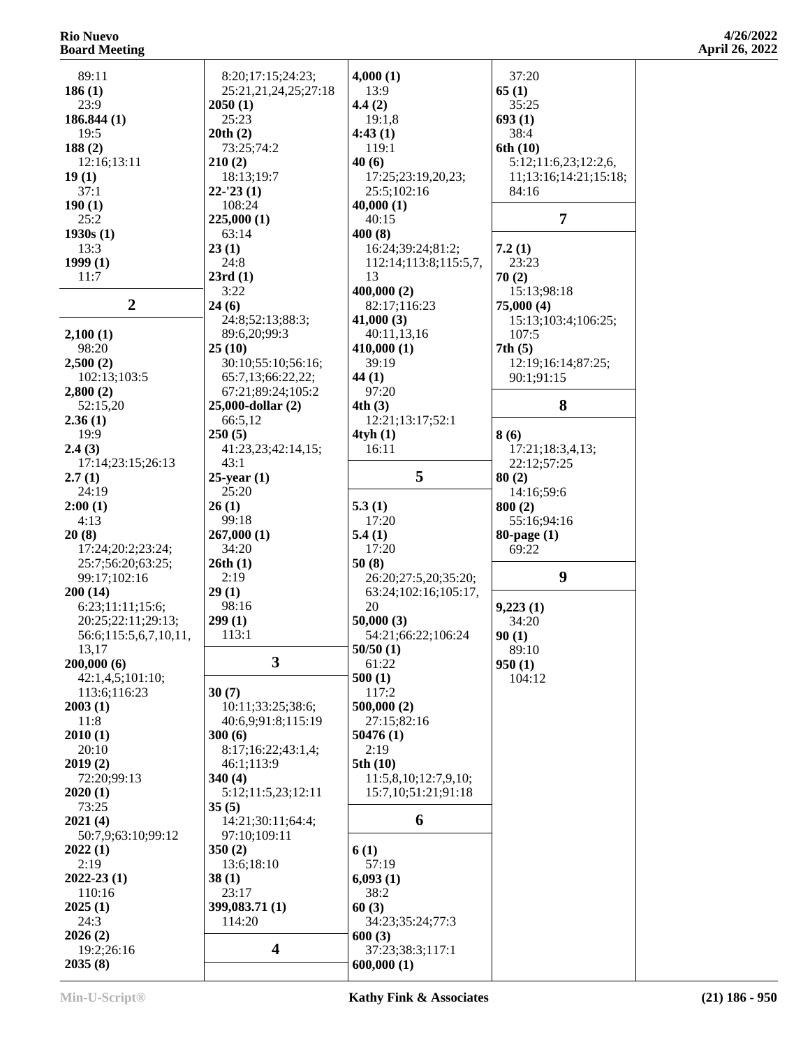89:11
**186 (1)**
23:9
**186.844 (1)**
19:5
**188 (2)**
12:16;13:11
**19 (1)**
37:1
**190 (1)**
25:2
**1930s (1)**
13:3
**1999 (1)**
11:7

## 2

**2,100 (1)**
98:20
**2,500 (2)**
102:13;103:5
**2,800 (2)**
52:15,20
**2.36 (1)**
19:9
**2.4 (3)**
17:14;23:15;26:13
**2.7 (1)**
24:19
**2:00 (1)**
4:13
**20 (8)**
17:24;20:2;23:24;25:7;56:20;63:25;99:17;102:16
**200 (14)**
6:23;11:11;15:6;20:25;22:11;29:13;56:6;115:5,6,7,10,11,13,17
**200,000 (6)**
42:1,4,5;101:10;113:6;116:23
**2003 (1)**
11:8
**2010 (1)**
20:10
**2019 (2)**
72:20;99:13
**2020 (1)**
73:25
**2021 (4)**
50:7,9;63:10;99:12
**2022 (1)**
2:19
**2022-23 (1)**
110:16
**2025 (1)**
24:3
**2026 (2)**
19:2;26:16
**2035 (8)**
8:20;17:15;24:23;25:21,21,24,25;27:18
**2050 (1)**
25:23
**20th (2)**
73:25;74:2
**210 (2)**
18:13;19:7
**22-'23 (1)**
108:24
**225,000 (1)**
63:14
**23 (1)**
24:8
**23rd (1)**
3:22
**24 (6)**
24:8;52:13;88:3;89:6,20;99:3
**25 (10)**
30:10;55:10;56:16;65:7,13;66:22,22;67:21;89:24;105:2
**25,000-dollar (2)**
66:5,12
**250 (5)**
41:23,23;42:14,15;43:1
**25-year (1)**
25:20
**26 (1)**
99:18
**267,000 (1)**
34:20
**26th (1)**
2:19
**29 (1)**
98:16
**299 (1)**
113:1

## 3

**30 (7)**
10:11;33:25;38:6;40:6,9;91:8;115:19
**300 (6)**
8:17;16:22;43:1,4;46:1;113:9
**340 (4)**
5:12;11:5,23;12:11
**35 (5)**
14:21;30:11;64:4;97:10;109:11
**350 (2)**
13:6;18:10
**38 (1)**
23:17
**399,083.71 (1)**
114:20

## 4

**4,000 (1)**
13:9
**4.4 (2)**
19:1,8
**4:43 (1)**
119:1
**40 (6)**
17:25;23:19,20,23;25:5;102:16
**40,000 (1)**
40:15
**400 (8)**
16:24;39:24;81:2;112:14;113:8;115:5,7,13
**400,000 (2)**
82:17;116:23
**41,000 (3)**
40:11,13,16
**410,000 (1)**
39:19
**44 (1)**
97:20
**4th (3)**
12:21;13:17;52:1
**4tyh (1)**
16:11

## 5

**5.3 (1)**
17:20
**5.4 (1)**
17:20
**50 (8)**
26:20;27:5,20;35:20;63:24;102:16;105:17,20
**50,000 (3)**
54:21;66:22;106:24
**50/50 (1)**
61:22
**500 (1)**
117:2
**500,000 (2)**
27:15;82:16
**50476 (1)**
2:19
**5th (10)**
11:5,8,10;12:7,9,10;15:7,10;51:21;91:18

## 6

**6 (1)**
57:19
**6,093 (1)**
38:2
**60 (3)**
34:23;35:24;77:3
**600 (3)**
37:23;38:3;117:1
**600,000 (1)**
37:20
**65 (1)**
35:25
**693 (1)**
38:4
**6th (10)**
5:12;11:6,23;12:2,6,11;13:16;14:21;15:18;84:16

## 7

**7.2 (1)**
23:23
**70 (2)**
15:13;98:18
**75,000 (4)**
15:13;103:4;106:25;107:5
**7th (5)**
12:19;16:14;87:25;90:1;91:15

## 8

**8 (6)**
17:21;18:3,4,13;22:12;57:25
**80 (2)**
14:16;59:6
**800 (2)**
55:16;94:16
**80-page (1)**
69:22

## 9

**9,223 (1)**
34:20
**90 (1)**
89:10
**950 (1)**
104:12